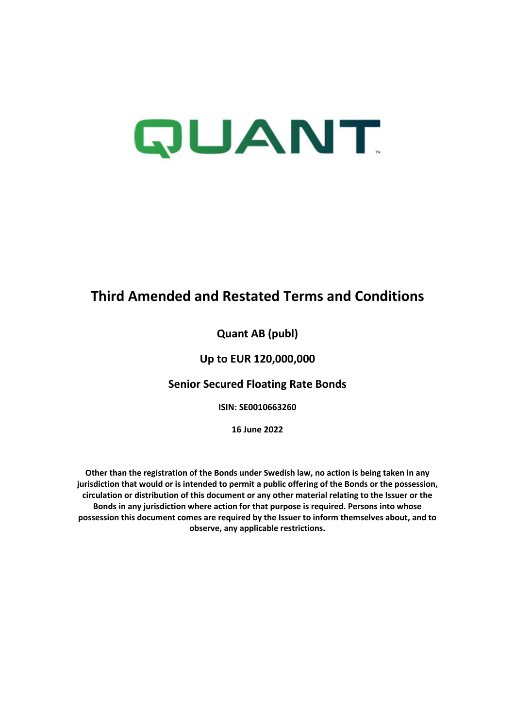QUANT

# Third Amended and Restated Terms and Conditions

**Quant AB (publ)**

**Up to EUR 120,000,000**

**Senior Secured Floating Rate Bonds**

**ISIN: SE0010663260**

**16 June 2022**

**Other than the registration of the Bonds under Swedish law, no action is being taken in any jurisdiction that would or is intended to permit a public offering of the Bonds or the possession, circulation or distribution of this document or any other material relating to the Issuer or the Bonds in any jurisdiction where action for that purpose is required. Persons into whose possession this document comes are required by the Issuer to inform themselves about, and to observe, any applicable restrictions.**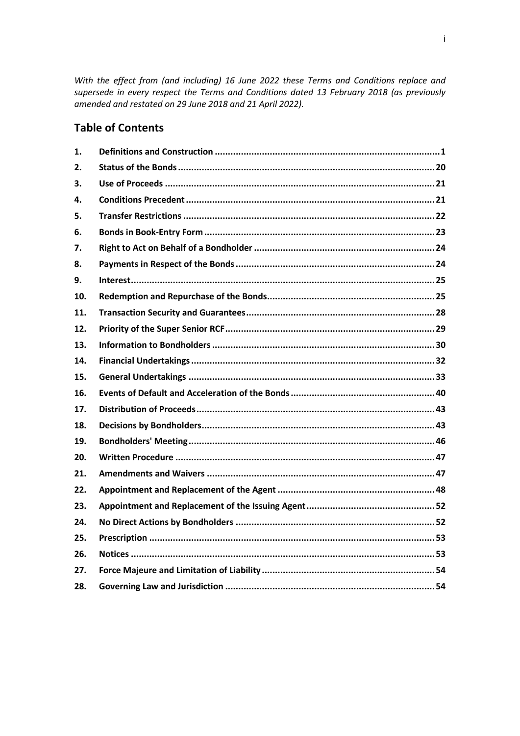*With the effect from (and including) 16 June 2022 these Terms and Conditions replace and supersede in every respect the Terms and Conditions dated 13 February 2018 (as previously amended and restated on 29 June 2018 and 21 April 2022).*

## Table of Contents

| | | |
|---|---|---|
| **1.** | **Definitions and Construction** | **1** |
| **2.** | **Status of the Bonds** | **20** |
| **3.** | **Use of Proceeds** | **21** |
| **4.** | **Conditions Precedent** | **21** |
| **5.** | **Transfer Restrictions** | **22** |
| **6.** | **Bonds in Book-Entry Form** | **23** |
| **7.** | **Right to Act on Behalf of a Bondholder** | **24** |
| **8.** | **Payments in Respect of the Bonds** | **24** |
| **9.** | **Interest** | **25** |
| **10.** | **Redemption and Repurchase of the Bonds** | **25** |
| **11.** | **Transaction Security and Guarantees** | **28** |
| **12.** | **Priority of the Super Senior RCF** | **29** |
| **13.** | **Information to Bondholders** | **30** |
| **14.** | **Financial Undertakings** | **32** |
| **15.** | **General Undertakings** | **33** |
| **16.** | **Events of Default and Acceleration of the Bonds** | **40** |
| **17.** | **Distribution of Proceeds** | **43** |
| **18.** | **Decisions by Bondholders** | **43** |
| **19.** | **Bondholders' Meeting** | **46** |
| **20.** | **Written Procedure** | **47** |
| **21.** | **Amendments and Waivers** | **47** |
| **22.** | **Appointment and Replacement of the Agent** | **48** |
| **23.** | **Appointment and Replacement of the Issuing Agent** | **52** |
| **24.** | **No Direct Actions by Bondholders** | **52** |
| **25.** | **Prescription** | **53** |
| **26.** | **Notices** | **53** |
| **27.** | **Force Majeure and Limitation of Liability** | **54** |
| **28.** | **Governing Law and Jurisdiction** | **54** |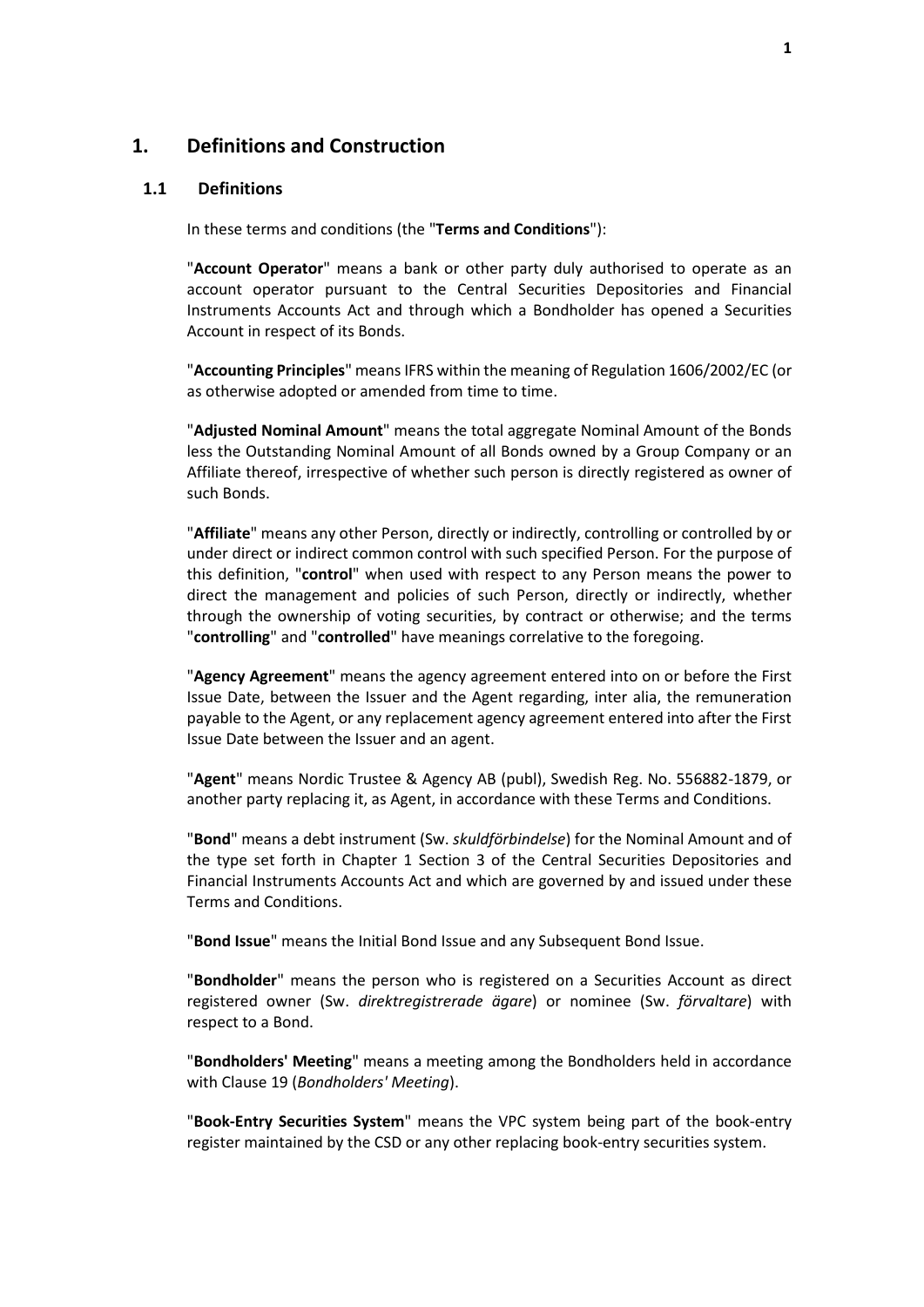# 1. Definitions and Construction

## 1.1 Definitions

In these terms and conditions (the "**Terms and Conditions**"):

"**Account Operator**" means a bank or other party duly authorised to operate as an account operator pursuant to the Central Securities Depositories and Financial Instruments Accounts Act and through which a Bondholder has opened a Securities Account in respect of its Bonds.

"**Accounting Principles**" means IFRS within the meaning of Regulation 1606/2002/EC (or as otherwise adopted or amended from time to time.

"**Adjusted Nominal Amount**" means the total aggregate Nominal Amount of the Bonds less the Outstanding Nominal Amount of all Bonds owned by a Group Company or an Affiliate thereof, irrespective of whether such person is directly registered as owner of such Bonds.

"**Affiliate**" means any other Person, directly or indirectly, controlling or controlled by or under direct or indirect common control with such specified Person. For the purpose of this definition, "**control**" when used with respect to any Person means the power to direct the management and policies of such Person, directly or indirectly, whether through the ownership of voting securities, by contract or otherwise; and the terms "**controlling**" and "**controlled**" have meanings correlative to the foregoing.

"**Agency Agreement**" means the agency agreement entered into on or before the First Issue Date, between the Issuer and the Agent regarding, inter alia, the remuneration payable to the Agent, or any replacement agency agreement entered into after the First Issue Date between the Issuer and an agent.

"**Agent**" means Nordic Trustee & Agency AB (publ), Swedish Reg. No. 556882-1879, or another party replacing it, as Agent, in accordance with these Terms and Conditions.

"**Bond**" means a debt instrument (Sw. *skuldförbindelse*) for the Nominal Amount and of the type set forth in Chapter 1 Section 3 of the Central Securities Depositories and Financial Instruments Accounts Act and which are governed by and issued under these Terms and Conditions.

"**Bond Issue**" means the Initial Bond Issue and any Subsequent Bond Issue.

"**Bondholder**" means the person who is registered on a Securities Account as direct registered owner (Sw. *direktregistrerade ägare*) or nominee (Sw. *förvaltare*) with respect to a Bond.

"**Bondholders' Meeting**" means a meeting among the Bondholders held in accordance with Clause 19 (*Bondholders' Meeting*).

"**Book-Entry Securities System**" means the VPC system being part of the book-entry register maintained by the CSD or any other replacing book-entry securities system.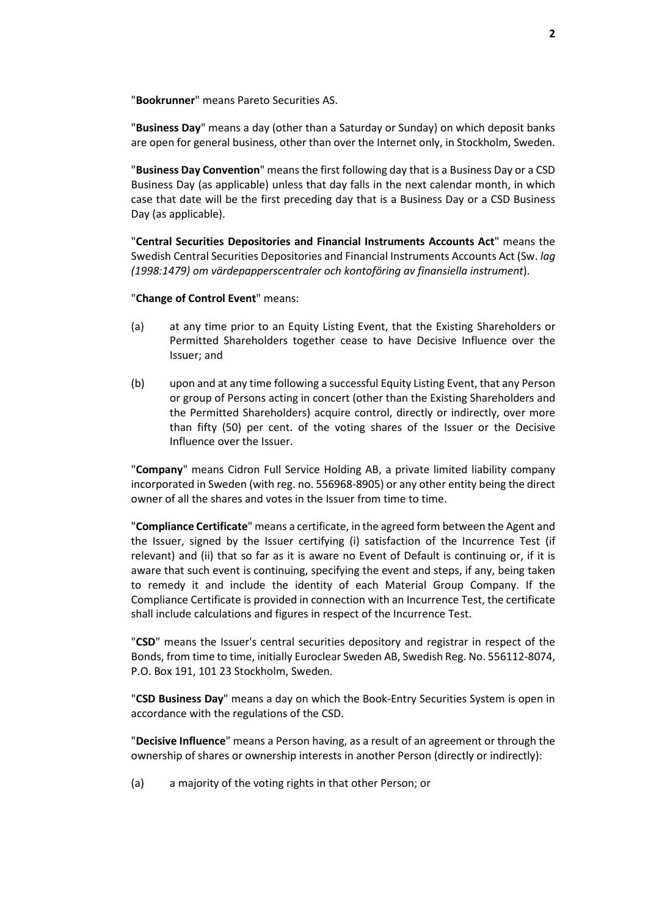"**Bookrunner**" means Pareto Securities AS.

"**Business Day**" means a day (other than a Saturday or Sunday) on which deposit banks are open for general business, other than over the Internet only, in Stockholm, Sweden.

"**Business Day Convention**" means the first following day that is a Business Day or a CSD Business Day (as applicable) unless that day falls in the next calendar month, in which case that date will be the first preceding day that is a Business Day or a CSD Business Day (as applicable).

"**Central Securities Depositories and Financial Instruments Accounts Act**" means the Swedish Central Securities Depositories and Financial Instruments Accounts Act (Sw. *lag (1998:1479) om värdepapperscentraler och kontoföring av finansiella instrument*).

"**Change of Control Event**" means:

(a) at any time prior to an Equity Listing Event, that the Existing Shareholders or Permitted Shareholders together cease to have Decisive Influence over the Issuer; and

(b) upon and at any time following a successful Equity Listing Event, that any Person or group of Persons acting in concert (other than the Existing Shareholders and the Permitted Shareholders) acquire control, directly or indirectly, over more than fifty (50) per cent. of the voting shares of the Issuer or the Decisive Influence over the Issuer.

"**Company**" means Cidron Full Service Holding AB, a private limited liability company incorporated in Sweden (with reg. no. 556968-8905) or any other entity being the direct owner of all the shares and votes in the Issuer from time to time.

"**Compliance Certificate**" means a certificate, in the agreed form between the Agent and the Issuer, signed by the Issuer certifying (i) satisfaction of the Incurrence Test (if relevant) and (ii) that so far as it is aware no Event of Default is continuing or, if it is aware that such event is continuing, specifying the event and steps, if any, being taken to remedy it and include the identity of each Material Group Company. If the Compliance Certificate is provided in connection with an Incurrence Test, the certificate shall include calculations and figures in respect of the Incurrence Test.

"**CSD**" means the Issuer's central securities depository and registrar in respect of the Bonds, from time to time, initially Euroclear Sweden AB, Swedish Reg. No. 556112-8074, P.O. Box 191, 101 23 Stockholm, Sweden.

"**CSD Business Day**" means a day on which the Book-Entry Securities System is open in accordance with the regulations of the CSD.

"**Decisive Influence**" means a Person having, as a result of an agreement or through the ownership of shares or ownership interests in another Person (directly or indirectly):

(a) a majority of the voting rights in that other Person; or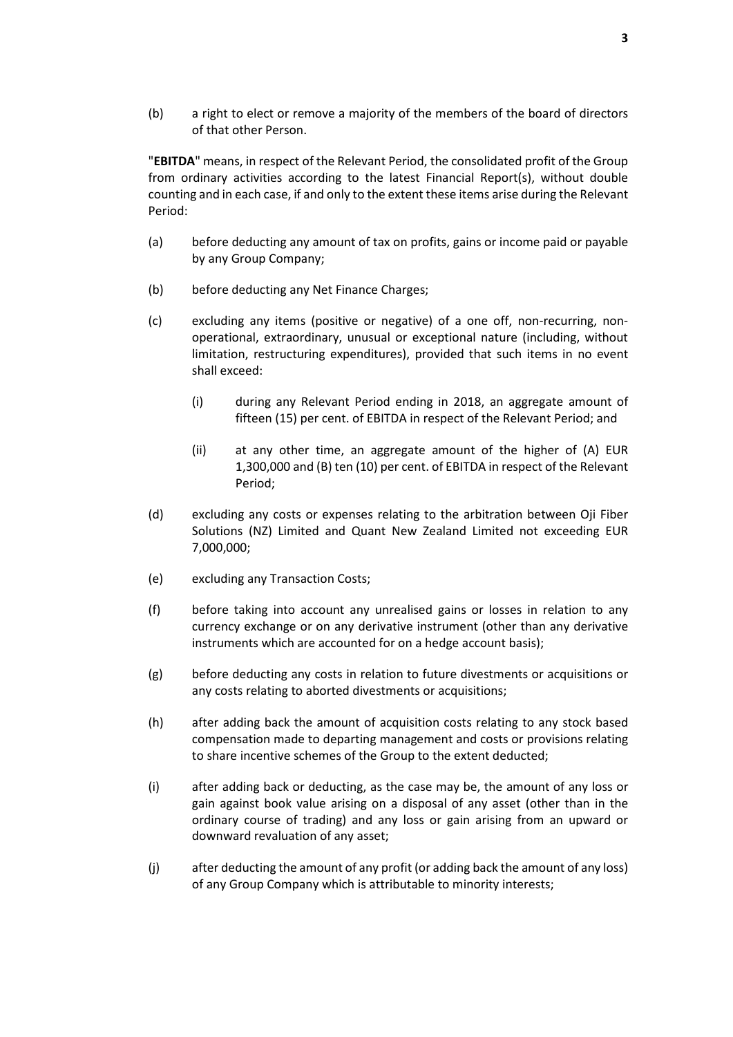(b) a right to elect or remove a majority of the members of the board of directors of that other Person.

"**EBITDA**" means, in respect of the Relevant Period, the consolidated profit of the Group from ordinary activities according to the latest Financial Report(s), without double counting and in each case, if and only to the extent these items arise during the Relevant Period:

(a) before deducting any amount of tax on profits, gains or income paid or payable by any Group Company;

(b) before deducting any Net Finance Charges;

(c) excluding any items (positive or negative) of a one off, non-recurring, non-operational, extraordinary, unusual or exceptional nature (including, without limitation, restructuring expenditures), provided that such items in no event shall exceed:

 (i) during any Relevant Period ending in 2018, an aggregate amount of fifteen (15) per cent. of EBITDA in respect of the Relevant Period; and

 (ii) at any other time, an aggregate amount of the higher of (A) EUR 1,300,000 and (B) ten (10) per cent. of EBITDA in respect of the Relevant Period;

(d) excluding any costs or expenses relating to the arbitration between Oji Fiber Solutions (NZ) Limited and Quant New Zealand Limited not exceeding EUR 7,000,000;

(e) excluding any Transaction Costs;

(f) before taking into account any unrealised gains or losses in relation to any currency exchange or on any derivative instrument (other than any derivative instruments which are accounted for on a hedge account basis);

(g) before deducting any costs in relation to future divestments or acquisitions or any costs relating to aborted divestments or acquisitions;

(h) after adding back the amount of acquisition costs relating to any stock based compensation made to departing management and costs or provisions relating to share incentive schemes of the Group to the extent deducted;

(i) after adding back or deducting, as the case may be, the amount of any loss or gain against book value arising on a disposal of any asset (other than in the ordinary course of trading) and any loss or gain arising from an upward or downward revaluation of any asset;

(j) after deducting the amount of any profit (or adding back the amount of any loss) of any Group Company which is attributable to minority interests;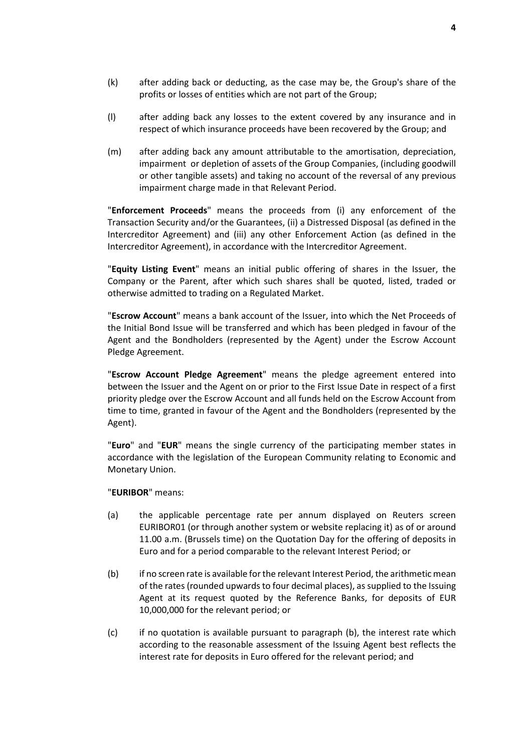(k) after adding back or deducting, as the case may be, the Group's share of the profits or losses of entities which are not part of the Group;

(l) after adding back any losses to the extent covered by any insurance and in respect of which insurance proceeds have been recovered by the Group; and

(m) after adding back any amount attributable to the amortisation, depreciation, impairment or depletion of assets of the Group Companies, (including goodwill or other tangible assets) and taking no account of the reversal of any previous impairment charge made in that Relevant Period.

"**Enforcement Proceeds**" means the proceeds from (i) any enforcement of the Transaction Security and/or the Guarantees, (ii) a Distressed Disposal (as defined in the Intercreditor Agreement) and (iii) any other Enforcement Action (as defined in the Intercreditor Agreement), in accordance with the Intercreditor Agreement.

"**Equity Listing Event**" means an initial public offering of shares in the Issuer, the Company or the Parent, after which such shares shall be quoted, listed, traded or otherwise admitted to trading on a Regulated Market.

"**Escrow Account**" means a bank account of the Issuer, into which the Net Proceeds of the Initial Bond Issue will be transferred and which has been pledged in favour of the Agent and the Bondholders (represented by the Agent) under the Escrow Account Pledge Agreement.

"**Escrow Account Pledge Agreement**" means the pledge agreement entered into between the Issuer and the Agent on or prior to the First Issue Date in respect of a first priority pledge over the Escrow Account and all funds held on the Escrow Account from time to time, granted in favour of the Agent and the Bondholders (represented by the Agent).

"**Euro**" and "**EUR**" means the single currency of the participating member states in accordance with the legislation of the European Community relating to Economic and Monetary Union.

"**EURIBOR**" means:

(a) the applicable percentage rate per annum displayed on Reuters screen EURIBOR01 (or through another system or website replacing it) as of or around 11.00 a.m. (Brussels time) on the Quotation Day for the offering of deposits in Euro and for a period comparable to the relevant Interest Period; or

(b) if no screen rate is available for the relevant Interest Period, the arithmetic mean of the rates (rounded upwards to four decimal places), as supplied to the Issuing Agent at its request quoted by the Reference Banks, for deposits of EUR 10,000,000 for the relevant period; or

(c) if no quotation is available pursuant to paragraph (b), the interest rate which according to the reasonable assessment of the Issuing Agent best reflects the interest rate for deposits in Euro offered for the relevant period; and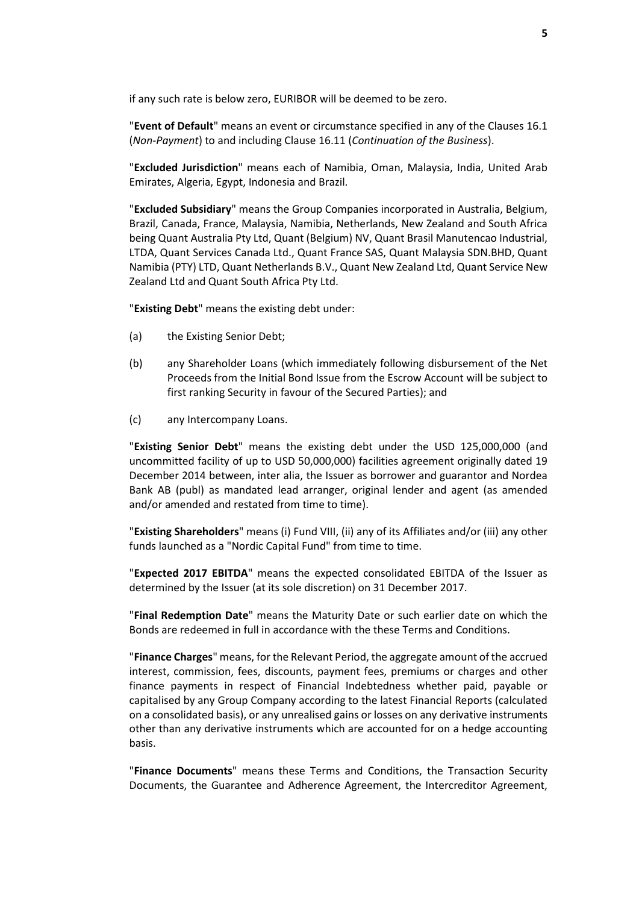if any such rate is below zero, EURIBOR will be deemed to be zero.

"**Event of Default**" means an event or circumstance specified in any of the Clauses 16.1 (*Non-Payment*) to and including Clause 16.11 (*Continuation of the Business*).

"**Excluded Jurisdiction**" means each of Namibia, Oman, Malaysia, India, United Arab Emirates, Algeria, Egypt, Indonesia and Brazil.

"**Excluded Subsidiary**" means the Group Companies incorporated in Australia, Belgium, Brazil, Canada, France, Malaysia, Namibia, Netherlands, New Zealand and South Africa being Quant Australia Pty Ltd, Quant (Belgium) NV, Quant Brasil Manutencao Industrial, LTDA, Quant Services Canada Ltd., Quant France SAS, Quant Malaysia SDN.BHD, Quant Namibia (PTY) LTD, Quant Netherlands B.V., Quant New Zealand Ltd, Quant Service New Zealand Ltd and Quant South Africa Pty Ltd.

"**Existing Debt**" means the existing debt under:

(a) the Existing Senior Debt;

(b) any Shareholder Loans (which immediately following disbursement of the Net Proceeds from the Initial Bond Issue from the Escrow Account will be subject to first ranking Security in favour of the Secured Parties); and

(c) any Intercompany Loans.

"**Existing Senior Debt**" means the existing debt under the USD 125,000,000 (and uncommitted facility of up to USD 50,000,000) facilities agreement originally dated 19 December 2014 between, inter alia, the Issuer as borrower and guarantor and Nordea Bank AB (publ) as mandated lead arranger, original lender and agent (as amended and/or amended and restated from time to time).

"**Existing Shareholders**" means (i) Fund VIII, (ii) any of its Affiliates and/or (iii) any other funds launched as a "Nordic Capital Fund" from time to time.

"**Expected 2017 EBITDA**" means the expected consolidated EBITDA of the Issuer as determined by the Issuer (at its sole discretion) on 31 December 2017.

"**Final Redemption Date**" means the Maturity Date or such earlier date on which the Bonds are redeemed in full in accordance with the these Terms and Conditions.

"**Finance Charges**" means, for the Relevant Period, the aggregate amount of the accrued interest, commission, fees, discounts, payment fees, premiums or charges and other finance payments in respect of Financial Indebtedness whether paid, payable or capitalised by any Group Company according to the latest Financial Reports (calculated on a consolidated basis), or any unrealised gains or losses on any derivative instruments other than any derivative instruments which are accounted for on a hedge accounting basis.

"**Finance Documents**" means these Terms and Conditions, the Transaction Security Documents, the Guarantee and Adherence Agreement, the Intercreditor Agreement,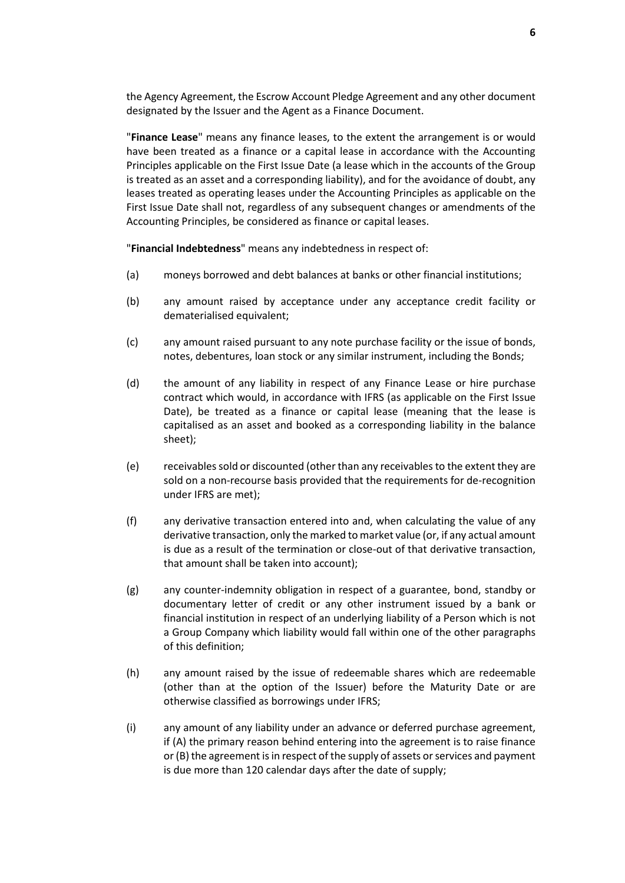the Agency Agreement, the Escrow Account Pledge Agreement and any other document designated by the Issuer and the Agent as a Finance Document.

"**Finance Lease**" means any finance leases, to the extent the arrangement is or would have been treated as a finance or a capital lease in accordance with the Accounting Principles applicable on the First Issue Date (a lease which in the accounts of the Group is treated as an asset and a corresponding liability), and for the avoidance of doubt, any leases treated as operating leases under the Accounting Principles as applicable on the First Issue Date shall not, regardless of any subsequent changes or amendments of the Accounting Principles, be considered as finance or capital leases.

"**Financial Indebtedness**" means any indebtedness in respect of:

(a) moneys borrowed and debt balances at banks or other financial institutions;

(b) any amount raised by acceptance under any acceptance credit facility or dematerialised equivalent;

(c) any amount raised pursuant to any note purchase facility or the issue of bonds, notes, debentures, loan stock or any similar instrument, including the Bonds;

(d) the amount of any liability in respect of any Finance Lease or hire purchase contract which would, in accordance with IFRS (as applicable on the First Issue Date), be treated as a finance or capital lease (meaning that the lease is capitalised as an asset and booked as a corresponding liability in the balance sheet);

(e) receivables sold or discounted (other than any receivables to the extent they are sold on a non-recourse basis provided that the requirements for de-recognition under IFRS are met);

(f) any derivative transaction entered into and, when calculating the value of any derivative transaction, only the marked to market value (or, if any actual amount is due as a result of the termination or close-out of that derivative transaction, that amount shall be taken into account);

(g) any counter-indemnity obligation in respect of a guarantee, bond, standby or documentary letter of credit or any other instrument issued by a bank or financial institution in respect of an underlying liability of a Person which is not a Group Company which liability would fall within one of the other paragraphs of this definition;

(h) any amount raised by the issue of redeemable shares which are redeemable (other than at the option of the Issuer) before the Maturity Date or are otherwise classified as borrowings under IFRS;

(i) any amount of any liability under an advance or deferred purchase agreement, if (A) the primary reason behind entering into the agreement is to raise finance or (B) the agreement is in respect of the supply of assets or services and payment is due more than 120 calendar days after the date of supply;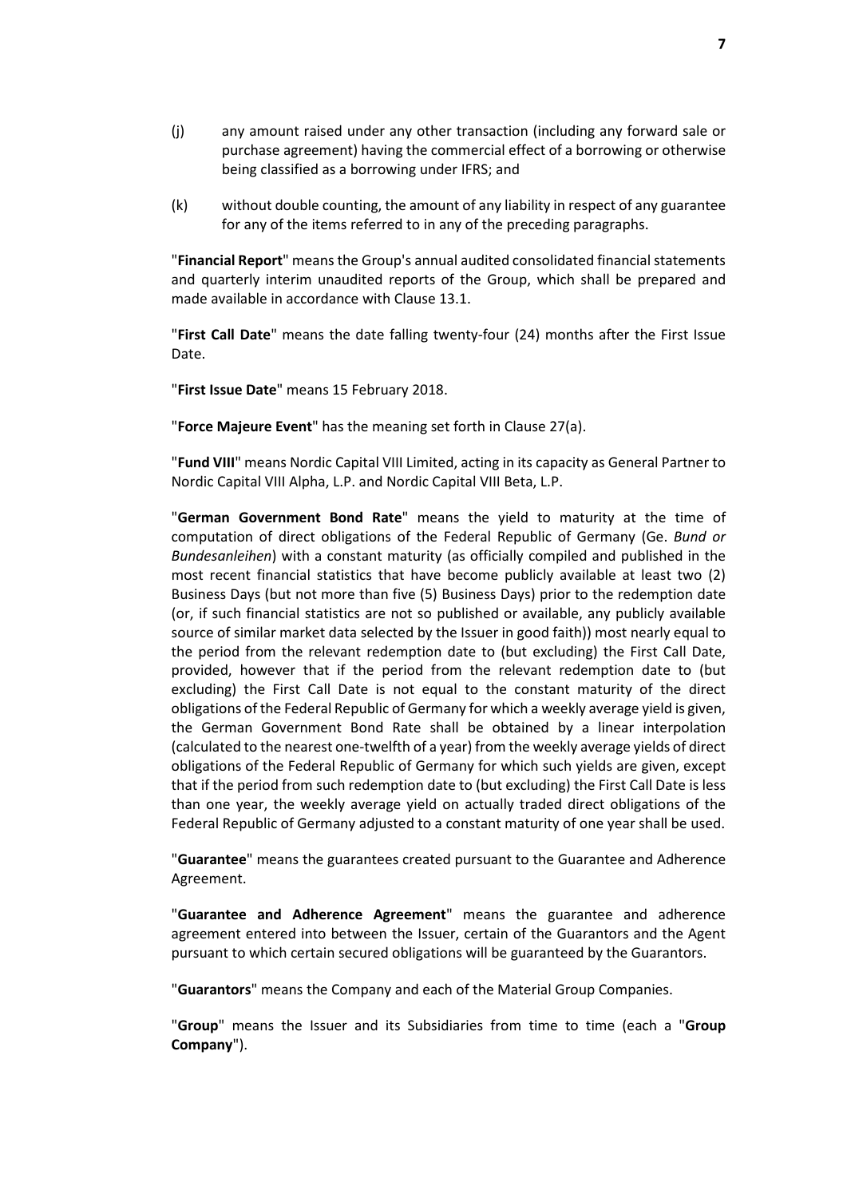(j) any amount raised under any other transaction (including any forward sale or purchase agreement) having the commercial effect of a borrowing or otherwise being classified as a borrowing under IFRS; and

(k) without double counting, the amount of any liability in respect of any guarantee for any of the items referred to in any of the preceding paragraphs.

"**Financial Report**" means the Group's annual audited consolidated financial statements and quarterly interim unaudited reports of the Group, which shall be prepared and made available in accordance with Clause 13.1.

"**First Call Date**" means the date falling twenty-four (24) months after the First Issue Date.

"**First Issue Date**" means 15 February 2018.

"**Force Majeure Event**" has the meaning set forth in Clause 27(a).

"**Fund VIII**" means Nordic Capital VIII Limited, acting in its capacity as General Partner to Nordic Capital VIII Alpha, L.P. and Nordic Capital VIII Beta, L.P.

"**German Government Bond Rate**" means the yield to maturity at the time of computation of direct obligations of the Federal Republic of Germany (Ge. *Bund or Bundesanleihen*) with a constant maturity (as officially compiled and published in the most recent financial statistics that have become publicly available at least two (2) Business Days (but not more than five (5) Business Days) prior to the redemption date (or, if such financial statistics are not so published or available, any publicly available source of similar market data selected by the Issuer in good faith)) most nearly equal to the period from the relevant redemption date to (but excluding) the First Call Date, provided, however that if the period from the relevant redemption date to (but excluding) the First Call Date is not equal to the constant maturity of the direct obligations of the Federal Republic of Germany for which a weekly average yield is given, the German Government Bond Rate shall be obtained by a linear interpolation (calculated to the nearest one-twelfth of a year) from the weekly average yields of direct obligations of the Federal Republic of Germany for which such yields are given, except that if the period from such redemption date to (but excluding) the First Call Date is less than one year, the weekly average yield on actually traded direct obligations of the Federal Republic of Germany adjusted to a constant maturity of one year shall be used.

"**Guarantee**" means the guarantees created pursuant to the Guarantee and Adherence Agreement.

"**Guarantee and Adherence Agreement**" means the guarantee and adherence agreement entered into between the Issuer, certain of the Guarantors and the Agent pursuant to which certain secured obligations will be guaranteed by the Guarantors.

"**Guarantors**" means the Company and each of the Material Group Companies.

"**Group**" means the Issuer and its Subsidiaries from time to time (each a "**Group Company**").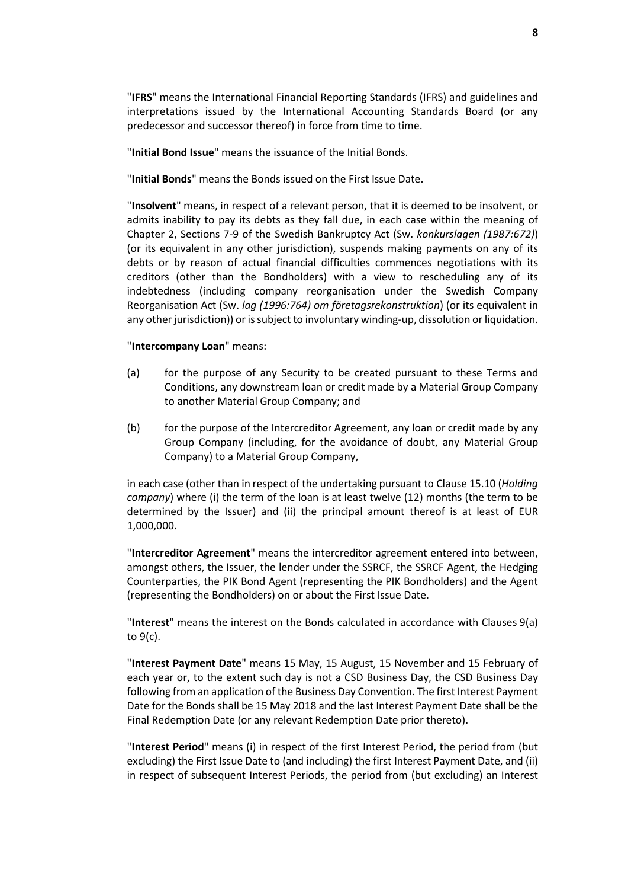"**IFRS**" means the International Financial Reporting Standards (IFRS) and guidelines and interpretations issued by the International Accounting Standards Board (or any predecessor and successor thereof) in force from time to time.

"**Initial Bond Issue**" means the issuance of the Initial Bonds.

"**Initial Bonds**" means the Bonds issued on the First Issue Date.

"**Insolvent**" means, in respect of a relevant person, that it is deemed to be insolvent, or admits inability to pay its debts as they fall due, in each case within the meaning of Chapter 2, Sections 7-9 of the Swedish Bankruptcy Act (Sw. *konkurslagen (1987:672)*) (or its equivalent in any other jurisdiction), suspends making payments on any of its debts or by reason of actual financial difficulties commences negotiations with its creditors (other than the Bondholders) with a view to rescheduling any of its indebtedness (including company reorganisation under the Swedish Company Reorganisation Act (Sw. *lag (1996:764) om företagsrekonstruktion*) (or its equivalent in any other jurisdiction)) or is subject to involuntary winding-up, dissolution or liquidation.

"**Intercompany Loan**" means:

(a) for the purpose of any Security to be created pursuant to these Terms and Conditions, any downstream loan or credit made by a Material Group Company to another Material Group Company; and

(b) for the purpose of the Intercreditor Agreement, any loan or credit made by any Group Company (including, for the avoidance of doubt, any Material Group Company) to a Material Group Company,

in each case (other than in respect of the undertaking pursuant to Clause 15.10 (*Holding company*) where (i) the term of the loan is at least twelve (12) months (the term to be determined by the Issuer) and (ii) the principal amount thereof is at least of EUR 1,000,000.

"**Intercreditor Agreement**" means the intercreditor agreement entered into between, amongst others, the Issuer, the lender under the SSRCF, the SSRCF Agent, the Hedging Counterparties, the PIK Bond Agent (representing the PIK Bondholders) and the Agent (representing the Bondholders) on or about the First Issue Date.

"**Interest**" means the interest on the Bonds calculated in accordance with Clauses 9(a) to 9(c).

"**Interest Payment Date**" means 15 May, 15 August, 15 November and 15 February of each year or, to the extent such day is not a CSD Business Day, the CSD Business Day following from an application of the Business Day Convention. The first Interest Payment Date for the Bonds shall be 15 May 2018 and the last Interest Payment Date shall be the Final Redemption Date (or any relevant Redemption Date prior thereto).

"**Interest Period**" means (i) in respect of the first Interest Period, the period from (but excluding) the First Issue Date to (and including) the first Interest Payment Date, and (ii) in respect of subsequent Interest Periods, the period from (but excluding) an Interest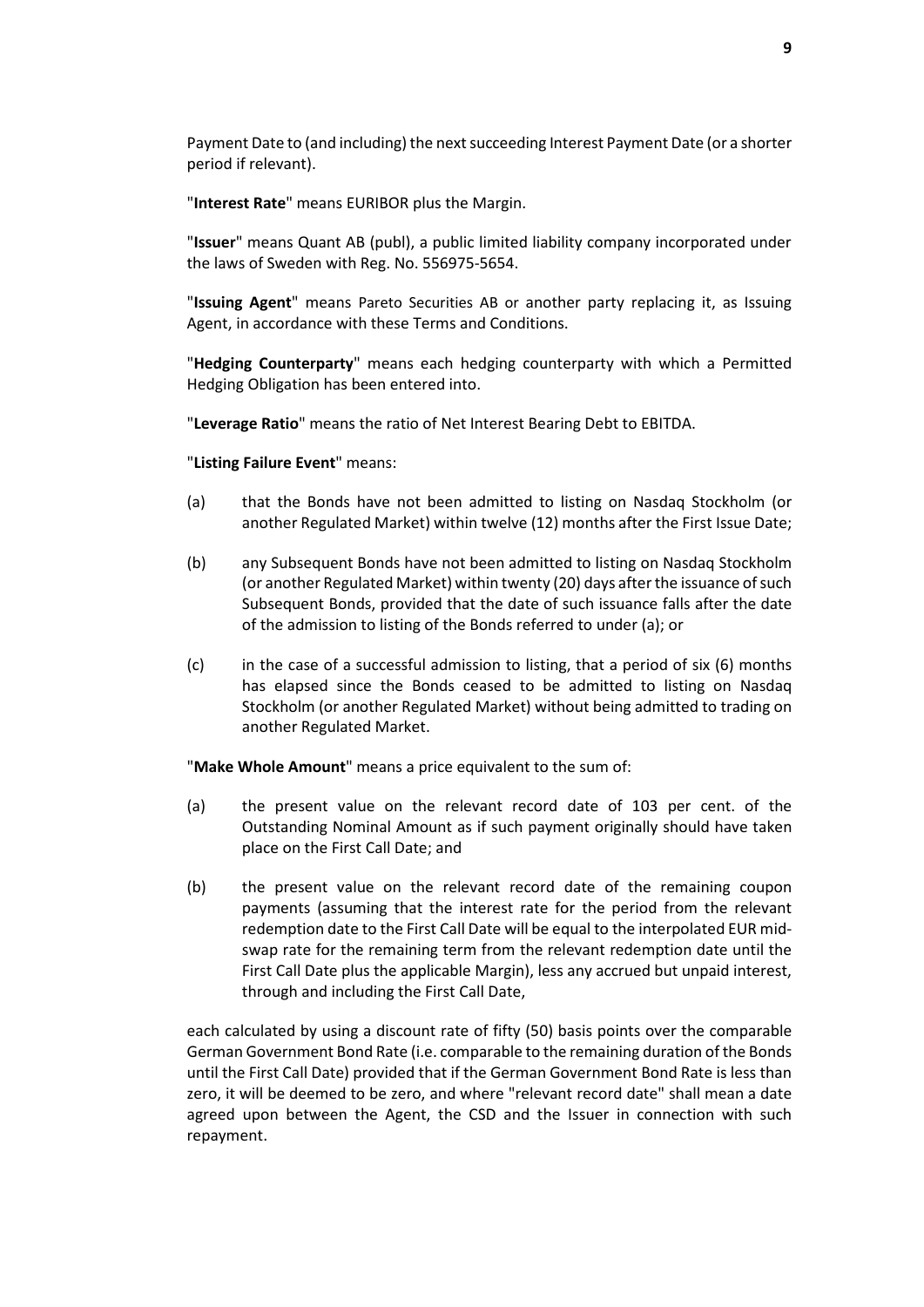Payment Date to (and including) the next succeeding Interest Payment Date (or a shorter period if relevant).

"**Interest Rate**" means EURIBOR plus the Margin.

"**Issuer**" means Quant AB (publ), a public limited liability company incorporated under the laws of Sweden with Reg. No. 556975-5654.

"**Issuing Agent**" means Pareto Securities AB or another party replacing it, as Issuing Agent, in accordance with these Terms and Conditions.

"**Hedging Counterparty**" means each hedging counterparty with which a Permitted Hedging Obligation has been entered into.

"**Leverage Ratio**" means the ratio of Net Interest Bearing Debt to EBITDA.

"**Listing Failure Event**" means:

(a) that the Bonds have not been admitted to listing on Nasdaq Stockholm (or another Regulated Market) within twelve (12) months after the First Issue Date;

(b) any Subsequent Bonds have not been admitted to listing on Nasdaq Stockholm (or another Regulated Market) within twenty (20) days after the issuance of such Subsequent Bonds, provided that the date of such issuance falls after the date of the admission to listing of the Bonds referred to under (a); or

(c) in the case of a successful admission to listing, that a period of six (6) months has elapsed since the Bonds ceased to be admitted to listing on Nasdaq Stockholm (or another Regulated Market) without being admitted to trading on another Regulated Market.

"**Make Whole Amount**" means a price equivalent to the sum of:

(a) the present value on the relevant record date of 103 per cent. of the Outstanding Nominal Amount as if such payment originally should have taken place on the First Call Date; and

(b) the present value on the relevant record date of the remaining coupon payments (assuming that the interest rate for the period from the relevant redemption date to the First Call Date will be equal to the interpolated EUR mid-swap rate for the remaining term from the relevant redemption date until the First Call Date plus the applicable Margin), less any accrued but unpaid interest, through and including the First Call Date,

each calculated by using a discount rate of fifty (50) basis points over the comparable German Government Bond Rate (i.e. comparable to the remaining duration of the Bonds until the First Call Date) provided that if the German Government Bond Rate is less than zero, it will be deemed to be zero, and where "relevant record date" shall mean a date agreed upon between the Agent, the CSD and the Issuer in connection with such repayment.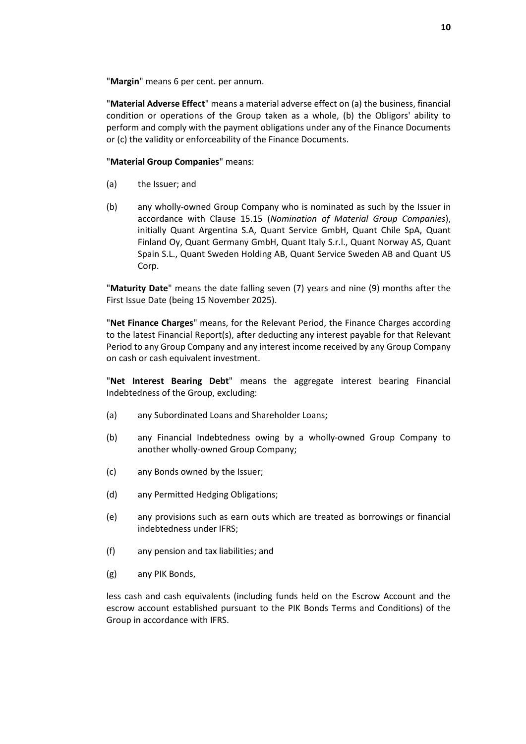"**Margin**" means 6 per cent. per annum.

"**Material Adverse Effect**" means a material adverse effect on (a) the business, financial condition or operations of the Group taken as a whole, (b) the Obligors' ability to perform and comply with the payment obligations under any of the Finance Documents or (c) the validity or enforceability of the Finance Documents.

"**Material Group Companies**" means:

(a) the Issuer; and

(b) any wholly-owned Group Company who is nominated as such by the Issuer in accordance with Clause 15.15 (*Nomination of Material Group Companies*), initially Quant Argentina S.A, Quant Service GmbH, Quant Chile SpA, Quant Finland Oy, Quant Germany GmbH, Quant Italy S.r.l., Quant Norway AS, Quant Spain S.L., Quant Sweden Holding AB, Quant Service Sweden AB and Quant US Corp.

"**Maturity Date**" means the date falling seven (7) years and nine (9) months after the First Issue Date (being 15 November 2025).

"**Net Finance Charges**" means, for the Relevant Period, the Finance Charges according to the latest Financial Report(s), after deducting any interest payable for that Relevant Period to any Group Company and any interest income received by any Group Company on cash or cash equivalent investment.

"**Net Interest Bearing Debt**" means the aggregate interest bearing Financial Indebtedness of the Group, excluding:

(a) any Subordinated Loans and Shareholder Loans;

(b) any Financial Indebtedness owing by a wholly-owned Group Company to another wholly-owned Group Company;

(c) any Bonds owned by the Issuer;

(d) any Permitted Hedging Obligations;

(e) any provisions such as earn outs which are treated as borrowings or financial indebtedness under IFRS;

(f) any pension and tax liabilities; and

(g) any PIK Bonds,

less cash and cash equivalents (including funds held on the Escrow Account and the escrow account established pursuant to the PIK Bonds Terms and Conditions) of the Group in accordance with IFRS.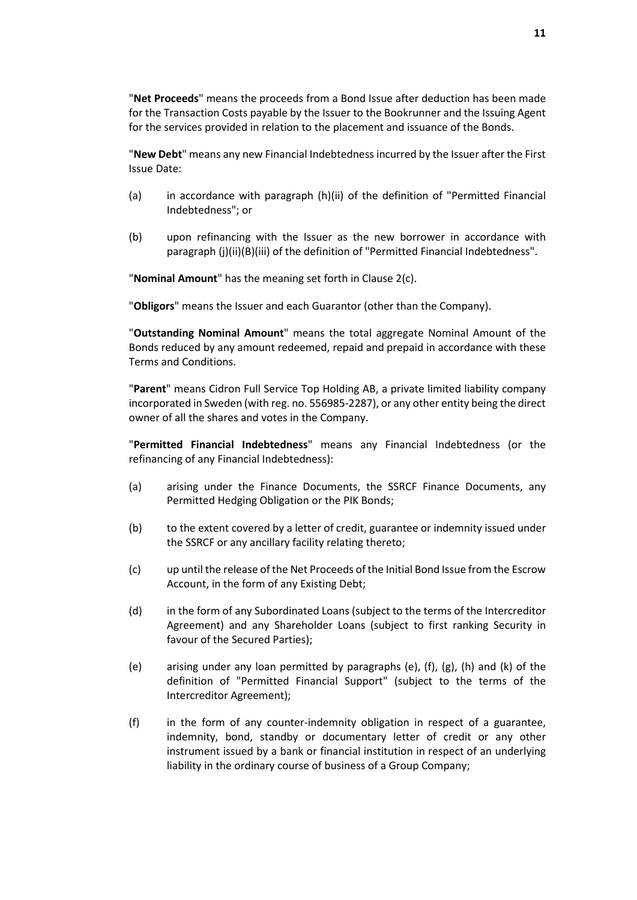"**Net Proceeds**" means the proceeds from a Bond Issue after deduction has been made for the Transaction Costs payable by the Issuer to the Bookrunner and the Issuing Agent for the services provided in relation to the placement and issuance of the Bonds.

"**New Debt**" means any new Financial Indebtedness incurred by the Issuer after the First Issue Date:

(a) in accordance with paragraph (h)(ii) of the definition of "Permitted Financial Indebtedness"; or

(b) upon refinancing with the Issuer as the new borrower in accordance with paragraph (j)(ii)(B)(iii) of the definition of "Permitted Financial Indebtedness".

"**Nominal Amount**" has the meaning set forth in Clause 2(c).

"**Obligors**" means the Issuer and each Guarantor (other than the Company).

"**Outstanding Nominal Amount**" means the total aggregate Nominal Amount of the Bonds reduced by any amount redeemed, repaid and prepaid in accordance with these Terms and Conditions.

"**Parent**" means Cidron Full Service Top Holding AB, a private limited liability company incorporated in Sweden (with reg. no. 556985-2287), or any other entity being the direct owner of all the shares and votes in the Company.

"**Permitted Financial Indebtedness**" means any Financial Indebtedness (or the refinancing of any Financial Indebtedness):

(a) arising under the Finance Documents, the SSRCF Finance Documents, any Permitted Hedging Obligation or the PIK Bonds;

(b) to the extent covered by a letter of credit, guarantee or indemnity issued under the SSRCF or any ancillary facility relating thereto;

(c) up until the release of the Net Proceeds of the Initial Bond Issue from the Escrow Account, in the form of any Existing Debt;

(d) in the form of any Subordinated Loans (subject to the terms of the Intercreditor Agreement) and any Shareholder Loans (subject to first ranking Security in favour of the Secured Parties);

(e) arising under any loan permitted by paragraphs (e), (f), (g), (h) and (k) of the definition of "Permitted Financial Support" (subject to the terms of the Intercreditor Agreement);

(f) in the form of any counter-indemnity obligation in respect of a guarantee, indemnity, bond, standby or documentary letter of credit or any other instrument issued by a bank or financial institution in respect of an underlying liability in the ordinary course of business of a Group Company;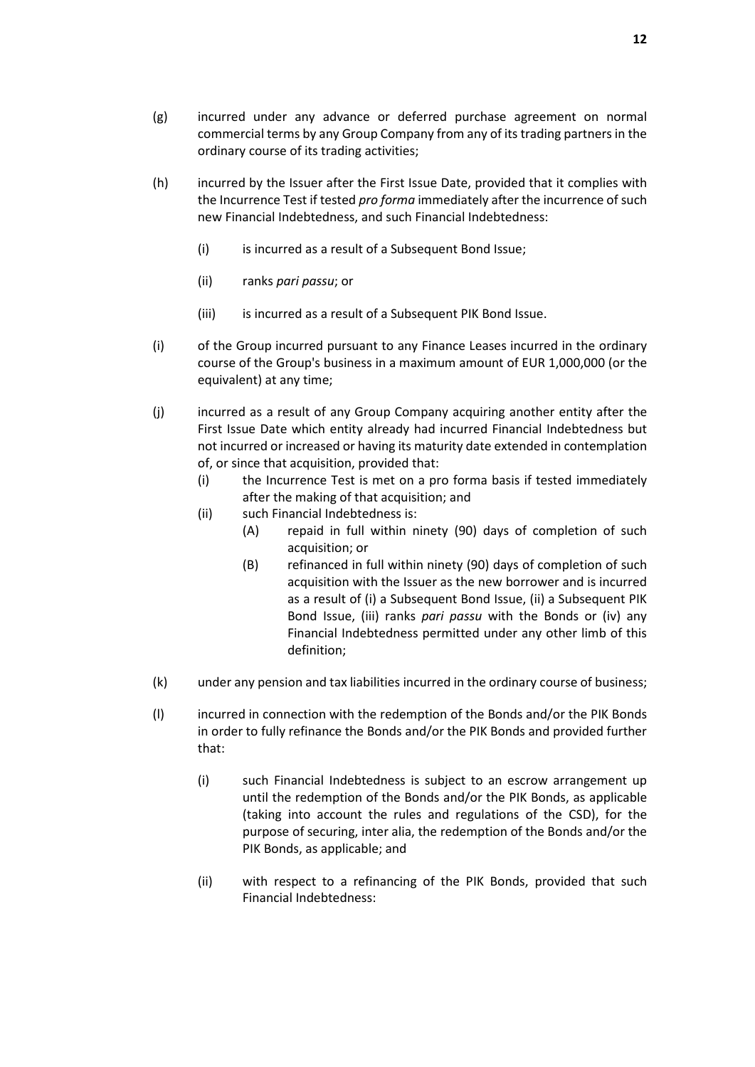(g) incurred under any advance or deferred purchase agreement on normal commercial terms by any Group Company from any of its trading partners in the ordinary course of its trading activities;

(h) incurred by the Issuer after the First Issue Date, provided that it complies with the Incurrence Test if tested *pro forma* immediately after the incurrence of such new Financial Indebtedness, and such Financial Indebtedness:

   (i) is incurred as a result of a Subsequent Bond Issue;

   (ii) ranks *pari passu*; or

   (iii) is incurred as a result of a Subsequent PIK Bond Issue.

(i) of the Group incurred pursuant to any Finance Leases incurred in the ordinary course of the Group's business in a maximum amount of EUR 1,000,000 (or the equivalent) at any time;

(j) incurred as a result of any Group Company acquiring another entity after the First Issue Date which entity already had incurred Financial Indebtedness but not incurred or increased or having its maturity date extended in contemplation of, or since that acquisition, provided that:

   (i) the Incurrence Test is met on a pro forma basis if tested immediately after the making of that acquisition; and

   (ii) such Financial Indebtedness is:

      (A) repaid in full within ninety (90) days of completion of such acquisition; or

      (B) refinanced in full within ninety (90) days of completion of such acquisition with the Issuer as the new borrower and is incurred as a result of (i) a Subsequent Bond Issue, (ii) a Subsequent PIK Bond Issue, (iii) ranks *pari passu* with the Bonds or (iv) any Financial Indebtedness permitted under any other limb of this definition;

(k) under any pension and tax liabilities incurred in the ordinary course of business;

(l) incurred in connection with the redemption of the Bonds and/or the PIK Bonds in order to fully refinance the Bonds and/or the PIK Bonds and provided further that:

   (i) such Financial Indebtedness is subject to an escrow arrangement up until the redemption of the Bonds and/or the PIK Bonds, as applicable (taking into account the rules and regulations of the CSD), for the purpose of securing, inter alia, the redemption of the Bonds and/or the PIK Bonds, as applicable; and

   (ii) with respect to a refinancing of the PIK Bonds, provided that such Financial Indebtedness: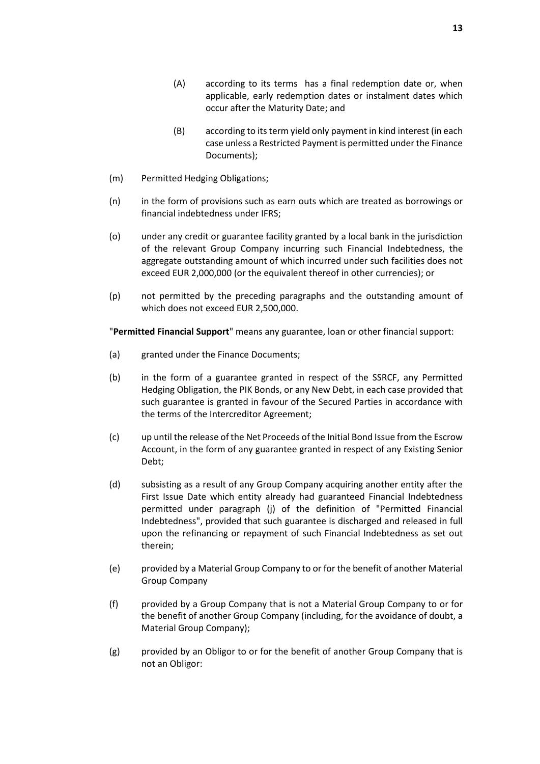(A) according to its terms has a final redemption date or, when applicable, early redemption dates or instalment dates which occur after the Maturity Date; and

(B) according to its term yield only payment in kind interest (in each case unless a Restricted Payment is permitted under the Finance Documents);

(m) Permitted Hedging Obligations;

(n) in the form of provisions such as earn outs which are treated as borrowings or financial indebtedness under IFRS;

(o) under any credit or guarantee facility granted by a local bank in the jurisdiction of the relevant Group Company incurring such Financial Indebtedness, the aggregate outstanding amount of which incurred under such facilities does not exceed EUR 2,000,000 (or the equivalent thereof in other currencies); or

(p) not permitted by the preceding paragraphs and the outstanding amount of which does not exceed EUR 2,500,000.

"**Permitted Financial Support**" means any guarantee, loan or other financial support:

(a) granted under the Finance Documents;

(b) in the form of a guarantee granted in respect of the SSRCF, any Permitted Hedging Obligation, the PIK Bonds, or any New Debt, in each case provided that such guarantee is granted in favour of the Secured Parties in accordance with the terms of the Intercreditor Agreement;

(c) up until the release of the Net Proceeds of the Initial Bond Issue from the Escrow Account, in the form of any guarantee granted in respect of any Existing Senior Debt;

(d) subsisting as a result of any Group Company acquiring another entity after the First Issue Date which entity already had guaranteed Financial Indebtedness permitted under paragraph (j) of the definition of "Permitted Financial Indebtedness", provided that such guarantee is discharged and released in full upon the refinancing or repayment of such Financial Indebtedness as set out therein;

(e) provided by a Material Group Company to or for the benefit of another Material Group Company

(f) provided by a Group Company that is not a Material Group Company to or for the benefit of another Group Company (including, for the avoidance of doubt, a Material Group Company);

(g) provided by an Obligor to or for the benefit of another Group Company that is not an Obligor: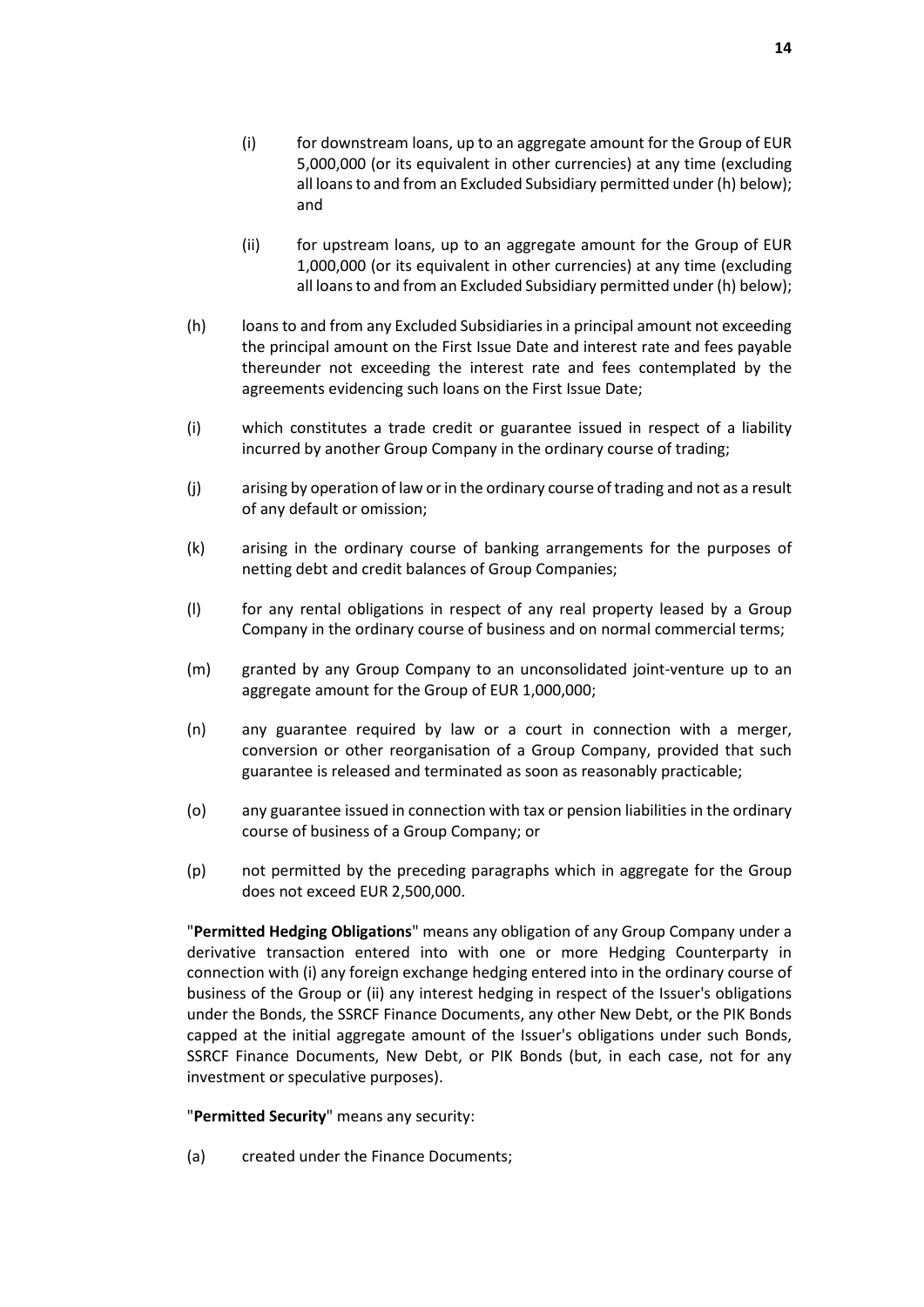(i) for downstream loans, up to an aggregate amount for the Group of EUR 5,000,000 (or its equivalent in other currencies) at any time (excluding all loans to and from an Excluded Subsidiary permitted under (h) below); and

(ii) for upstream loans, up to an aggregate amount for the Group of EUR 1,000,000 (or its equivalent in other currencies) at any time (excluding all loans to and from an Excluded Subsidiary permitted under (h) below);

(h) loans to and from any Excluded Subsidiaries in a principal amount not exceeding the principal amount on the First Issue Date and interest rate and fees payable thereunder not exceeding the interest rate and fees contemplated by the agreements evidencing such loans on the First Issue Date;

(i) which constitutes a trade credit or guarantee issued in respect of a liability incurred by another Group Company in the ordinary course of trading;

(j) arising by operation of law or in the ordinary course of trading and not as a result of any default or omission;

(k) arising in the ordinary course of banking arrangements for the purposes of netting debt and credit balances of Group Companies;

(l) for any rental obligations in respect of any real property leased by a Group Company in the ordinary course of business and on normal commercial terms;

(m) granted by any Group Company to an unconsolidated joint-venture up to an aggregate amount for the Group of EUR 1,000,000;

(n) any guarantee required by law or a court in connection with a merger, conversion or other reorganisation of a Group Company, provided that such guarantee is released and terminated as soon as reasonably practicable;

(o) any guarantee issued in connection with tax or pension liabilities in the ordinary course of business of a Group Company; or

(p) not permitted by the preceding paragraphs which in aggregate for the Group does not exceed EUR 2,500,000.

"**Permitted Hedging Obligations**" means any obligation of any Group Company under a derivative transaction entered into with one or more Hedging Counterparty in connection with (i) any foreign exchange hedging entered into in the ordinary course of business of the Group or (ii) any interest hedging in respect of the Issuer's obligations under the Bonds, the SSRCF Finance Documents, any other New Debt, or the PIK Bonds capped at the initial aggregate amount of the Issuer's obligations under such Bonds, SSRCF Finance Documents, New Debt, or PIK Bonds (but, in each case, not for any investment or speculative purposes).

"**Permitted Security**" means any security:

(a) created under the Finance Documents;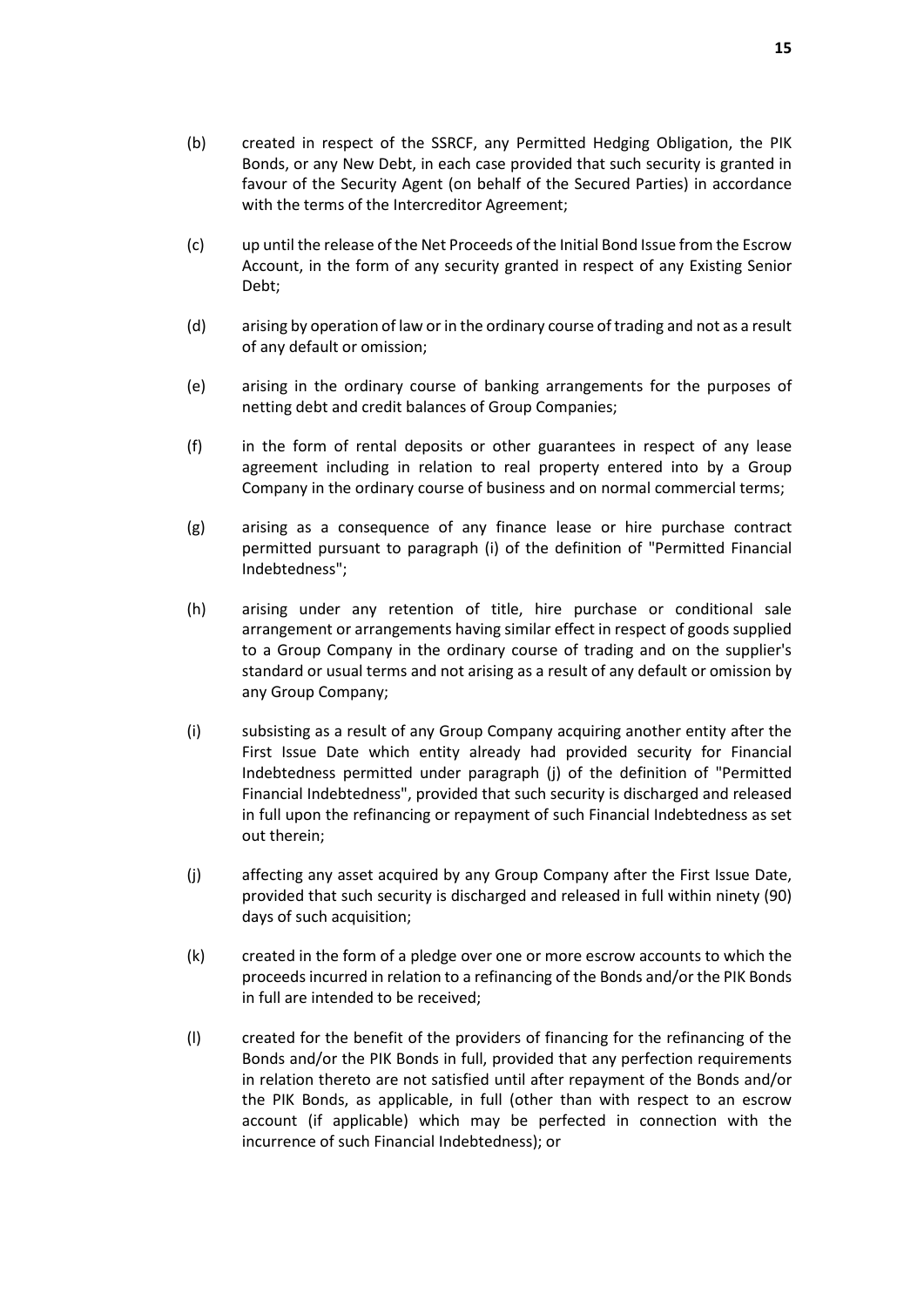(b) created in respect of the SSRCF, any Permitted Hedging Obligation, the PIK Bonds, or any New Debt, in each case provided that such security is granted in favour of the Security Agent (on behalf of the Secured Parties) in accordance with the terms of the Intercreditor Agreement;

(c) up until the release of the Net Proceeds of the Initial Bond Issue from the Escrow Account, in the form of any security granted in respect of any Existing Senior Debt;

(d) arising by operation of law or in the ordinary course of trading and not as a result of any default or omission;

(e) arising in the ordinary course of banking arrangements for the purposes of netting debt and credit balances of Group Companies;

(f) in the form of rental deposits or other guarantees in respect of any lease agreement including in relation to real property entered into by a Group Company in the ordinary course of business and on normal commercial terms;

(g) arising as a consequence of any finance lease or hire purchase contract permitted pursuant to paragraph (i) of the definition of "Permitted Financial Indebtedness";

(h) arising under any retention of title, hire purchase or conditional sale arrangement or arrangements having similar effect in respect of goods supplied to a Group Company in the ordinary course of trading and on the supplier's standard or usual terms and not arising as a result of any default or omission by any Group Company;

(i) subsisting as a result of any Group Company acquiring another entity after the First Issue Date which entity already had provided security for Financial Indebtedness permitted under paragraph (j) of the definition of "Permitted Financial Indebtedness", provided that such security is discharged and released in full upon the refinancing or repayment of such Financial Indebtedness as set out therein;

(j) affecting any asset acquired by any Group Company after the First Issue Date, provided that such security is discharged and released in full within ninety (90) days of such acquisition;

(k) created in the form of a pledge over one or more escrow accounts to which the proceeds incurred in relation to a refinancing of the Bonds and/or the PIK Bonds in full are intended to be received;

(l) created for the benefit of the providers of financing for the refinancing of the Bonds and/or the PIK Bonds in full, provided that any perfection requirements in relation thereto are not satisfied until after repayment of the Bonds and/or the PIK Bonds, as applicable, in full (other than with respect to an escrow account (if applicable) which may be perfected in connection with the incurrence of such Financial Indebtedness); or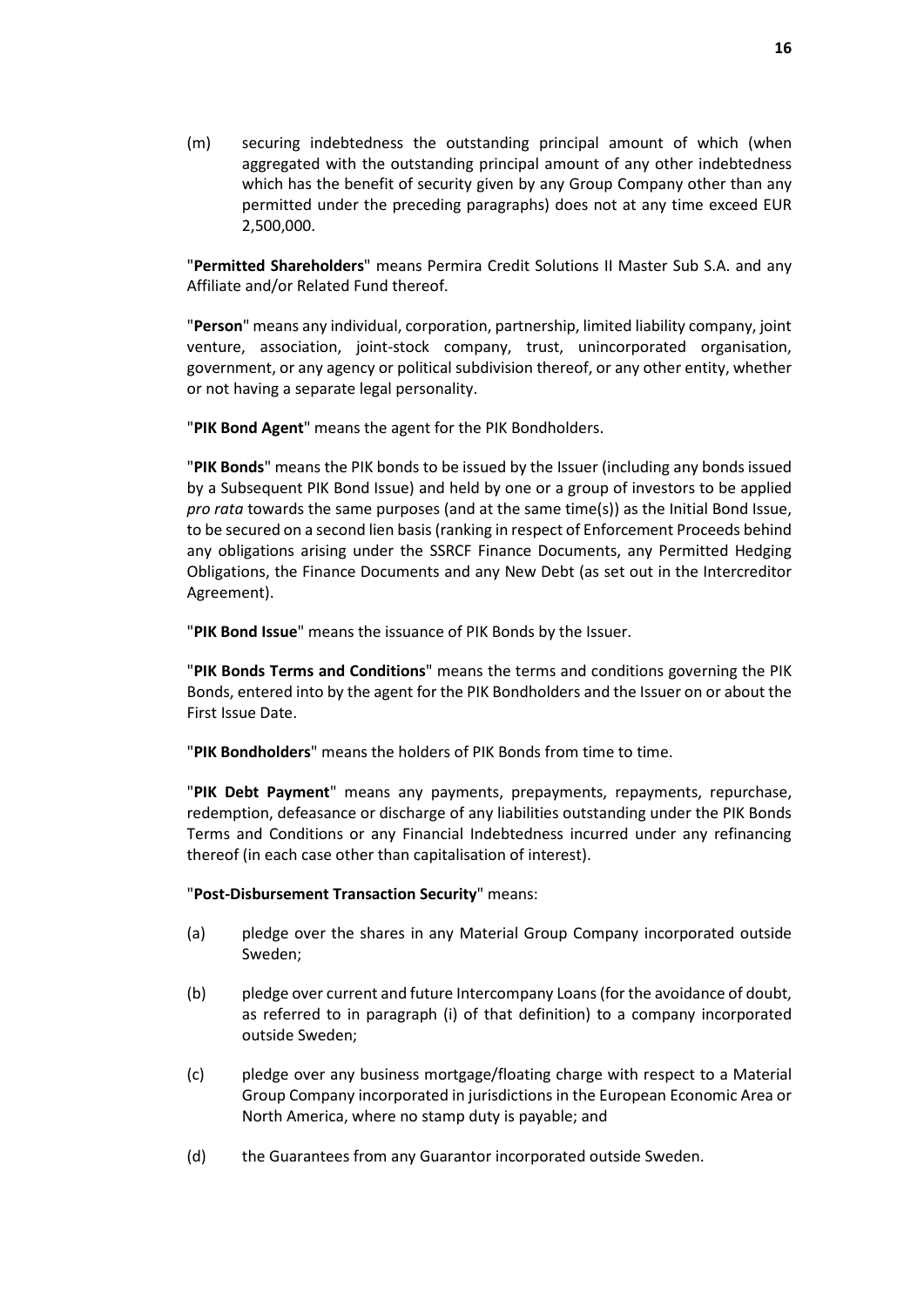(m) securing indebtedness the outstanding principal amount of which (when aggregated with the outstanding principal amount of any other indebtedness which has the benefit of security given by any Group Company other than any permitted under the preceding paragraphs) does not at any time exceed EUR 2,500,000.

"**Permitted Shareholders**" means Permira Credit Solutions II Master Sub S.A. and any Affiliate and/or Related Fund thereof.

"**Person**" means any individual, corporation, partnership, limited liability company, joint venture, association, joint-stock company, trust, unincorporated organisation, government, or any agency or political subdivision thereof, or any other entity, whether or not having a separate legal personality.

"**PIK Bond Agent**" means the agent for the PIK Bondholders.

"**PIK Bonds**" means the PIK bonds to be issued by the Issuer (including any bonds issued by a Subsequent PIK Bond Issue) and held by one or a group of investors to be applied *pro rata* towards the same purposes (and at the same time(s)) as the Initial Bond Issue, to be secured on a second lien basis (ranking in respect of Enforcement Proceeds behind any obligations arising under the SSRCF Finance Documents, any Permitted Hedging Obligations, the Finance Documents and any New Debt (as set out in the Intercreditor Agreement).

"**PIK Bond Issue**" means the issuance of PIK Bonds by the Issuer.

"**PIK Bonds Terms and Conditions**" means the terms and conditions governing the PIK Bonds, entered into by the agent for the PIK Bondholders and the Issuer on or about the First Issue Date.

"**PIK Bondholders**" means the holders of PIK Bonds from time to time.

"**PIK Debt Payment**" means any payments, prepayments, repayments, repurchase, redemption, defeasance or discharge of any liabilities outstanding under the PIK Bonds Terms and Conditions or any Financial Indebtedness incurred under any refinancing thereof (in each case other than capitalisation of interest).

"**Post-Disbursement Transaction Security**" means:

(a) pledge over the shares in any Material Group Company incorporated outside Sweden;

(b) pledge over current and future Intercompany Loans (for the avoidance of doubt, as referred to in paragraph (i) of that definition) to a company incorporated outside Sweden;

(c) pledge over any business mortgage/floating charge with respect to a Material Group Company incorporated in jurisdictions in the European Economic Area or North America, where no stamp duty is payable; and

(d) the Guarantees from any Guarantor incorporated outside Sweden.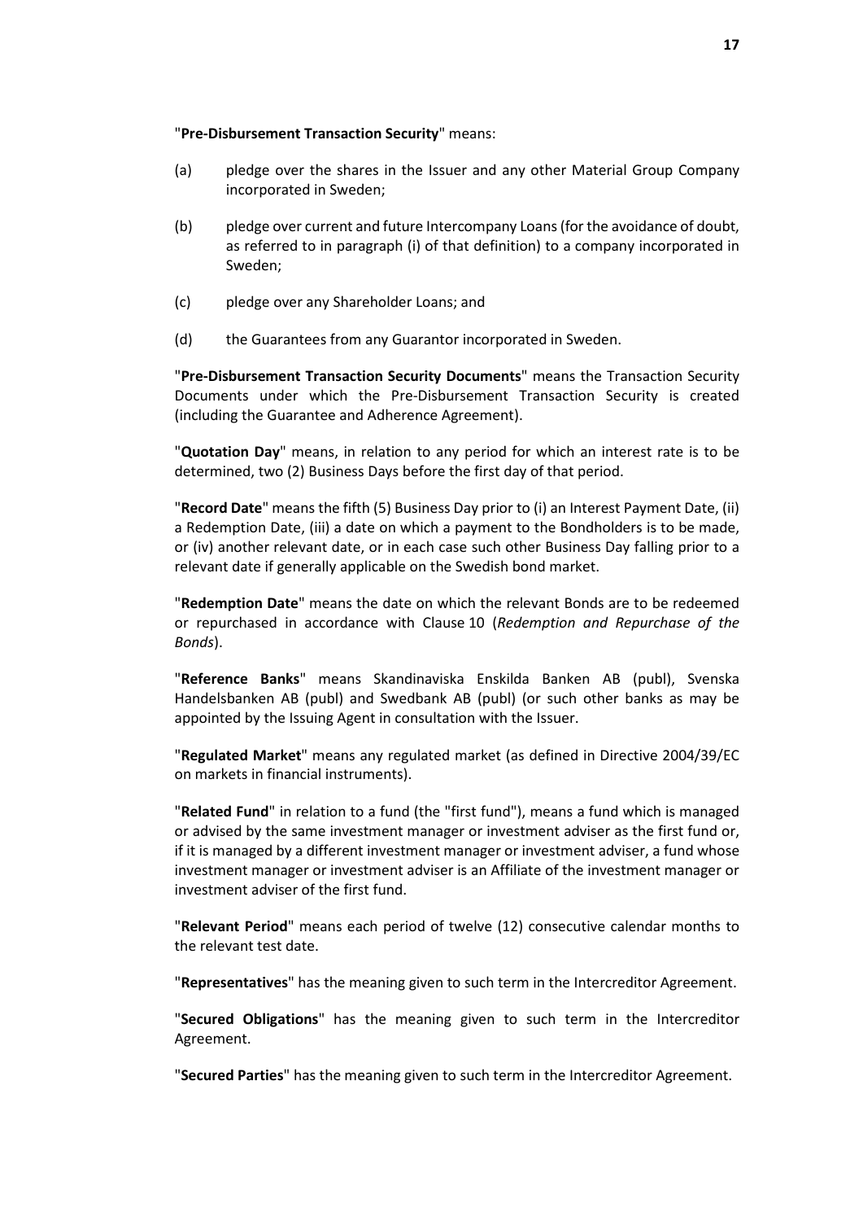"**Pre-Disbursement Transaction Security**" means:

(a) pledge over the shares in the Issuer and any other Material Group Company incorporated in Sweden;

(b) pledge over current and future Intercompany Loans (for the avoidance of doubt, as referred to in paragraph (i) of that definition) to a company incorporated in Sweden;

(c) pledge over any Shareholder Loans; and

(d) the Guarantees from any Guarantor incorporated in Sweden.

"**Pre-Disbursement Transaction Security Documents**" means the Transaction Security Documents under which the Pre-Disbursement Transaction Security is created (including the Guarantee and Adherence Agreement).

"**Quotation Day**" means, in relation to any period for which an interest rate is to be determined, two (2) Business Days before the first day of that period.

"**Record Date**" means the fifth (5) Business Day prior to (i) an Interest Payment Date, (ii) a Redemption Date, (iii) a date on which a payment to the Bondholders is to be made, or (iv) another relevant date, or in each case such other Business Day falling prior to a relevant date if generally applicable on the Swedish bond market.

"**Redemption Date**" means the date on which the relevant Bonds are to be redeemed or repurchased in accordance with Clause 10 (*Redemption and Repurchase of the Bonds*).

"**Reference Banks**" means Skandinaviska Enskilda Banken AB (publ), Svenska Handelsbanken AB (publ) and Swedbank AB (publ) (or such other banks as may be appointed by the Issuing Agent in consultation with the Issuer.

"**Regulated Market**" means any regulated market (as defined in Directive 2004/39/EC on markets in financial instruments).

"**Related Fund**" in relation to a fund (the "first fund"), means a fund which is managed or advised by the same investment manager or investment adviser as the first fund or, if it is managed by a different investment manager or investment adviser, a fund whose investment manager or investment adviser is an Affiliate of the investment manager or investment adviser of the first fund.

"**Relevant Period**" means each period of twelve (12) consecutive calendar months to the relevant test date.

"**Representatives**" has the meaning given to such term in the Intercreditor Agreement.

"**Secured Obligations**" has the meaning given to such term in the Intercreditor Agreement.

"**Secured Parties**" has the meaning given to such term in the Intercreditor Agreement.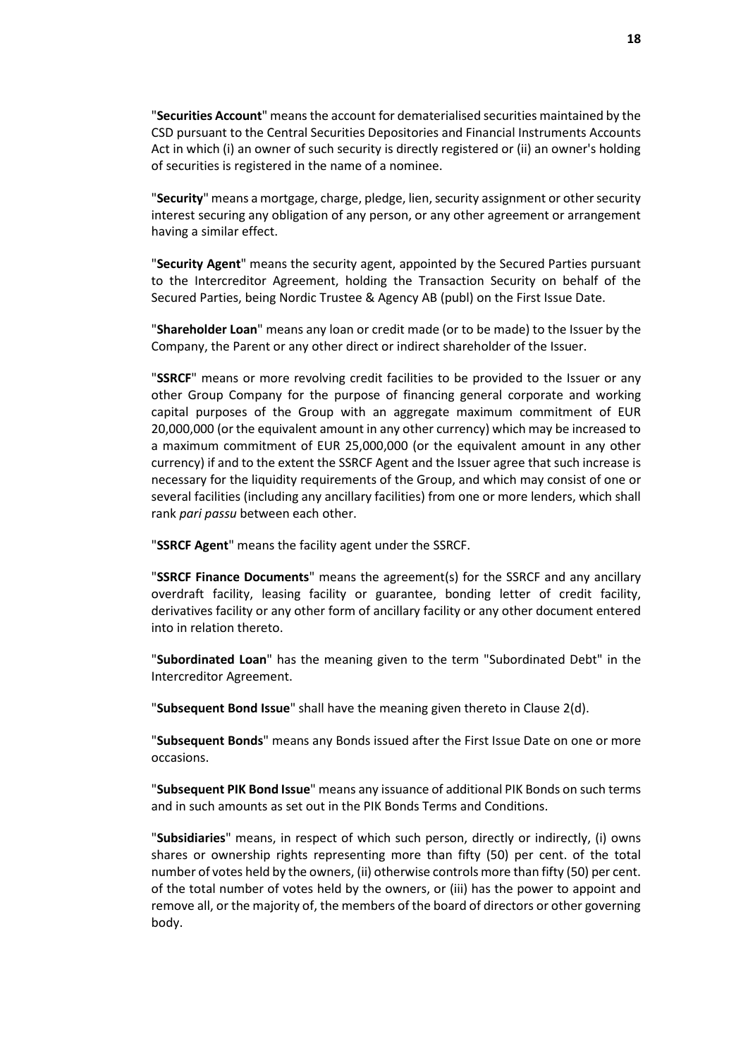"**Securities Account**" means the account for dematerialised securities maintained by the CSD pursuant to the Central Securities Depositories and Financial Instruments Accounts Act in which (i) an owner of such security is directly registered or (ii) an owner's holding of securities is registered in the name of a nominee.

"**Security**" means a mortgage, charge, pledge, lien, security assignment or other security interest securing any obligation of any person, or any other agreement or arrangement having a similar effect.

"**Security Agent**" means the security agent, appointed by the Secured Parties pursuant to the Intercreditor Agreement, holding the Transaction Security on behalf of the Secured Parties, being Nordic Trustee & Agency AB (publ) on the First Issue Date.

"**Shareholder Loan**" means any loan or credit made (or to be made) to the Issuer by the Company, the Parent or any other direct or indirect shareholder of the Issuer.

"**SSRCF**" means or more revolving credit facilities to be provided to the Issuer or any other Group Company for the purpose of financing general corporate and working capital purposes of the Group with an aggregate maximum commitment of EUR 20,000,000 (or the equivalent amount in any other currency) which may be increased to a maximum commitment of EUR 25,000,000 (or the equivalent amount in any other currency) if and to the extent the SSRCF Agent and the Issuer agree that such increase is necessary for the liquidity requirements of the Group, and which may consist of one or several facilities (including any ancillary facilities) from one or more lenders, which shall rank *pari passu* between each other.

"**SSRCF Agent**" means the facility agent under the SSRCF.

"**SSRCF Finance Documents**" means the agreement(s) for the SSRCF and any ancillary overdraft facility, leasing facility or guarantee, bonding letter of credit facility, derivatives facility or any other form of ancillary facility or any other document entered into in relation thereto.

"**Subordinated Loan**" has the meaning given to the term "Subordinated Debt" in the Intercreditor Agreement.

"**Subsequent Bond Issue**" shall have the meaning given thereto in Clause 2(d).

"**Subsequent Bonds**" means any Bonds issued after the First Issue Date on one or more occasions.

"**Subsequent PIK Bond Issue**" means any issuance of additional PIK Bonds on such terms and in such amounts as set out in the PIK Bonds Terms and Conditions.

"**Subsidiaries**" means, in respect of which such person, directly or indirectly, (i) owns shares or ownership rights representing more than fifty (50) per cent. of the total number of votes held by the owners, (ii) otherwise controls more than fifty (50) per cent. of the total number of votes held by the owners, or (iii) has the power to appoint and remove all, or the majority of, the members of the board of directors or other governing body.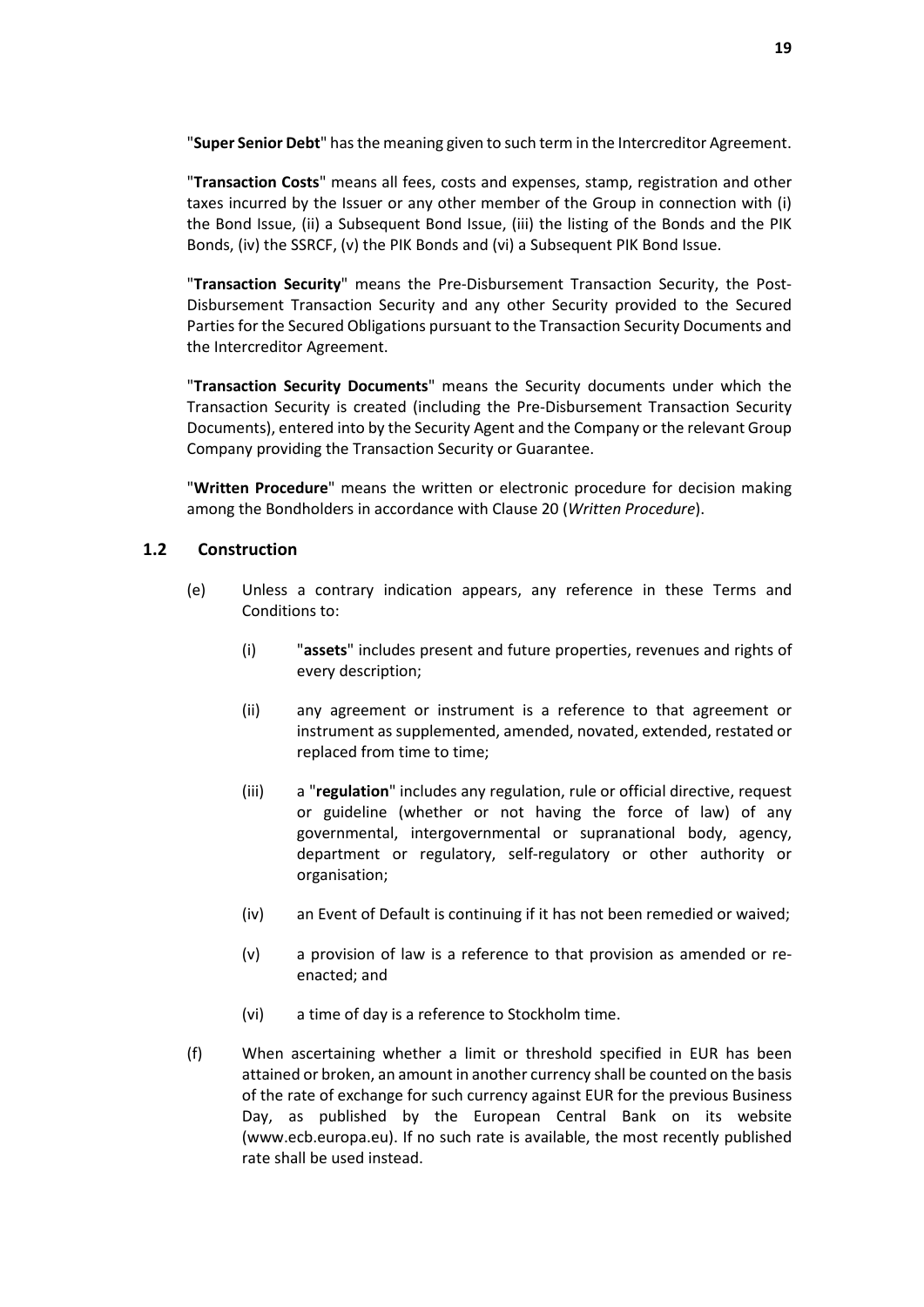"**Super Senior Debt**" has the meaning given to such term in the Intercreditor Agreement.

"**Transaction Costs**" means all fees, costs and expenses, stamp, registration and other taxes incurred by the Issuer or any other member of the Group in connection with (i) the Bond Issue, (ii) a Subsequent Bond Issue, (iii) the listing of the Bonds and the PIK Bonds, (iv) the SSRCF, (v) the PIK Bonds and (vi) a Subsequent PIK Bond Issue.

"**Transaction Security**" means the Pre-Disbursement Transaction Security, the Post-Disbursement Transaction Security and any other Security provided to the Secured Parties for the Secured Obligations pursuant to the Transaction Security Documents and the Intercreditor Agreement.

"**Transaction Security Documents**" means the Security documents under which the Transaction Security is created (including the Pre-Disbursement Transaction Security Documents), entered into by the Security Agent and the Company or the relevant Group Company providing the Transaction Security or Guarantee.

"**Written Procedure**" means the written or electronic procedure for decision making among the Bondholders in accordance with Clause 20 (*Written Procedure*).

## 1.2 Construction

(e) Unless a contrary indication appears, any reference in these Terms and Conditions to:

   (i) "**assets**" includes present and future properties, revenues and rights of every description;

   (ii) any agreement or instrument is a reference to that agreement or instrument as supplemented, amended, novated, extended, restated or replaced from time to time;

   (iii) a "**regulation**" includes any regulation, rule or official directive, request or guideline (whether or not having the force of law) of any governmental, intergovernmental or supranational body, agency, department or regulatory, self-regulatory or other authority or organisation;

   (iv) an Event of Default is continuing if it has not been remedied or waived;

   (v) a provision of law is a reference to that provision as amended or re-enacted; and

   (vi) a time of day is a reference to Stockholm time.

(f) When ascertaining whether a limit or threshold specified in EUR has been attained or broken, an amount in another currency shall be counted on the basis of the rate of exchange for such currency against EUR for the previous Business Day, as published by the European Central Bank on its website (www.ecb.europa.eu). If no such rate is available, the most recently published rate shall be used instead.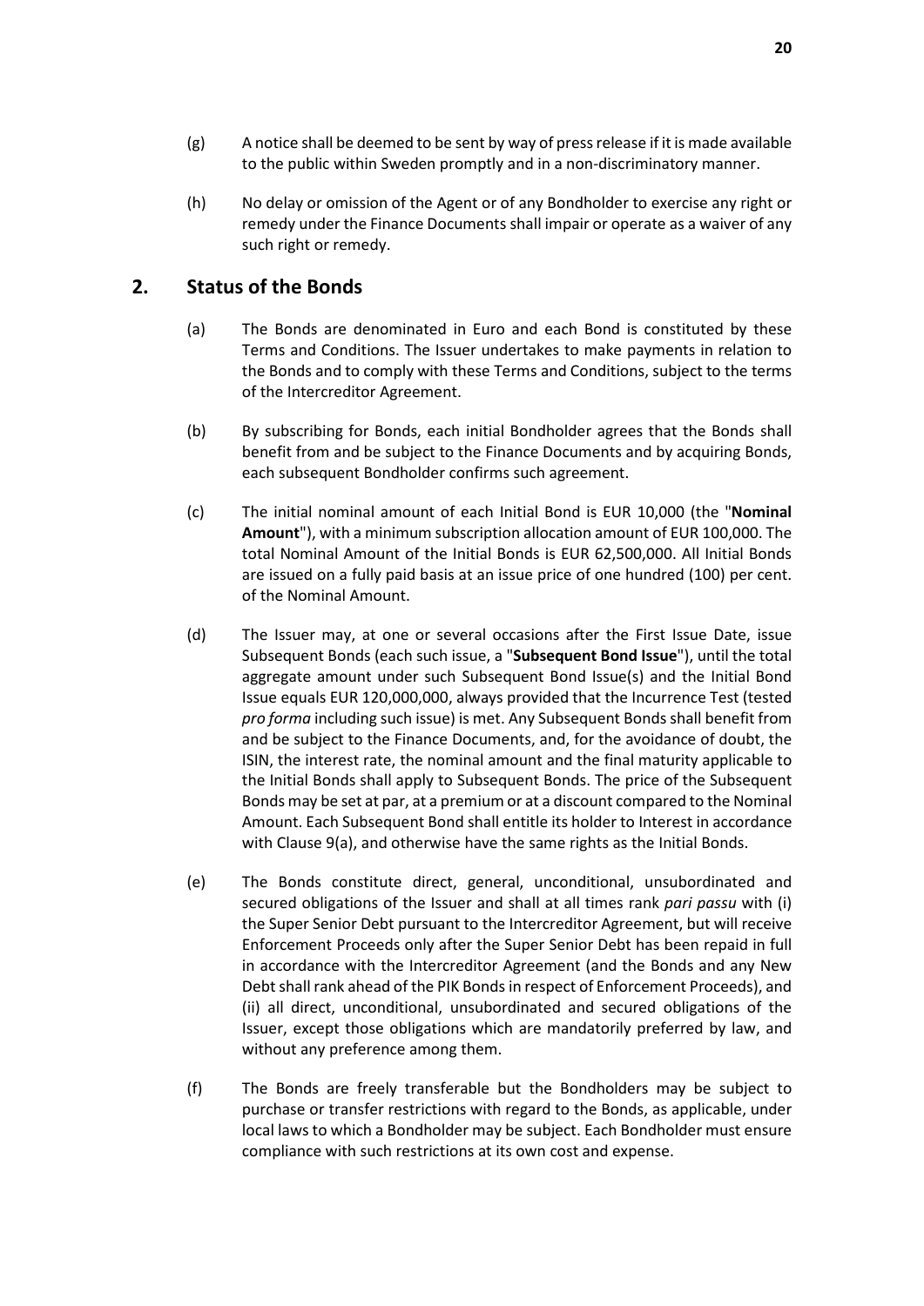(g) A notice shall be deemed to be sent by way of press release if it is made available to the public within Sweden promptly and in a non-discriminatory manner.

(h) No delay or omission of the Agent or of any Bondholder to exercise any right or remedy under the Finance Documents shall impair or operate as a waiver of any such right or remedy.

## 2. Status of the Bonds

(a) The Bonds are denominated in Euro and each Bond is constituted by these Terms and Conditions. The Issuer undertakes to make payments in relation to the Bonds and to comply with these Terms and Conditions, subject to the terms of the Intercreditor Agreement.

(b) By subscribing for Bonds, each initial Bondholder agrees that the Bonds shall benefit from and be subject to the Finance Documents and by acquiring Bonds, each subsequent Bondholder confirms such agreement.

(c) The initial nominal amount of each Initial Bond is EUR 10,000 (the "**Nominal Amount**"), with a minimum subscription allocation amount of EUR 100,000. The total Nominal Amount of the Initial Bonds is EUR 62,500,000. All Initial Bonds are issued on a fully paid basis at an issue price of one hundred (100) per cent. of the Nominal Amount.

(d) The Issuer may, at one or several occasions after the First Issue Date, issue Subsequent Bonds (each such issue, a "**Subsequent Bond Issue**"), until the total aggregate amount under such Subsequent Bond Issue(s) and the Initial Bond Issue equals EUR 120,000,000, always provided that the Incurrence Test (tested *pro forma* including such issue) is met. Any Subsequent Bonds shall benefit from and be subject to the Finance Documents, and, for the avoidance of doubt, the ISIN, the interest rate, the nominal amount and the final maturity applicable to the Initial Bonds shall apply to Subsequent Bonds. The price of the Subsequent Bonds may be set at par, at a premium or at a discount compared to the Nominal Amount. Each Subsequent Bond shall entitle its holder to Interest in accordance with Clause 9(a), and otherwise have the same rights as the Initial Bonds.

(e) The Bonds constitute direct, general, unconditional, unsubordinated and secured obligations of the Issuer and shall at all times rank *pari passu* with (i) the Super Senior Debt pursuant to the Intercreditor Agreement, but will receive Enforcement Proceeds only after the Super Senior Debt has been repaid in full in accordance with the Intercreditor Agreement (and the Bonds and any New Debt shall rank ahead of the PIK Bonds in respect of Enforcement Proceeds), and (ii) all direct, unconditional, unsubordinated and secured obligations of the Issuer, except those obligations which are mandatorily preferred by law, and without any preference among them.

(f) The Bonds are freely transferable but the Bondholders may be subject to purchase or transfer restrictions with regard to the Bonds, as applicable, under local laws to which a Bondholder may be subject. Each Bondholder must ensure compliance with such restrictions at its own cost and expense.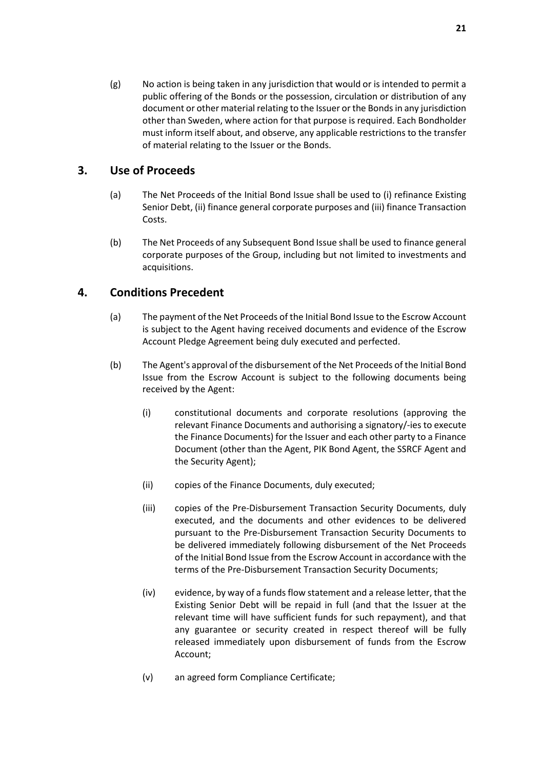(g) No action is being taken in any jurisdiction that would or is intended to permit a public offering of the Bonds or the possession, circulation or distribution of any document or other material relating to the Issuer or the Bonds in any jurisdiction other than Sweden, where action for that purpose is required. Each Bondholder must inform itself about, and observe, any applicable restrictions to the transfer of material relating to the Issuer or the Bonds.

## 3. Use of Proceeds

(a) The Net Proceeds of the Initial Bond Issue shall be used to (i) refinance Existing Senior Debt, (ii) finance general corporate purposes and (iii) finance Transaction Costs.

(b) The Net Proceeds of any Subsequent Bond Issue shall be used to finance general corporate purposes of the Group, including but not limited to investments and acquisitions.

## 4. Conditions Precedent

(a) The payment of the Net Proceeds of the Initial Bond Issue to the Escrow Account is subject to the Agent having received documents and evidence of the Escrow Account Pledge Agreement being duly executed and perfected.

(b) The Agent's approval of the disbursement of the Net Proceeds of the Initial Bond Issue from the Escrow Account is subject to the following documents being received by the Agent:

(i) constitutional documents and corporate resolutions (approving the relevant Finance Documents and authorising a signatory/-ies to execute the Finance Documents) for the Issuer and each other party to a Finance Document (other than the Agent, PIK Bond Agent, the SSRCF Agent and the Security Agent);

(ii) copies of the Finance Documents, duly executed;

(iii) copies of the Pre-Disbursement Transaction Security Documents, duly executed, and the documents and other evidences to be delivered pursuant to the Pre-Disbursement Transaction Security Documents to be delivered immediately following disbursement of the Net Proceeds of the Initial Bond Issue from the Escrow Account in accordance with the terms of the Pre-Disbursement Transaction Security Documents;

(iv) evidence, by way of a funds flow statement and a release letter, that the Existing Senior Debt will be repaid in full (and that the Issuer at the relevant time will have sufficient funds for such repayment), and that any guarantee or security created in respect thereof will be fully released immediately upon disbursement of funds from the Escrow Account;

(v) an agreed form Compliance Certificate;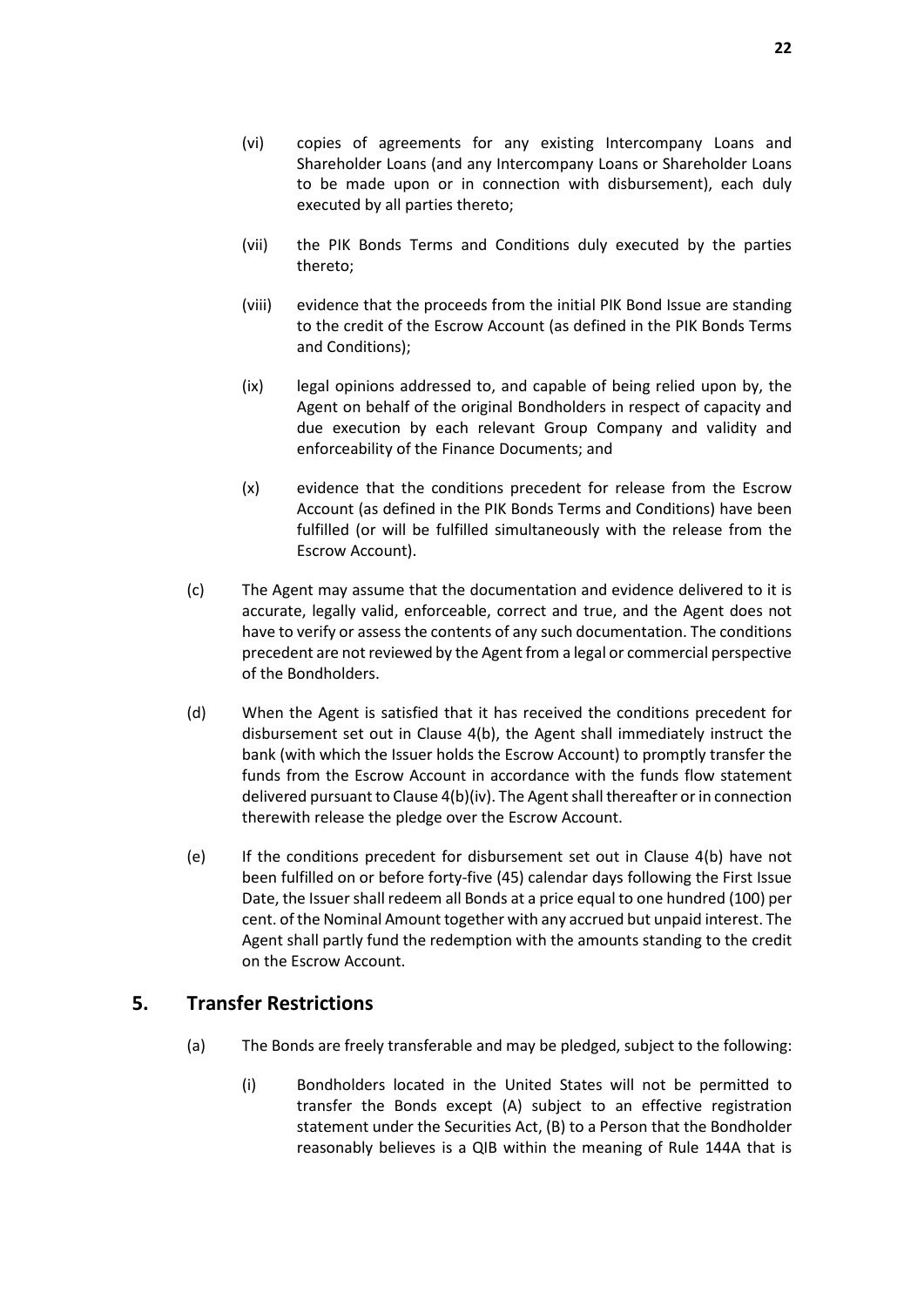(vi) copies of agreements for any existing Intercompany Loans and Shareholder Loans (and any Intercompany Loans or Shareholder Loans to be made upon or in connection with disbursement), each duly executed by all parties thereto;

(vii) the PIK Bonds Terms and Conditions duly executed by the parties thereto;

(viii) evidence that the proceeds from the initial PIK Bond Issue are standing to the credit of the Escrow Account (as defined in the PIK Bonds Terms and Conditions);

(ix) legal opinions addressed to, and capable of being relied upon by, the Agent on behalf of the original Bondholders in respect of capacity and due execution by each relevant Group Company and validity and enforceability of the Finance Documents; and

(x) evidence that the conditions precedent for release from the Escrow Account (as defined in the PIK Bonds Terms and Conditions) have been fulfilled (or will be fulfilled simultaneously with the release from the Escrow Account).

(c) The Agent may assume that the documentation and evidence delivered to it is accurate, legally valid, enforceable, correct and true, and the Agent does not have to verify or assess the contents of any such documentation. The conditions precedent are not reviewed by the Agent from a legal or commercial perspective of the Bondholders.

(d) When the Agent is satisfied that it has received the conditions precedent for disbursement set out in Clause 4(b), the Agent shall immediately instruct the bank (with which the Issuer holds the Escrow Account) to promptly transfer the funds from the Escrow Account in accordance with the funds flow statement delivered pursuant to Clause 4(b)(iv). The Agent shall thereafter or in connection therewith release the pledge over the Escrow Account.

(e) If the conditions precedent for disbursement set out in Clause 4(b) have not been fulfilled on or before forty-five (45) calendar days following the First Issue Date, the Issuer shall redeem all Bonds at a price equal to one hundred (100) per cent. of the Nominal Amount together with any accrued but unpaid interest. The Agent shall partly fund the redemption with the amounts standing to the credit on the Escrow Account.

## 5. Transfer Restrictions

(a) The Bonds are freely transferable and may be pledged, subject to the following:

(i) Bondholders located in the United States will not be permitted to transfer the Bonds except (A) subject to an effective registration statement under the Securities Act, (B) to a Person that the Bondholder reasonably believes is a QIB within the meaning of Rule 144A that is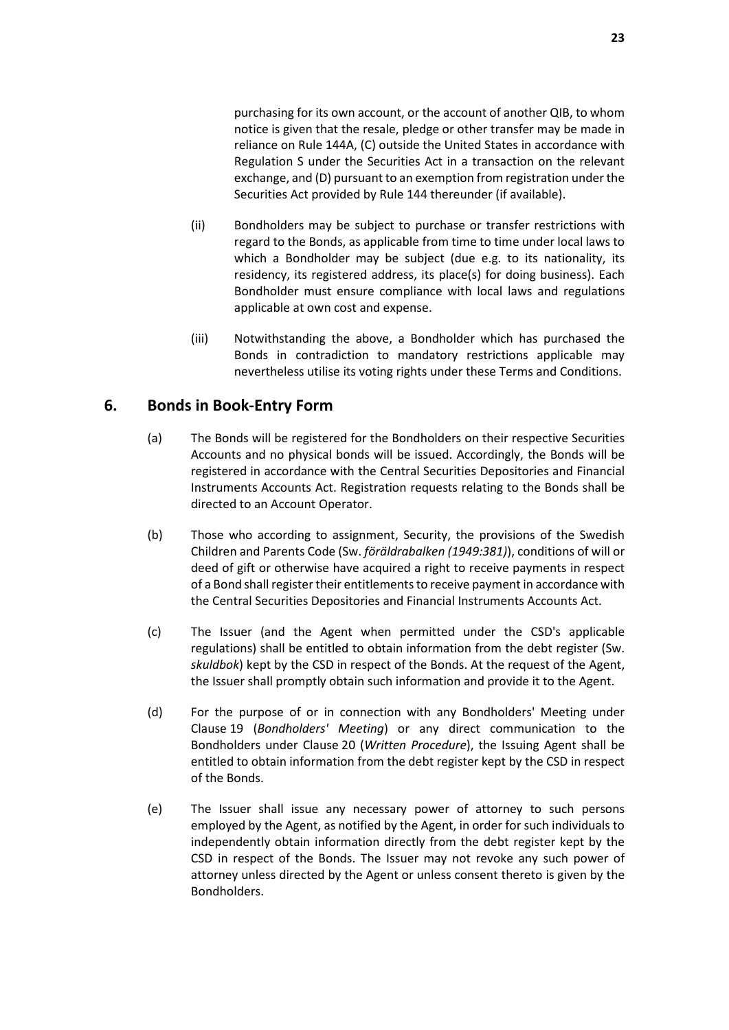purchasing for its own account, or the account of another QIB, to whom notice is given that the resale, pledge or other transfer may be made in reliance on Rule 144A, (C) outside the United States in accordance with Regulation S under the Securities Act in a transaction on the relevant exchange, and (D) pursuant to an exemption from registration under the Securities Act provided by Rule 144 thereunder (if available).

(ii) Bondholders may be subject to purchase or transfer restrictions with regard to the Bonds, as applicable from time to time under local laws to which a Bondholder may be subject (due e.g. to its nationality, its residency, its registered address, its place(s) for doing business). Each Bondholder must ensure compliance with local laws and regulations applicable at own cost and expense.

(iii) Notwithstanding the above, a Bondholder which has purchased the Bonds in contradiction to mandatory restrictions applicable may nevertheless utilise its voting rights under these Terms and Conditions.

## 6. Bonds in Book-Entry Form

(a) The Bonds will be registered for the Bondholders on their respective Securities Accounts and no physical bonds will be issued. Accordingly, the Bonds will be registered in accordance with the Central Securities Depositories and Financial Instruments Accounts Act. Registration requests relating to the Bonds shall be directed to an Account Operator.

(b) Those who according to assignment, Security, the provisions of the Swedish Children and Parents Code (Sw. *föräldrabalken (1949:381)*), conditions of will or deed of gift or otherwise have acquired a right to receive payments in respect of a Bond shall register their entitlements to receive payment in accordance with the Central Securities Depositories and Financial Instruments Accounts Act.

(c) The Issuer (and the Agent when permitted under the CSD's applicable regulations) shall be entitled to obtain information from the debt register (Sw. *skuldbok*) kept by the CSD in respect of the Bonds. At the request of the Agent, the Issuer shall promptly obtain such information and provide it to the Agent.

(d) For the purpose of or in connection with any Bondholders' Meeting under Clause 19 (*Bondholders' Meeting*) or any direct communication to the Bondholders under Clause 20 (*Written Procedure*), the Issuing Agent shall be entitled to obtain information from the debt register kept by the CSD in respect of the Bonds.

(e) The Issuer shall issue any necessary power of attorney to such persons employed by the Agent, as notified by the Agent, in order for such individuals to independently obtain information directly from the debt register kept by the CSD in respect of the Bonds. The Issuer may not revoke any such power of attorney unless directed by the Agent or unless consent thereto is given by the Bondholders.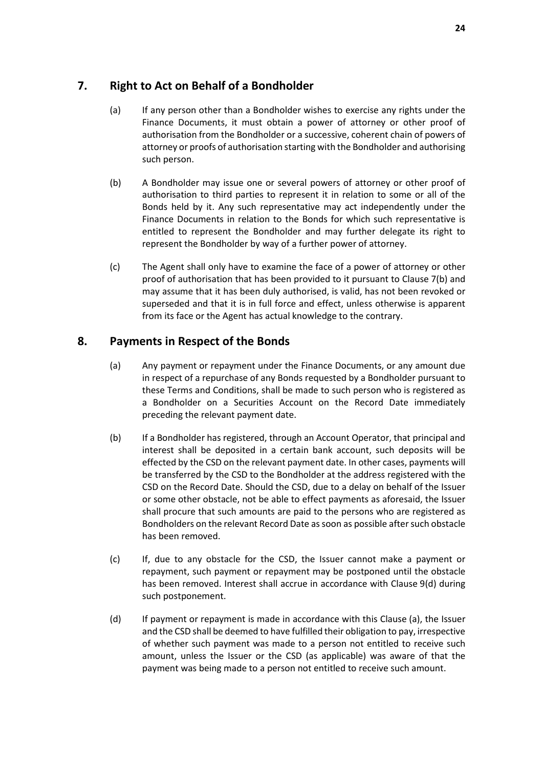## 7. Right to Act on Behalf of a Bondholder

(a) If any person other than a Bondholder wishes to exercise any rights under the Finance Documents, it must obtain a power of attorney or other proof of authorisation from the Bondholder or a successive, coherent chain of powers of attorney or proofs of authorisation starting with the Bondholder and authorising such person.

(b) A Bondholder may issue one or several powers of attorney or other proof of authorisation to third parties to represent it in relation to some or all of the Bonds held by it. Any such representative may act independently under the Finance Documents in relation to the Bonds for which such representative is entitled to represent the Bondholder and may further delegate its right to represent the Bondholder by way of a further power of attorney.

(c) The Agent shall only have to examine the face of a power of attorney or other proof of authorisation that has been provided to it pursuant to Clause 7(b) and may assume that it has been duly authorised, is valid, has not been revoked or superseded and that it is in full force and effect, unless otherwise is apparent from its face or the Agent has actual knowledge to the contrary.

## 8. Payments in Respect of the Bonds

(a) Any payment or repayment under the Finance Documents, or any amount due in respect of a repurchase of any Bonds requested by a Bondholder pursuant to these Terms and Conditions, shall be made to such person who is registered as a Bondholder on a Securities Account on the Record Date immediately preceding the relevant payment date.

(b) If a Bondholder has registered, through an Account Operator, that principal and interest shall be deposited in a certain bank account, such deposits will be effected by the CSD on the relevant payment date. In other cases, payments will be transferred by the CSD to the Bondholder at the address registered with the CSD on the Record Date. Should the CSD, due to a delay on behalf of the Issuer or some other obstacle, not be able to effect payments as aforesaid, the Issuer shall procure that such amounts are paid to the persons who are registered as Bondholders on the relevant Record Date as soon as possible after such obstacle has been removed.

(c) If, due to any obstacle for the CSD, the Issuer cannot make a payment or repayment, such payment or repayment may be postponed until the obstacle has been removed. Interest shall accrue in accordance with Clause 9(d) during such postponement.

(d) If payment or repayment is made in accordance with this Clause (a), the Issuer and the CSD shall be deemed to have fulfilled their obligation to pay, irrespective of whether such payment was made to a person not entitled to receive such amount, unless the Issuer or the CSD (as applicable) was aware of that the payment was being made to a person not entitled to receive such amount.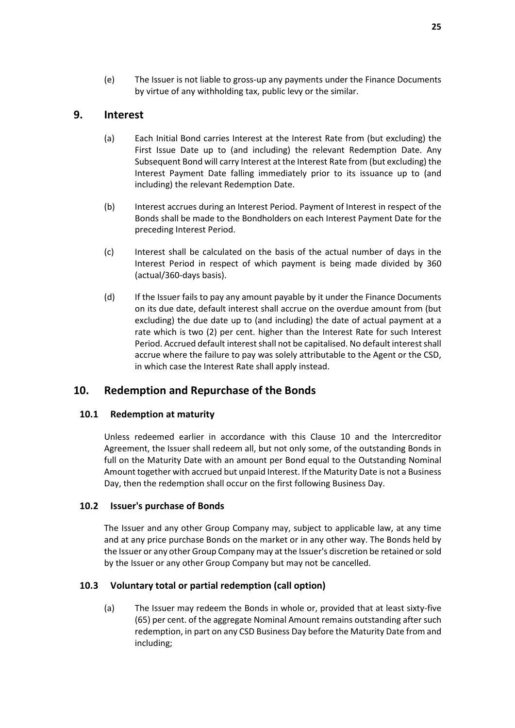(e) The Issuer is not liable to gross-up any payments under the Finance Documents by virtue of any withholding tax, public levy or the similar.

# 9. Interest

(a) Each Initial Bond carries Interest at the Interest Rate from (but excluding) the First Issue Date up to (and including) the relevant Redemption Date. Any Subsequent Bond will carry Interest at the Interest Rate from (but excluding) the Interest Payment Date falling immediately prior to its issuance up to (and including) the relevant Redemption Date.

(b) Interest accrues during an Interest Period. Payment of Interest in respect of the Bonds shall be made to the Bondholders on each Interest Payment Date for the preceding Interest Period.

(c) Interest shall be calculated on the basis of the actual number of days in the Interest Period in respect of which payment is being made divided by 360 (actual/360-days basis).

(d) If the Issuer fails to pay any amount payable by it under the Finance Documents on its due date, default interest shall accrue on the overdue amount from (but excluding) the due date up to (and including) the date of actual payment at a rate which is two (2) per cent. higher than the Interest Rate for such Interest Period. Accrued default interest shall not be capitalised. No default interest shall accrue where the failure to pay was solely attributable to the Agent or the CSD, in which case the Interest Rate shall apply instead.

# 10. Redemption and Repurchase of the Bonds

## 10.1 Redemption at maturity

Unless redeemed earlier in accordance with this Clause 10 and the Intercreditor Agreement, the Issuer shall redeem all, but not only some, of the outstanding Bonds in full on the Maturity Date with an amount per Bond equal to the Outstanding Nominal Amount together with accrued but unpaid Interest. If the Maturity Date is not a Business Day, then the redemption shall occur on the first following Business Day.

## 10.2 Issuer's purchase of Bonds

The Issuer and any other Group Company may, subject to applicable law, at any time and at any price purchase Bonds on the market or in any other way. The Bonds held by the Issuer or any other Group Company may at the Issuer's discretion be retained or sold by the Issuer or any other Group Company but may not be cancelled.

## 10.3 Voluntary total or partial redemption (call option)

(a) The Issuer may redeem the Bonds in whole or, provided that at least sixty-five (65) per cent. of the aggregate Nominal Amount remains outstanding after such redemption, in part on any CSD Business Day before the Maturity Date from and including;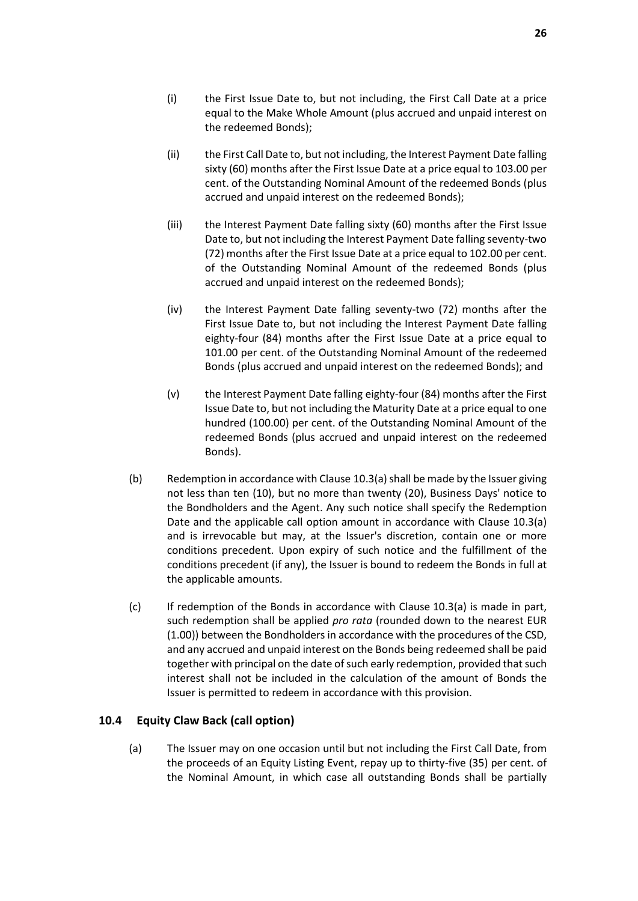(i) the First Issue Date to, but not including, the First Call Date at a price equal to the Make Whole Amount (plus accrued and unpaid interest on the redeemed Bonds);

(ii) the First Call Date to, but not including, the Interest Payment Date falling sixty (60) months after the First Issue Date at a price equal to 103.00 per cent. of the Outstanding Nominal Amount of the redeemed Bonds (plus accrued and unpaid interest on the redeemed Bonds);

(iii) the Interest Payment Date falling sixty (60) months after the First Issue Date to, but not including the Interest Payment Date falling seventy-two (72) months after the First Issue Date at a price equal to 102.00 per cent. of the Outstanding Nominal Amount of the redeemed Bonds (plus accrued and unpaid interest on the redeemed Bonds);

(iv) the Interest Payment Date falling seventy-two (72) months after the First Issue Date to, but not including the Interest Payment Date falling eighty-four (84) months after the First Issue Date at a price equal to 101.00 per cent. of the Outstanding Nominal Amount of the redeemed Bonds (plus accrued and unpaid interest on the redeemed Bonds); and

(v) the Interest Payment Date falling eighty-four (84) months after the First Issue Date to, but not including the Maturity Date at a price equal to one hundred (100.00) per cent. of the Outstanding Nominal Amount of the redeemed Bonds (plus accrued and unpaid interest on the redeemed Bonds).

(b) Redemption in accordance with Clause 10.3(a) shall be made by the Issuer giving not less than ten (10), but no more than twenty (20), Business Days' notice to the Bondholders and the Agent. Any such notice shall specify the Redemption Date and the applicable call option amount in accordance with Clause 10.3(a) and is irrevocable but may, at the Issuer's discretion, contain one or more conditions precedent. Upon expiry of such notice and the fulfillment of the conditions precedent (if any), the Issuer is bound to redeem the Bonds in full at the applicable amounts.

(c) If redemption of the Bonds in accordance with Clause 10.3(a) is made in part, such redemption shall be applied *pro rata* (rounded down to the nearest EUR (1.00)) between the Bondholders in accordance with the procedures of the CSD, and any accrued and unpaid interest on the Bonds being redeemed shall be paid together with principal on the date of such early redemption, provided that such interest shall not be included in the calculation of the amount of Bonds the Issuer is permitted to redeem in accordance with this provision.

### 10.4 Equity Claw Back (call option)

(a) The Issuer may on one occasion until but not including the First Call Date, from the proceeds of an Equity Listing Event, repay up to thirty-five (35) per cent. of the Nominal Amount, in which case all outstanding Bonds shall be partially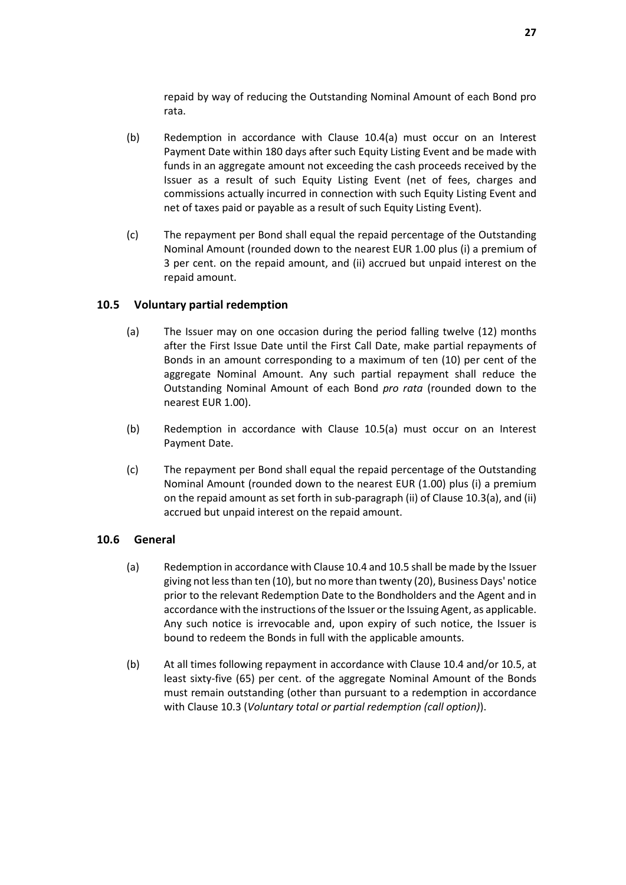repaid by way of reducing the Outstanding Nominal Amount of each Bond pro rata.

(b) Redemption in accordance with Clause 10.4(a) must occur on an Interest Payment Date within 180 days after such Equity Listing Event and be made with funds in an aggregate amount not exceeding the cash proceeds received by the Issuer as a result of such Equity Listing Event (net of fees, charges and commissions actually incurred in connection with such Equity Listing Event and net of taxes paid or payable as a result of such Equity Listing Event).

(c) The repayment per Bond shall equal the repaid percentage of the Outstanding Nominal Amount (rounded down to the nearest EUR 1.00 plus (i) a premium of 3 per cent. on the repaid amount, and (ii) accrued but unpaid interest on the repaid amount.

## 10.5 Voluntary partial redemption

(a) The Issuer may on one occasion during the period falling twelve (12) months after the First Issue Date until the First Call Date, make partial repayments of Bonds in an amount corresponding to a maximum of ten (10) per cent of the aggregate Nominal Amount. Any such partial repayment shall reduce the Outstanding Nominal Amount of each Bond *pro rata* (rounded down to the nearest EUR 1.00).

(b) Redemption in accordance with Clause 10.5(a) must occur on an Interest Payment Date.

(c) The repayment per Bond shall equal the repaid percentage of the Outstanding Nominal Amount (rounded down to the nearest EUR (1.00) plus (i) a premium on the repaid amount as set forth in sub-paragraph (ii) of Clause 10.3(a), and (ii) accrued but unpaid interest on the repaid amount.

## 10.6 General

(a) Redemption in accordance with Clause 10.4 and 10.5 shall be made by the Issuer giving not less than ten (10), but no more than twenty (20), Business Days' notice prior to the relevant Redemption Date to the Bondholders and the Agent and in accordance with the instructions of the Issuer or the Issuing Agent, as applicable. Any such notice is irrevocable and, upon expiry of such notice, the Issuer is bound to redeem the Bonds in full with the applicable amounts.

(b) At all times following repayment in accordance with Clause 10.4 and/or 10.5, at least sixty-five (65) per cent. of the aggregate Nominal Amount of the Bonds must remain outstanding (other than pursuant to a redemption in accordance with Clause 10.3 (*Voluntary total or partial redemption (call option)*).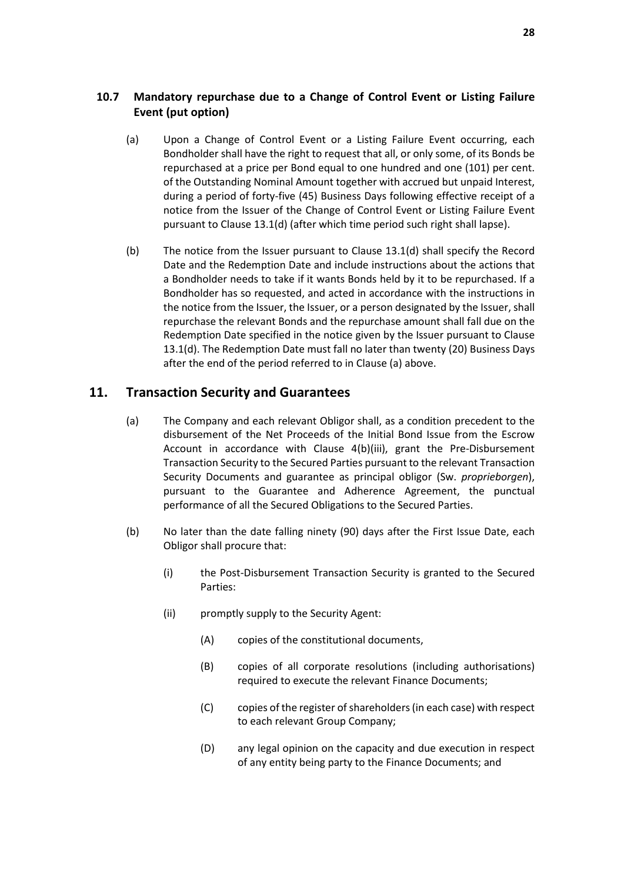### 10.7 Mandatory repurchase due to a Change of Control Event or Listing Failure Event (put option)

(a) Upon a Change of Control Event or a Listing Failure Event occurring, each Bondholder shall have the right to request that all, or only some, of its Bonds be repurchased at a price per Bond equal to one hundred and one (101) per cent. of the Outstanding Nominal Amount together with accrued but unpaid Interest, during a period of forty-five (45) Business Days following effective receipt of a notice from the Issuer of the Change of Control Event or Listing Failure Event pursuant to Clause 13.1(d) (after which time period such right shall lapse).

(b) The notice from the Issuer pursuant to Clause 13.1(d) shall specify the Record Date and the Redemption Date and include instructions about the actions that a Bondholder needs to take if it wants Bonds held by it to be repurchased. If a Bondholder has so requested, and acted in accordance with the instructions in the notice from the Issuer, the Issuer, or a person designated by the Issuer, shall repurchase the relevant Bonds and the repurchase amount shall fall due on the Redemption Date specified in the notice given by the Issuer pursuant to Clause 13.1(d). The Redemption Date must fall no later than twenty (20) Business Days after the end of the period referred to in Clause (a) above.

## 11. Transaction Security and Guarantees

(a) The Company and each relevant Obligor shall, as a condition precedent to the disbursement of the Net Proceeds of the Initial Bond Issue from the Escrow Account in accordance with Clause 4(b)(iii), grant the Pre-Disbursement Transaction Security to the Secured Parties pursuant to the relevant Transaction Security Documents and guarantee as principal obligor (Sw. *proprieborgen*), pursuant to the Guarantee and Adherence Agreement, the punctual performance of all the Secured Obligations to the Secured Parties.

(b) No later than the date falling ninety (90) days after the First Issue Date, each Obligor shall procure that:

(i) the Post-Disbursement Transaction Security is granted to the Secured Parties:

(ii) promptly supply to the Security Agent:

(A) copies of the constitutional documents,

(B) copies of all corporate resolutions (including authorisations) required to execute the relevant Finance Documents;

(C) copies of the register of shareholders (in each case) with respect to each relevant Group Company;

(D) any legal opinion on the capacity and due execution in respect of any entity being party to the Finance Documents; and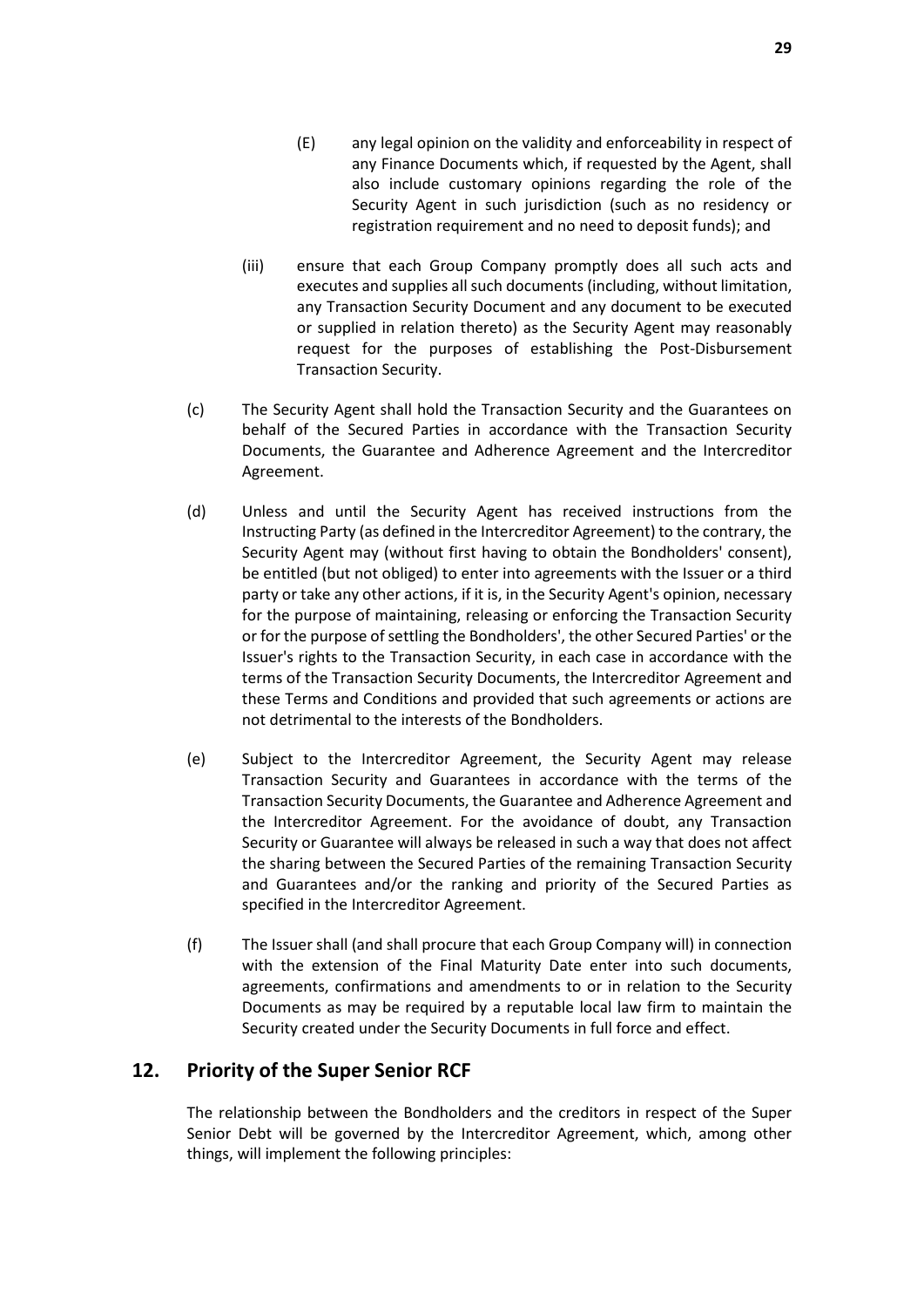(E) any legal opinion on the validity and enforceability in respect of any Finance Documents which, if requested by the Agent, shall also include customary opinions regarding the role of the Security Agent in such jurisdiction (such as no residency or registration requirement and no need to deposit funds); and

(iii) ensure that each Group Company promptly does all such acts and executes and supplies all such documents (including, without limitation, any Transaction Security Document and any document to be executed or supplied in relation thereto) as the Security Agent may reasonably request for the purposes of establishing the Post-Disbursement Transaction Security.

(c) The Security Agent shall hold the Transaction Security and the Guarantees on behalf of the Secured Parties in accordance with the Transaction Security Documents, the Guarantee and Adherence Agreement and the Intercreditor Agreement.

(d) Unless and until the Security Agent has received instructions from the Instructing Party (as defined in the Intercreditor Agreement) to the contrary, the Security Agent may (without first having to obtain the Bondholders' consent), be entitled (but not obliged) to enter into agreements with the Issuer or a third party or take any other actions, if it is, in the Security Agent's opinion, necessary for the purpose of maintaining, releasing or enforcing the Transaction Security or for the purpose of settling the Bondholders', the other Secured Parties' or the Issuer's rights to the Transaction Security, in each case in accordance with the terms of the Transaction Security Documents, the Intercreditor Agreement and these Terms and Conditions and provided that such agreements or actions are not detrimental to the interests of the Bondholders.

(e) Subject to the Intercreditor Agreement, the Security Agent may release Transaction Security and Guarantees in accordance with the terms of the Transaction Security Documents, the Guarantee and Adherence Agreement and the Intercreditor Agreement. For the avoidance of doubt, any Transaction Security or Guarantee will always be released in such a way that does not affect the sharing between the Secured Parties of the remaining Transaction Security and Guarantees and/or the ranking and priority of the Secured Parties as specified in the Intercreditor Agreement.

(f) The Issuer shall (and shall procure that each Group Company will) in connection with the extension of the Final Maturity Date enter into such documents, agreements, confirmations and amendments to or in relation to the Security Documents as may be required by a reputable local law firm to maintain the Security created under the Security Documents in full force and effect.

## 12. Priority of the Super Senior RCF

The relationship between the Bondholders and the creditors in respect of the Super Senior Debt will be governed by the Intercreditor Agreement, which, among other things, will implement the following principles: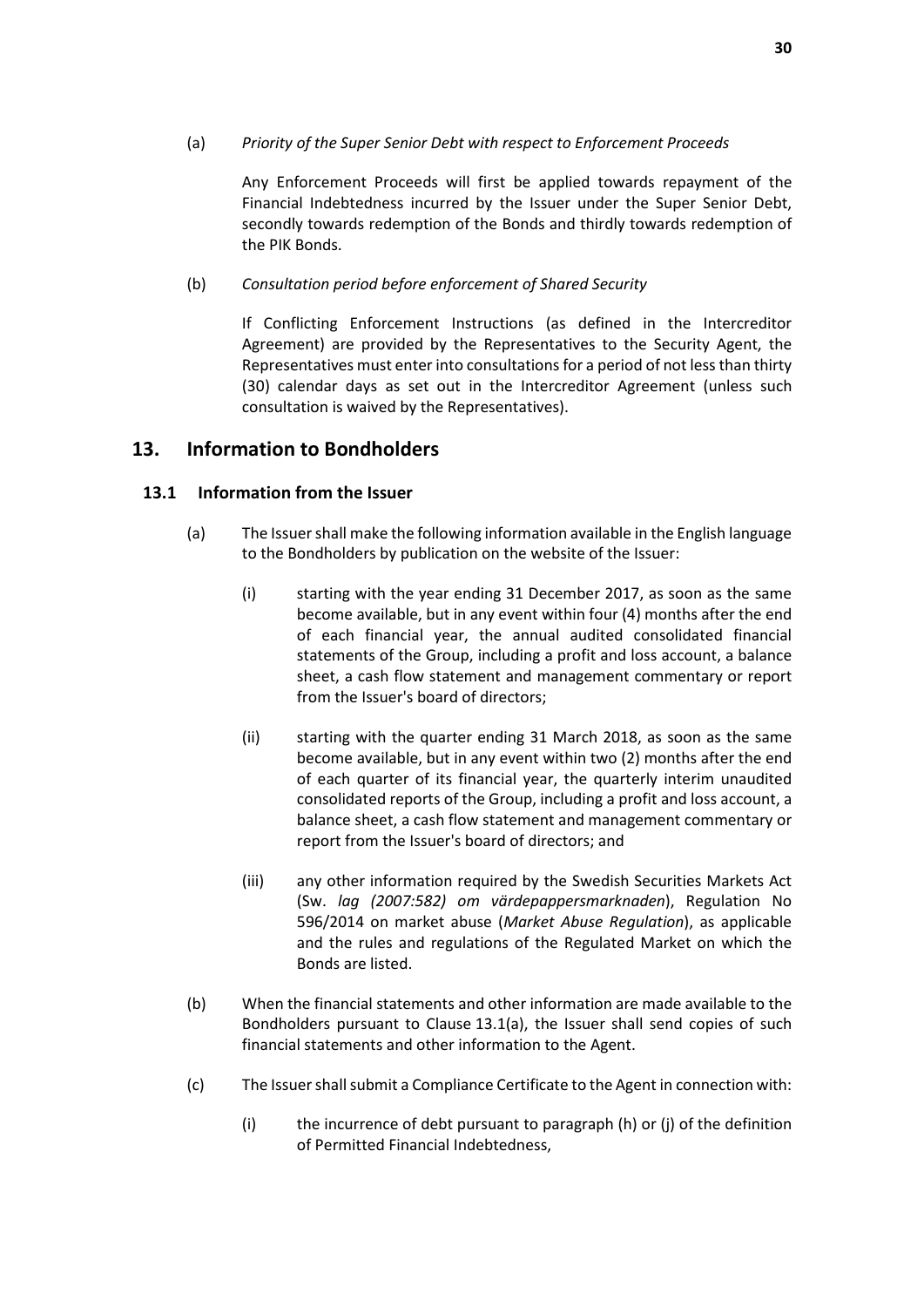(a) *Priority of the Super Senior Debt with respect to Enforcement Proceeds*

Any Enforcement Proceeds will first be applied towards repayment of the Financial Indebtedness incurred by the Issuer under the Super Senior Debt, secondly towards redemption of the Bonds and thirdly towards redemption of the PIK Bonds.

(b) *Consultation period before enforcement of Shared Security*

If Conflicting Enforcement Instructions (as defined in the Intercreditor Agreement) are provided by the Representatives to the Security Agent, the Representatives must enter into consultations for a period of not less than thirty (30) calendar days as set out in the Intercreditor Agreement (unless such consultation is waived by the Representatives).

## 13. Information to Bondholders

### 13.1 Information from the Issuer

(a) The Issuer shall make the following information available in the English language to the Bondholders by publication on the website of the Issuer:

(i) starting with the year ending 31 December 2017, as soon as the same become available, but in any event within four (4) months after the end of each financial year, the annual audited consolidated financial statements of the Group, including a profit and loss account, a balance sheet, a cash flow statement and management commentary or report from the Issuer's board of directors;

(ii) starting with the quarter ending 31 March 2018, as soon as the same become available, but in any event within two (2) months after the end of each quarter of its financial year, the quarterly interim unaudited consolidated reports of the Group, including a profit and loss account, a balance sheet, a cash flow statement and management commentary or report from the Issuer's board of directors; and

(iii) any other information required by the Swedish Securities Markets Act (Sw. *lag (2007:582) om värdepappersmarknaden*), Regulation No 596/2014 on market abuse (*Market Abuse Regulation*), as applicable and the rules and regulations of the Regulated Market on which the Bonds are listed.

(b) When the financial statements and other information are made available to the Bondholders pursuant to Clause 13.1(a), the Issuer shall send copies of such financial statements and other information to the Agent.

(c) The Issuer shall submit a Compliance Certificate to the Agent in connection with:

(i) the incurrence of debt pursuant to paragraph (h) or (j) of the definition of Permitted Financial Indebtedness,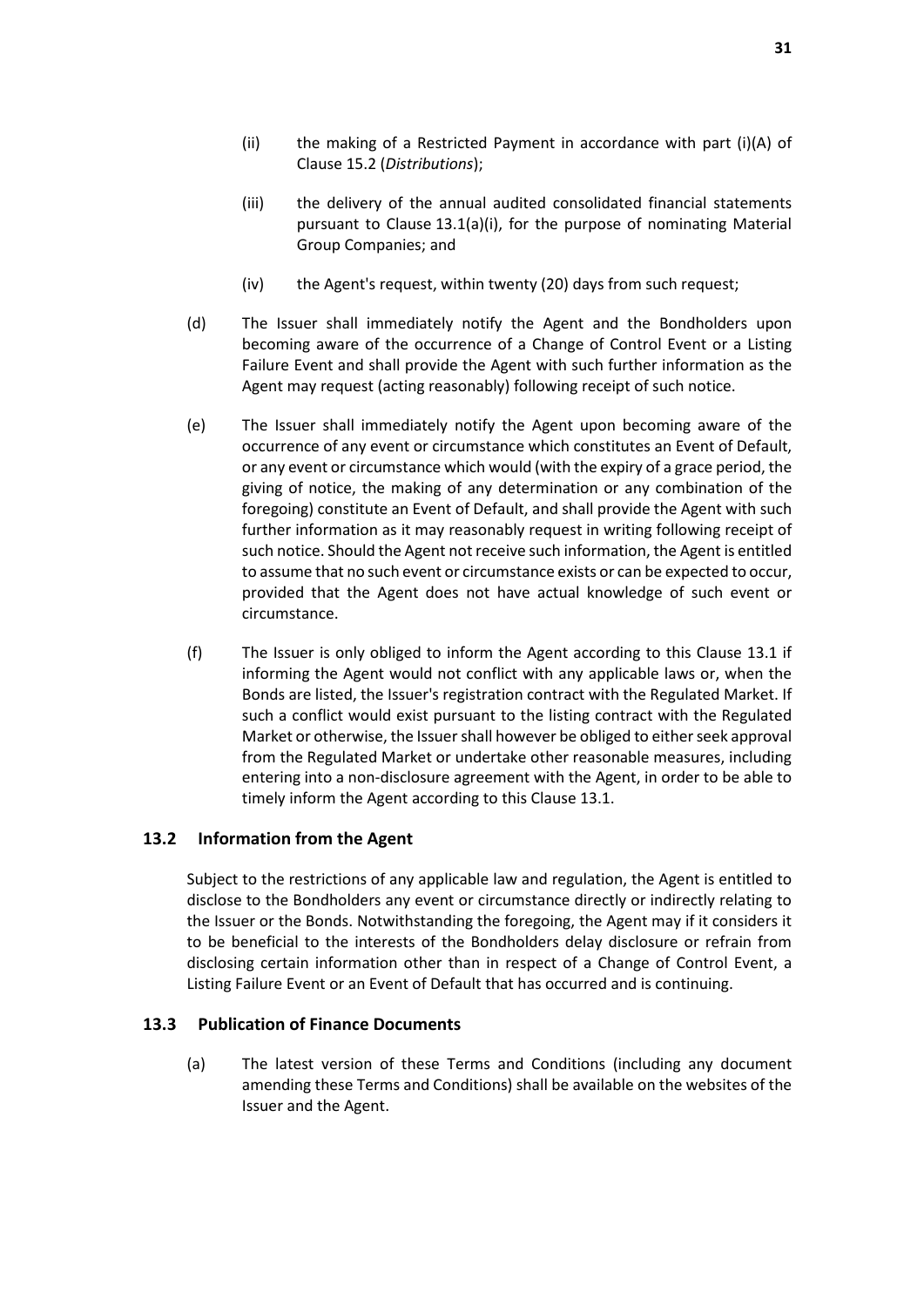(ii) the making of a Restricted Payment in accordance with part (i)(A) of Clause 15.2 (*Distributions*);

(iii) the delivery of the annual audited consolidated financial statements pursuant to Clause 13.1(a)(i), for the purpose of nominating Material Group Companies; and

(iv) the Agent's request, within twenty (20) days from such request;

(d) The Issuer shall immediately notify the Agent and the Bondholders upon becoming aware of the occurrence of a Change of Control Event or a Listing Failure Event and shall provide the Agent with such further information as the Agent may request (acting reasonably) following receipt of such notice.

(e) The Issuer shall immediately notify the Agent upon becoming aware of the occurrence of any event or circumstance which constitutes an Event of Default, or any event or circumstance which would (with the expiry of a grace period, the giving of notice, the making of any determination or any combination of the foregoing) constitute an Event of Default, and shall provide the Agent with such further information as it may reasonably request in writing following receipt of such notice. Should the Agent not receive such information, the Agent is entitled to assume that no such event or circumstance exists or can be expected to occur, provided that the Agent does not have actual knowledge of such event or circumstance.

(f) The Issuer is only obliged to inform the Agent according to this Clause 13.1 if informing the Agent would not conflict with any applicable laws or, when the Bonds are listed, the Issuer's registration contract with the Regulated Market. If such a conflict would exist pursuant to the listing contract with the Regulated Market or otherwise, the Issuer shall however be obliged to either seek approval from the Regulated Market or undertake other reasonable measures, including entering into a non-disclosure agreement with the Agent, in order to be able to timely inform the Agent according to this Clause 13.1.

### 13.2 Information from the Agent

Subject to the restrictions of any applicable law and regulation, the Agent is entitled to disclose to the Bondholders any event or circumstance directly or indirectly relating to the Issuer or the Bonds. Notwithstanding the foregoing, the Agent may if it considers it to be beneficial to the interests of the Bondholders delay disclosure or refrain from disclosing certain information other than in respect of a Change of Control Event, a Listing Failure Event or an Event of Default that has occurred and is continuing.

### 13.3 Publication of Finance Documents

(a) The latest version of these Terms and Conditions (including any document amending these Terms and Conditions) shall be available on the websites of the Issuer and the Agent.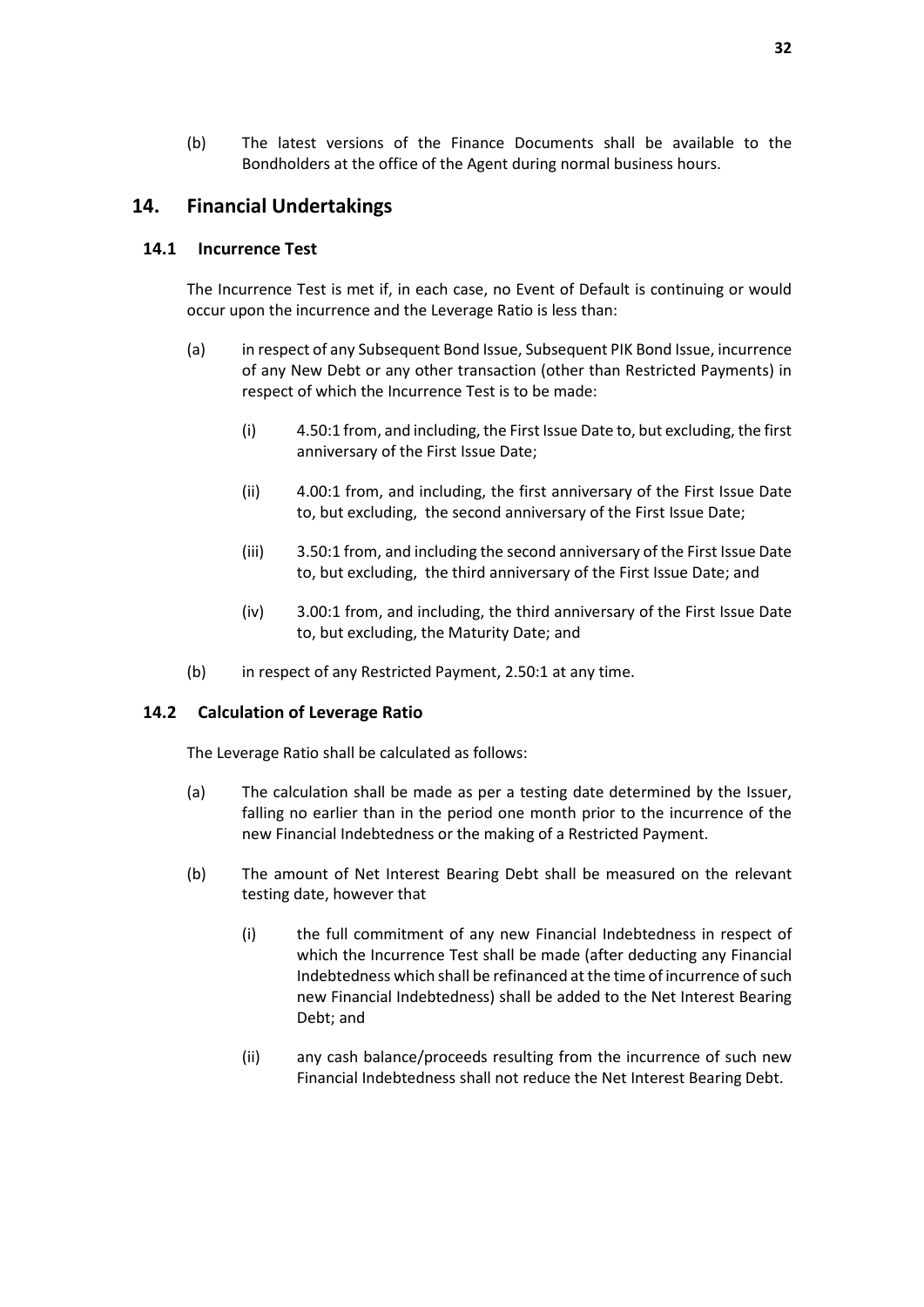(b) The latest versions of the Finance Documents shall be available to the Bondholders at the office of the Agent during normal business hours.

## 14. Financial Undertakings

### 14.1 Incurrence Test

The Incurrence Test is met if, in each case, no Event of Default is continuing or would occur upon the incurrence and the Leverage Ratio is less than:

(a) in respect of any Subsequent Bond Issue, Subsequent PIK Bond Issue, incurrence of any New Debt or any other transaction (other than Restricted Payments) in respect of which the Incurrence Test is to be made:

(i) 4.50:1 from, and including, the First Issue Date to, but excluding, the first anniversary of the First Issue Date;

(ii) 4.00:1 from, and including, the first anniversary of the First Issue Date to, but excluding, the second anniversary of the First Issue Date;

(iii) 3.50:1 from, and including the second anniversary of the First Issue Date to, but excluding, the third anniversary of the First Issue Date; and

(iv) 3.00:1 from, and including, the third anniversary of the First Issue Date to, but excluding, the Maturity Date; and

(b) in respect of any Restricted Payment, 2.50:1 at any time.

### 14.2 Calculation of Leverage Ratio

The Leverage Ratio shall be calculated as follows:

(a) The calculation shall be made as per a testing date determined by the Issuer, falling no earlier than in the period one month prior to the incurrence of the new Financial Indebtedness or the making of a Restricted Payment.

(b) The amount of Net Interest Bearing Debt shall be measured on the relevant testing date, however that

(i) the full commitment of any new Financial Indebtedness in respect of which the Incurrence Test shall be made (after deducting any Financial Indebtedness which shall be refinanced at the time of incurrence of such new Financial Indebtedness) shall be added to the Net Interest Bearing Debt; and

(ii) any cash balance/proceeds resulting from the incurrence of such new Financial Indebtedness shall not reduce the Net Interest Bearing Debt.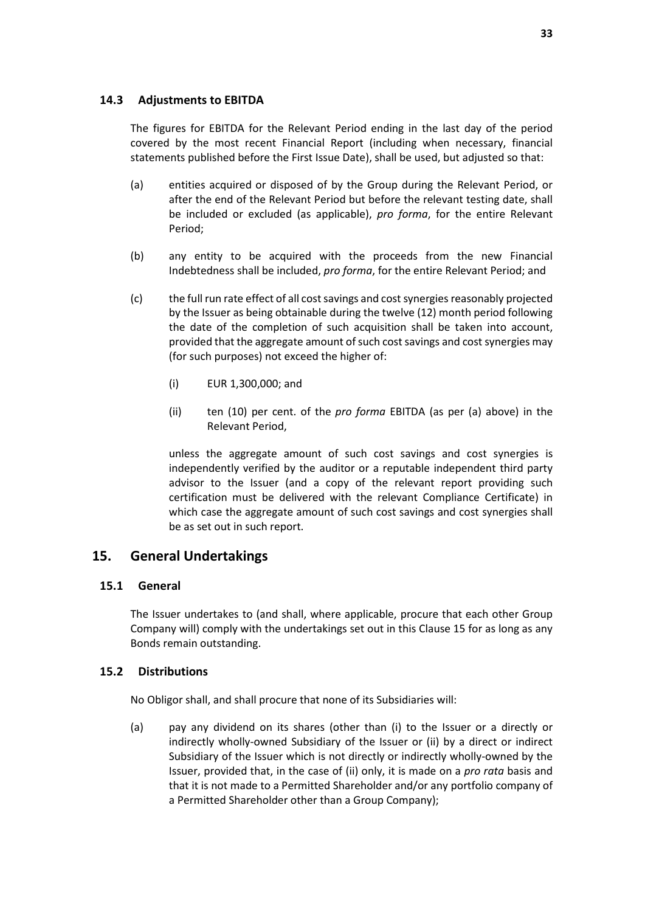### 14.3 Adjustments to EBITDA

The figures for EBITDA for the Relevant Period ending in the last day of the period covered by the most recent Financial Report (including when necessary, financial statements published before the First Issue Date), shall be used, but adjusted so that:

(a) entities acquired or disposed of by the Group during the Relevant Period, or after the end of the Relevant Period but before the relevant testing date, shall be included or excluded (as applicable), *pro forma*, for the entire Relevant Period;

(b) any entity to be acquired with the proceeds from the new Financial Indebtedness shall be included, *pro forma*, for the entire Relevant Period; and

(c) the full run rate effect of all cost savings and cost synergies reasonably projected by the Issuer as being obtainable during the twelve (12) month period following the date of the completion of such acquisition shall be taken into account, provided that the aggregate amount of such cost savings and cost synergies may (for such purposes) not exceed the higher of:

  (i) EUR 1,300,000; and

  (ii) ten (10) per cent. of the *pro forma* EBITDA (as per (a) above) in the Relevant Period,

  unless the aggregate amount of such cost savings and cost synergies is independently verified by the auditor or a reputable independent third party advisor to the Issuer (and a copy of the relevant report providing such certification must be delivered with the relevant Compliance Certificate) in which case the aggregate amount of such cost savings and cost synergies shall be as set out in such report.

## 15. General Undertakings

### 15.1 General

The Issuer undertakes to (and shall, where applicable, procure that each other Group Company will) comply with the undertakings set out in this Clause 15 for as long as any Bonds remain outstanding.

### 15.2 Distributions

No Obligor shall, and shall procure that none of its Subsidiaries will:

(a) pay any dividend on its shares (other than (i) to the Issuer or a directly or indirectly wholly-owned Subsidiary of the Issuer or (ii) by a direct or indirect Subsidiary of the Issuer which is not directly or indirectly wholly-owned by the Issuer, provided that, in the case of (ii) only, it is made on a *pro rata* basis and that it is not made to a Permitted Shareholder and/or any portfolio company of a Permitted Shareholder other than a Group Company);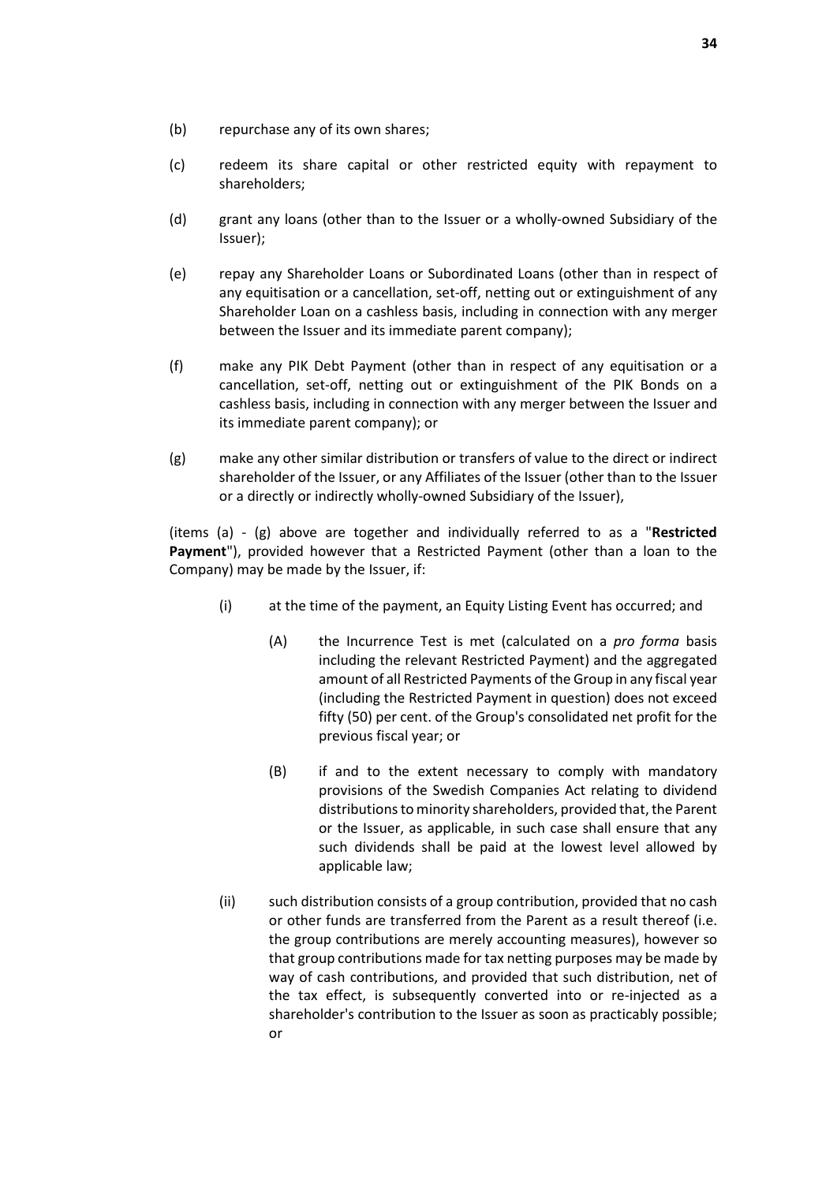(b) repurchase any of its own shares;

(c) redeem its share capital or other restricted equity with repayment to shareholders;

(d) grant any loans (other than to the Issuer or a wholly-owned Subsidiary of the Issuer);

(e) repay any Shareholder Loans or Subordinated Loans (other than in respect of any equitisation or a cancellation, set-off, netting out or extinguishment of any Shareholder Loan on a cashless basis, including in connection with any merger between the Issuer and its immediate parent company);

(f) make any PIK Debt Payment (other than in respect of any equitisation or a cancellation, set-off, netting out or extinguishment of the PIK Bonds on a cashless basis, including in connection with any merger between the Issuer and its immediate parent company); or

(g) make any other similar distribution or transfers of value to the direct or indirect shareholder of the Issuer, or any Affiliates of the Issuer (other than to the Issuer or a directly or indirectly wholly-owned Subsidiary of the Issuer),

(items (a) - (g) above are together and individually referred to as a "**Restricted Payment**"), provided however that a Restricted Payment (other than a loan to the Company) may be made by the Issuer, if:

(i) at the time of the payment, an Equity Listing Event has occurred; and

(A) the Incurrence Test is met (calculated on a *pro forma* basis including the relevant Restricted Payment) and the aggregated amount of all Restricted Payments of the Group in any fiscal year (including the Restricted Payment in question) does not exceed fifty (50) per cent. of the Group's consolidated net profit for the previous fiscal year; or

(B) if and to the extent necessary to comply with mandatory provisions of the Swedish Companies Act relating to dividend distributions to minority shareholders, provided that, the Parent or the Issuer, as applicable, in such case shall ensure that any such dividends shall be paid at the lowest level allowed by applicable law;

(ii) such distribution consists of a group contribution, provided that no cash or other funds are transferred from the Parent as a result thereof (i.e. the group contributions are merely accounting measures), however so that group contributions made for tax netting purposes may be made by way of cash contributions, and provided that such distribution, net of the tax effect, is subsequently converted into or re-injected as a shareholder's contribution to the Issuer as soon as practicably possible; or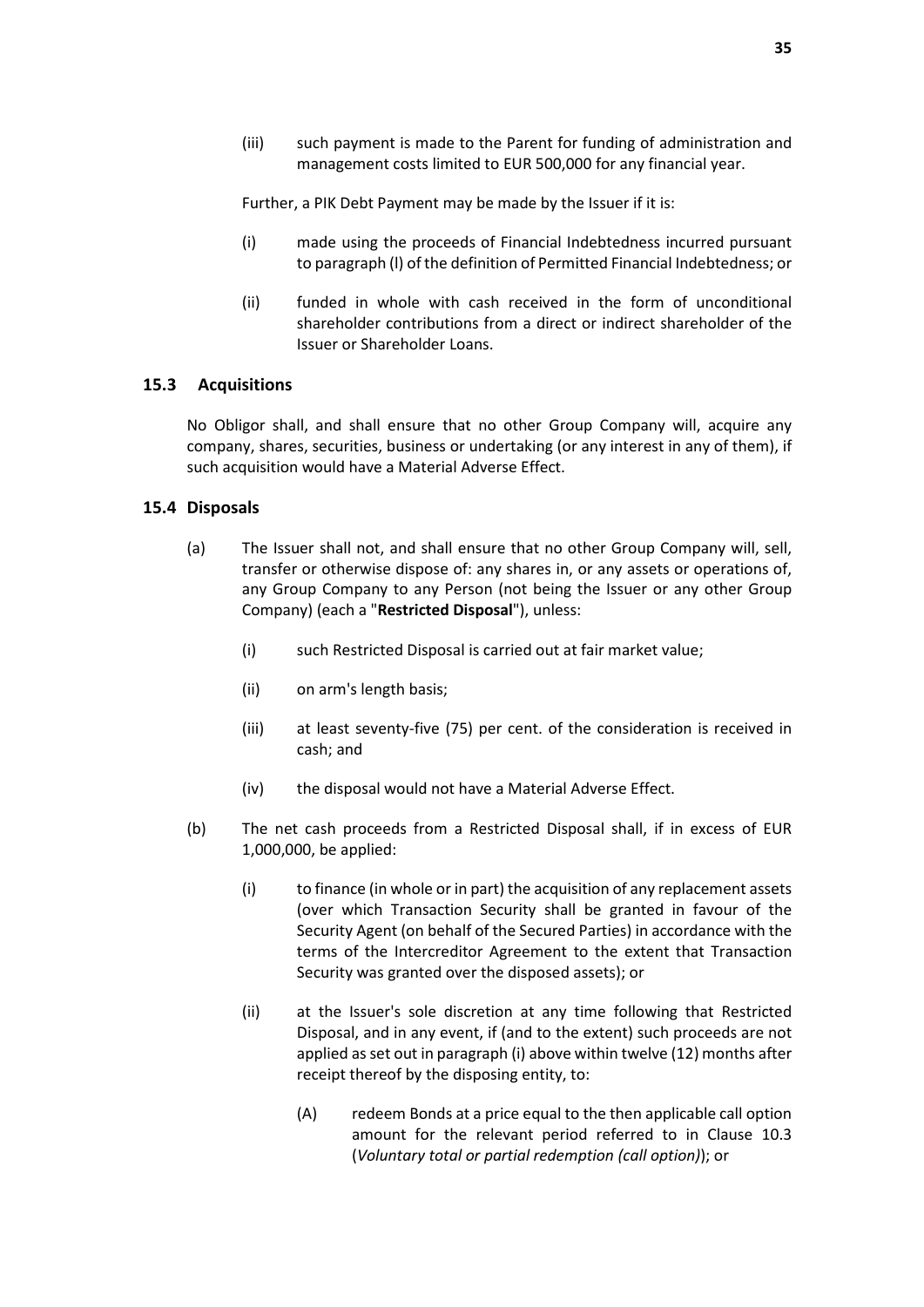(iii) such payment is made to the Parent for funding of administration and management costs limited to EUR 500,000 for any financial year.

Further, a PIK Debt Payment may be made by the Issuer if it is:

(i) made using the proceeds of Financial Indebtedness incurred pursuant to paragraph (l) of the definition of Permitted Financial Indebtedness; or

(ii) funded in whole with cash received in the form of unconditional shareholder contributions from a direct or indirect shareholder of the Issuer or Shareholder Loans.

### 15.3 Acquisitions

No Obligor shall, and shall ensure that no other Group Company will, acquire any company, shares, securities, business or undertaking (or any interest in any of them), if such acquisition would have a Material Adverse Effect.

### 15.4 Disposals

(a) The Issuer shall not, and shall ensure that no other Group Company will, sell, transfer or otherwise dispose of: any shares in, or any assets or operations of, any Group Company to any Person (not being the Issuer or any other Group Company) (each a "**Restricted Disposal**"), unless:

(i) such Restricted Disposal is carried out at fair market value;

(ii) on arm's length basis;

(iii) at least seventy-five (75) per cent. of the consideration is received in cash; and

(iv) the disposal would not have a Material Adverse Effect.

(b) The net cash proceeds from a Restricted Disposal shall, if in excess of EUR 1,000,000, be applied:

(i) to finance (in whole or in part) the acquisition of any replacement assets (over which Transaction Security shall be granted in favour of the Security Agent (on behalf of the Secured Parties) in accordance with the terms of the Intercreditor Agreement to the extent that Transaction Security was granted over the disposed assets); or

(ii) at the Issuer's sole discretion at any time following that Restricted Disposal, and in any event, if (and to the extent) such proceeds are not applied as set out in paragraph (i) above within twelve (12) months after receipt thereof by the disposing entity, to:

(A) redeem Bonds at a price equal to the then applicable call option amount for the relevant period referred to in Clause 10.3 (*Voluntary total or partial redemption (call option)*); or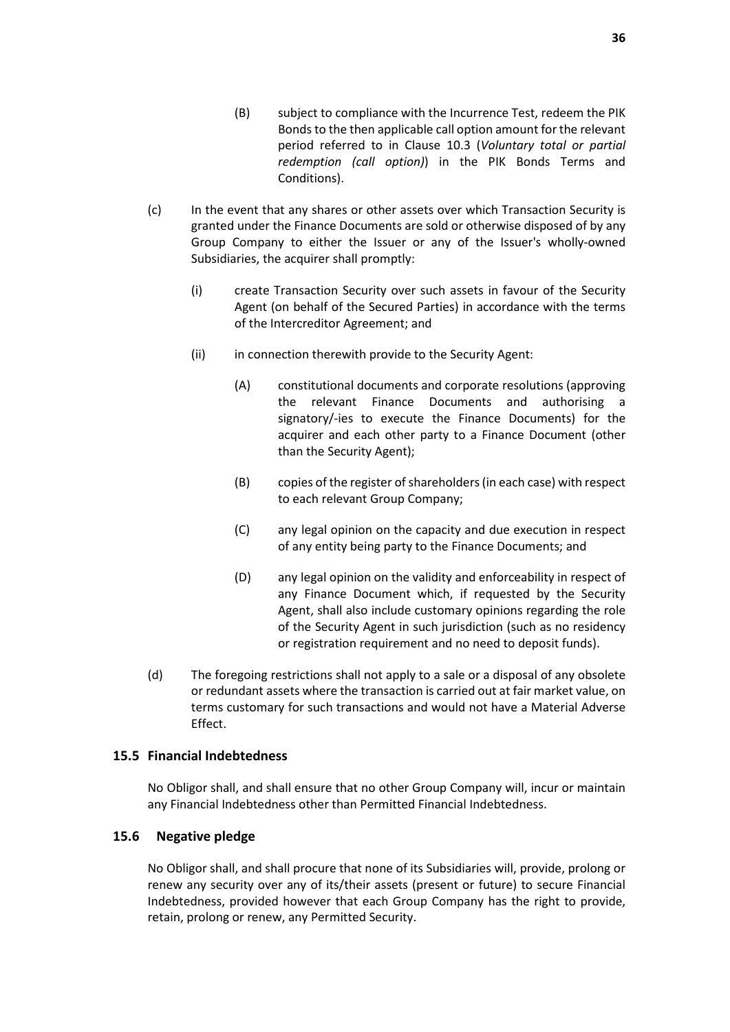(B) subject to compliance with the Incurrence Test, redeem the PIK Bonds to the then applicable call option amount for the relevant period referred to in Clause 10.3 (*Voluntary total or partial redemption (call option)*) in the PIK Bonds Terms and Conditions).

(c) In the event that any shares or other assets over which Transaction Security is granted under the Finance Documents are sold or otherwise disposed of by any Group Company to either the Issuer or any of the Issuer's wholly-owned Subsidiaries, the acquirer shall promptly:

(i) create Transaction Security over such assets in favour of the Security Agent (on behalf of the Secured Parties) in accordance with the terms of the Intercreditor Agreement; and

(ii) in connection therewith provide to the Security Agent:

(A) constitutional documents and corporate resolutions (approving the relevant Finance Documents and authorising a signatory/-ies to execute the Finance Documents) for the acquirer and each other party to a Finance Document (other than the Security Agent);

(B) copies of the register of shareholders (in each case) with respect to each relevant Group Company;

(C) any legal opinion on the capacity and due execution in respect of any entity being party to the Finance Documents; and

(D) any legal opinion on the validity and enforceability in respect of any Finance Document which, if requested by the Security Agent, shall also include customary opinions regarding the role of the Security Agent in such jurisdiction (such as no residency or registration requirement and no need to deposit funds).

(d) The foregoing restrictions shall not apply to a sale or a disposal of any obsolete or redundant assets where the transaction is carried out at fair market value, on terms customary for such transactions and would not have a Material Adverse Effect.

### 15.5 Financial Indebtedness

No Obligor shall, and shall ensure that no other Group Company will, incur or maintain any Financial Indebtedness other than Permitted Financial Indebtedness.

### 15.6 Negative pledge

No Obligor shall, and shall procure that none of its Subsidiaries will, provide, prolong or renew any security over any of its/their assets (present or future) to secure Financial Indebtedness, provided however that each Group Company has the right to provide, retain, prolong or renew, any Permitted Security.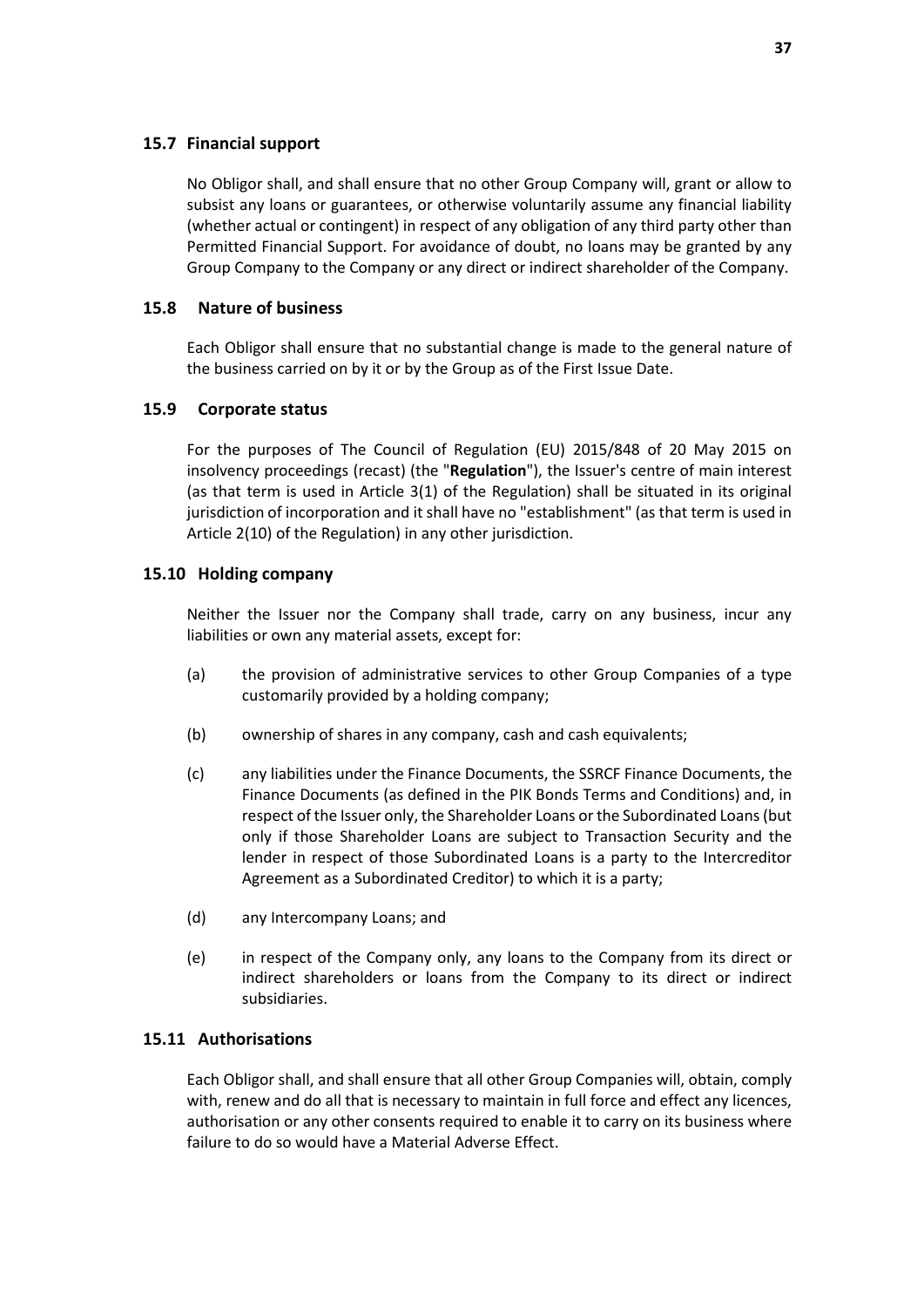### 15.7 Financial support

No Obligor shall, and shall ensure that no other Group Company will, grant or allow to subsist any loans or guarantees, or otherwise voluntarily assume any financial liability (whether actual or contingent) in respect of any obligation of any third party other than Permitted Financial Support. For avoidance of doubt, no loans may be granted by any Group Company to the Company or any direct or indirect shareholder of the Company.

### 15.8 Nature of business

Each Obligor shall ensure that no substantial change is made to the general nature of the business carried on by it or by the Group as of the First Issue Date.

### 15.9 Corporate status

For the purposes of The Council of Regulation (EU) 2015/848 of 20 May 2015 on insolvency proceedings (recast) (the "**Regulation**"), the Issuer's centre of main interest (as that term is used in Article 3(1) of the Regulation) shall be situated in its original jurisdiction of incorporation and it shall have no "establishment" (as that term is used in Article 2(10) of the Regulation) in any other jurisdiction.

### 15.10 Holding company

Neither the Issuer nor the Company shall trade, carry on any business, incur any liabilities or own any material assets, except for:

(a) the provision of administrative services to other Group Companies of a type customarily provided by a holding company;

(b) ownership of shares in any company, cash and cash equivalents;

(c) any liabilities under the Finance Documents, the SSRCF Finance Documents, the Finance Documents (as defined in the PIK Bonds Terms and Conditions) and, in respect of the Issuer only, the Shareholder Loans or the Subordinated Loans (but only if those Shareholder Loans are subject to Transaction Security and the lender in respect of those Subordinated Loans is a party to the Intercreditor Agreement as a Subordinated Creditor) to which it is a party;

(d) any Intercompany Loans; and

(e) in respect of the Company only, any loans to the Company from its direct or indirect shareholders or loans from the Company to its direct or indirect subsidiaries.

### 15.11 Authorisations

Each Obligor shall, and shall ensure that all other Group Companies will, obtain, comply with, renew and do all that is necessary to maintain in full force and effect any licences, authorisation or any other consents required to enable it to carry on its business where failure to do so would have a Material Adverse Effect.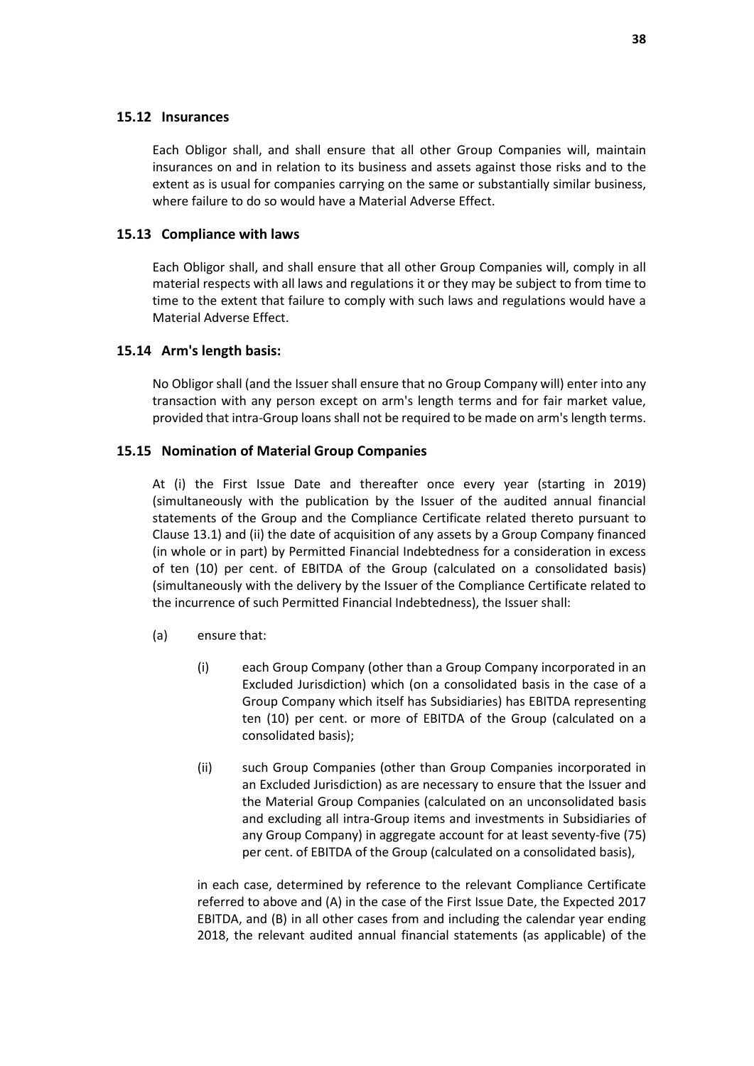### 15.12 Insurances

Each Obligor shall, and shall ensure that all other Group Companies will, maintain insurances on and in relation to its business and assets against those risks and to the extent as is usual for companies carrying on the same or substantially similar business, where failure to do so would have a Material Adverse Effect.

### 15.13 Compliance with laws

Each Obligor shall, and shall ensure that all other Group Companies will, comply in all material respects with all laws and regulations it or they may be subject to from time to time to the extent that failure to comply with such laws and regulations would have a Material Adverse Effect.

### 15.14 Arm's length basis:

No Obligor shall (and the Issuer shall ensure that no Group Company will) enter into any transaction with any person except on arm's length terms and for fair market value, provided that intra-Group loans shall not be required to be made on arm's length terms.

### 15.15 Nomination of Material Group Companies

At (i) the First Issue Date and thereafter once every year (starting in 2019) (simultaneously with the publication by the Issuer of the audited annual financial statements of the Group and the Compliance Certificate related thereto pursuant to Clause 13.1) and (ii) the date of acquisition of any assets by a Group Company financed (in whole or in part) by Permitted Financial Indebtedness for a consideration in excess of ten (10) per cent. of EBITDA of the Group (calculated on a consolidated basis) (simultaneously with the delivery by the Issuer of the Compliance Certificate related to the incurrence of such Permitted Financial Indebtedness), the Issuer shall:

(a) ensure that:

(i) each Group Company (other than a Group Company incorporated in an Excluded Jurisdiction) which (on a consolidated basis in the case of a Group Company which itself has Subsidiaries) has EBITDA representing ten (10) per cent. or more of EBITDA of the Group (calculated on a consolidated basis);

(ii) such Group Companies (other than Group Companies incorporated in an Excluded Jurisdiction) as are necessary to ensure that the Issuer and the Material Group Companies (calculated on an unconsolidated basis and excluding all intra-Group items and investments in Subsidiaries of any Group Company) in aggregate account for at least seventy-five (75) per cent. of EBITDA of the Group (calculated on a consolidated basis),

in each case, determined by reference to the relevant Compliance Certificate referred to above and (A) in the case of the First Issue Date, the Expected 2017 EBITDA, and (B) in all other cases from and including the calendar year ending 2018, the relevant audited annual financial statements (as applicable) of the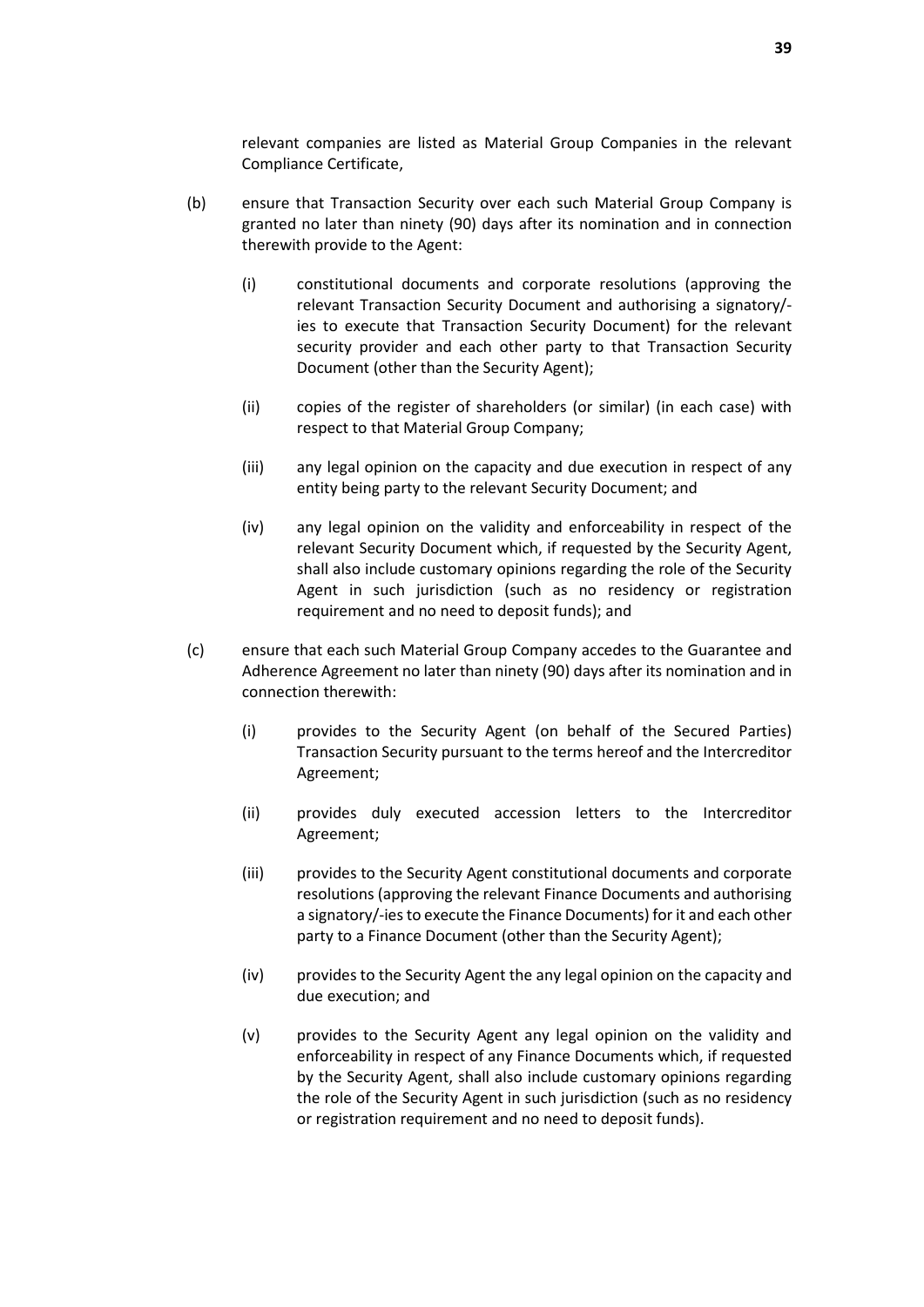relevant companies are listed as Material Group Companies in the relevant Compliance Certificate,

(b) ensure that Transaction Security over each such Material Group Company is granted no later than ninety (90) days after its nomination and in connection therewith provide to the Agent:

  (i) constitutional documents and corporate resolutions (approving the relevant Transaction Security Document and authorising a signatory/-ies to execute that Transaction Security Document) for the relevant security provider and each other party to that Transaction Security Document (other than the Security Agent);

  (ii) copies of the register of shareholders (or similar) (in each case) with respect to that Material Group Company;

  (iii) any legal opinion on the capacity and due execution in respect of any entity being party to the relevant Security Document; and

  (iv) any legal opinion on the validity and enforceability in respect of the relevant Security Document which, if requested by the Security Agent, shall also include customary opinions regarding the role of the Security Agent in such jurisdiction (such as no residency or registration requirement and no need to deposit funds); and

(c) ensure that each such Material Group Company accedes to the Guarantee and Adherence Agreement no later than ninety (90) days after its nomination and in connection therewith:

  (i) provides to the Security Agent (on behalf of the Secured Parties) Transaction Security pursuant to the terms hereof and the Intercreditor Agreement;

  (ii) provides duly executed accession letters to the Intercreditor Agreement;

  (iii) provides to the Security Agent constitutional documents and corporate resolutions (approving the relevant Finance Documents and authorising a signatory/-ies to execute the Finance Documents) for it and each other party to a Finance Document (other than the Security Agent);

  (iv) provides to the Security Agent the any legal opinion on the capacity and due execution; and

  (v) provides to the Security Agent any legal opinion on the validity and enforceability in respect of any Finance Documents which, if requested by the Security Agent, shall also include customary opinions regarding the role of the Security Agent in such jurisdiction (such as no residency or registration requirement and no need to deposit funds).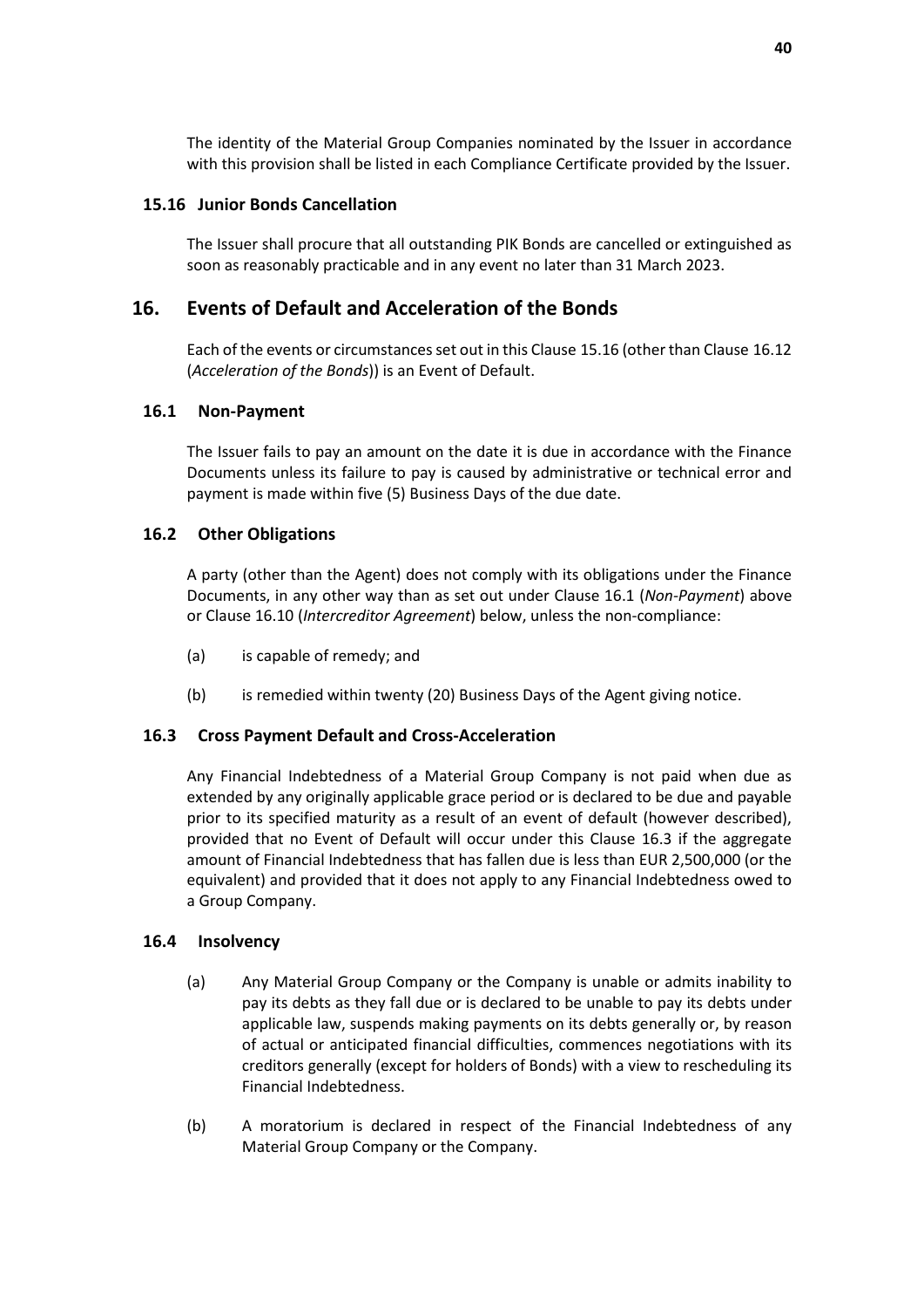The identity of the Material Group Companies nominated by the Issuer in accordance with this provision shall be listed in each Compliance Certificate provided by the Issuer.

### 15.16 Junior Bonds Cancellation

The Issuer shall procure that all outstanding PIK Bonds are cancelled or extinguished as soon as reasonably practicable and in any event no later than 31 March 2023.

## 16. Events of Default and Acceleration of the Bonds

Each of the events or circumstances set out in this Clause 15.16 (other than Clause 16.12 (*Acceleration of the Bonds*)) is an Event of Default.

### 16.1 Non-Payment

The Issuer fails to pay an amount on the date it is due in accordance with the Finance Documents unless its failure to pay is caused by administrative or technical error and payment is made within five (5) Business Days of the due date.

### 16.2 Other Obligations

A party (other than the Agent) does not comply with its obligations under the Finance Documents, in any other way than as set out under Clause 16.1 (*Non-Payment*) above or Clause 16.10 (*Intercreditor Agreement*) below, unless the non-compliance:

(a) is capable of remedy; and

(b) is remedied within twenty (20) Business Days of the Agent giving notice.

### 16.3 Cross Payment Default and Cross-Acceleration

Any Financial Indebtedness of a Material Group Company is not paid when due as extended by any originally applicable grace period or is declared to be due and payable prior to its specified maturity as a result of an event of default (however described), provided that no Event of Default will occur under this Clause 16.3 if the aggregate amount of Financial Indebtedness that has fallen due is less than EUR 2,500,000 (or the equivalent) and provided that it does not apply to any Financial Indebtedness owed to a Group Company.

### 16.4 Insolvency

(a) Any Material Group Company or the Company is unable or admits inability to pay its debts as they fall due or is declared to be unable to pay its debts under applicable law, suspends making payments on its debts generally or, by reason of actual or anticipated financial difficulties, commences negotiations with its creditors generally (except for holders of Bonds) with a view to rescheduling its Financial Indebtedness.

(b) A moratorium is declared in respect of the Financial Indebtedness of any Material Group Company or the Company.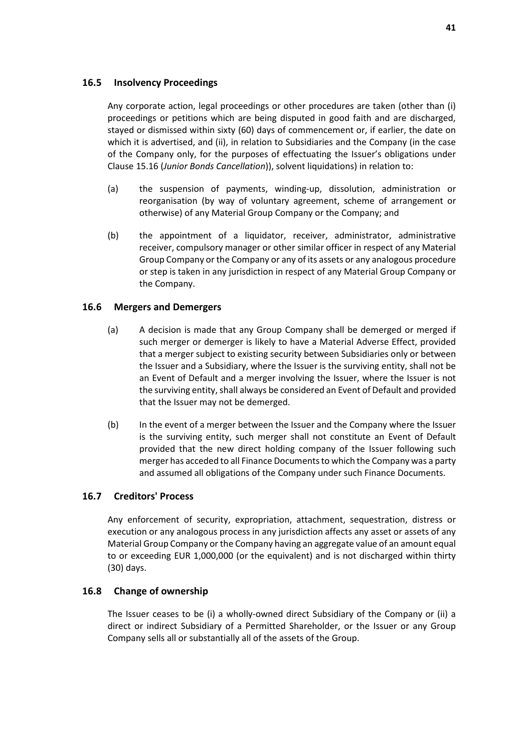### 16.5 Insolvency Proceedings

Any corporate action, legal proceedings or other procedures are taken (other than (i) proceedings or petitions which are being disputed in good faith and are discharged, stayed or dismissed within sixty (60) days of commencement or, if earlier, the date on which it is advertised, and (ii), in relation to Subsidiaries and the Company (in the case of the Company only, for the purposes of effectuating the Issuer's obligations under Clause 15.16 (*Junior Bonds Cancellation*)), solvent liquidations) in relation to:

(a) the suspension of payments, winding-up, dissolution, administration or reorganisation (by way of voluntary agreement, scheme of arrangement or otherwise) of any Material Group Company or the Company; and

(b) the appointment of a liquidator, receiver, administrator, administrative receiver, compulsory manager or other similar officer in respect of any Material Group Company or the Company or any of its assets or any analogous procedure or step is taken in any jurisdiction in respect of any Material Group Company or the Company.

### 16.6 Mergers and Demergers

(a) A decision is made that any Group Company shall be demerged or merged if such merger or demerger is likely to have a Material Adverse Effect, provided that a merger subject to existing security between Subsidiaries only or between the Issuer and a Subsidiary, where the Issuer is the surviving entity, shall not be an Event of Default and a merger involving the Issuer, where the Issuer is not the surviving entity, shall always be considered an Event of Default and provided that the Issuer may not be demerged.

(b) In the event of a merger between the Issuer and the Company where the Issuer is the surviving entity, such merger shall not constitute an Event of Default provided that the new direct holding company of the Issuer following such merger has acceded to all Finance Documents to which the Company was a party and assumed all obligations of the Company under such Finance Documents.

### 16.7 Creditors' Process

Any enforcement of security, expropriation, attachment, sequestration, distress or execution or any analogous process in any jurisdiction affects any asset or assets of any Material Group Company or the Company having an aggregate value of an amount equal to or exceeding EUR 1,000,000 (or the equivalent) and is not discharged within thirty (30) days.

### 16.8 Change of ownership

The Issuer ceases to be (i) a wholly-owned direct Subsidiary of the Company or (ii) a direct or indirect Subsidiary of a Permitted Shareholder, or the Issuer or any Group Company sells all or substantially all of the assets of the Group.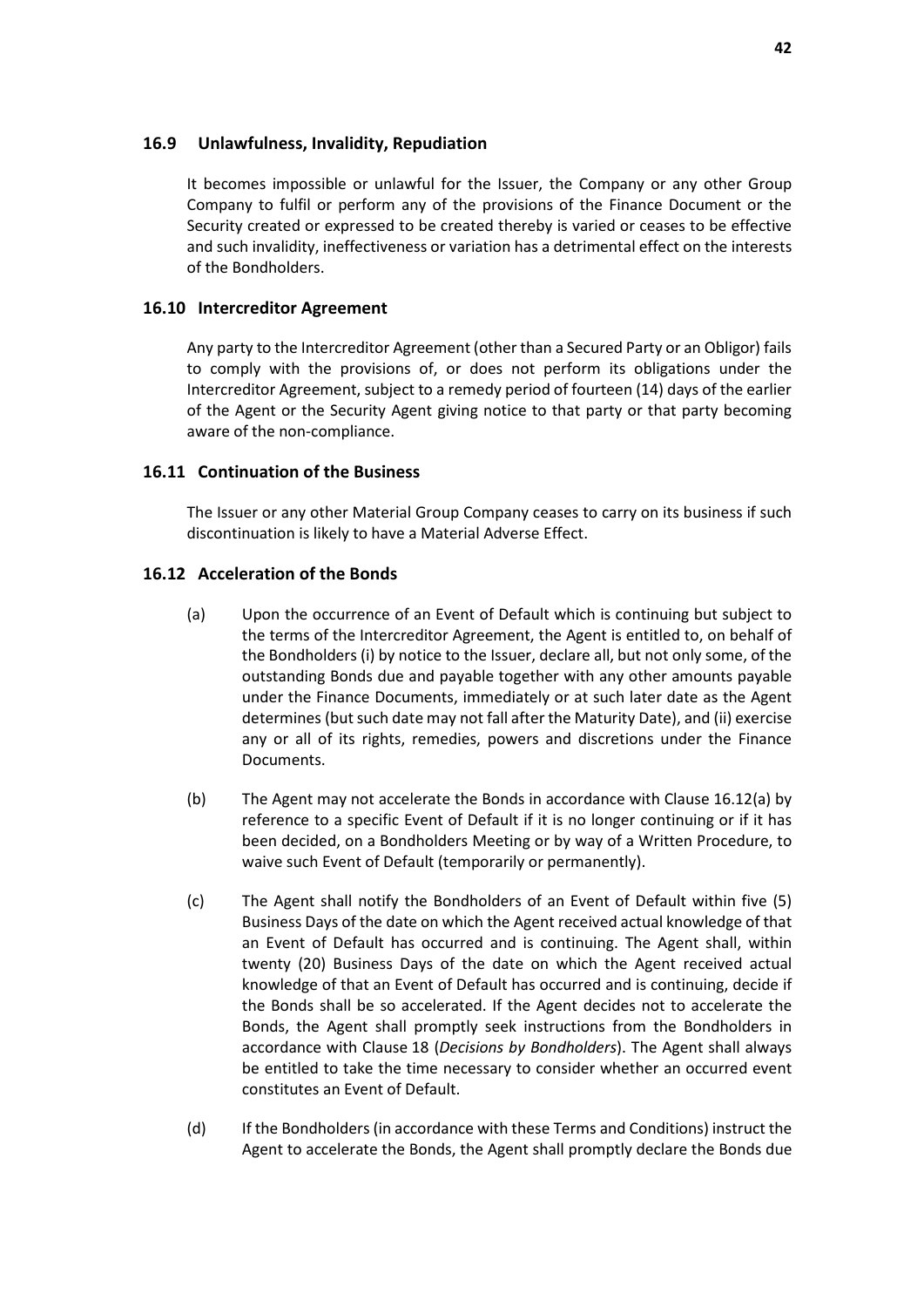### 16.9 Unlawfulness, Invalidity, Repudiation

It becomes impossible or unlawful for the Issuer, the Company or any other Group Company to fulfil or perform any of the provisions of the Finance Document or the Security created or expressed to be created thereby is varied or ceases to be effective and such invalidity, ineffectiveness or variation has a detrimental effect on the interests of the Bondholders.

### 16.10 Intercreditor Agreement

Any party to the Intercreditor Agreement (other than a Secured Party or an Obligor) fails to comply with the provisions of, or does not perform its obligations under the Intercreditor Agreement, subject to a remedy period of fourteen (14) days of the earlier of the Agent or the Security Agent giving notice to that party or that party becoming aware of the non-compliance.

### 16.11 Continuation of the Business

The Issuer or any other Material Group Company ceases to carry on its business if such discontinuation is likely to have a Material Adverse Effect.

### 16.12 Acceleration of the Bonds

(a) Upon the occurrence of an Event of Default which is continuing but subject to the terms of the Intercreditor Agreement, the Agent is entitled to, on behalf of the Bondholders (i) by notice to the Issuer, declare all, but not only some, of the outstanding Bonds due and payable together with any other amounts payable under the Finance Documents, immediately or at such later date as the Agent determines (but such date may not fall after the Maturity Date), and (ii) exercise any or all of its rights, remedies, powers and discretions under the Finance Documents.

(b) The Agent may not accelerate the Bonds in accordance with Clause 16.12(a) by reference to a specific Event of Default if it is no longer continuing or if it has been decided, on a Bondholders Meeting or by way of a Written Procedure, to waive such Event of Default (temporarily or permanently).

(c) The Agent shall notify the Bondholders of an Event of Default within five (5) Business Days of the date on which the Agent received actual knowledge of that an Event of Default has occurred and is continuing. The Agent shall, within twenty (20) Business Days of the date on which the Agent received actual knowledge of that an Event of Default has occurred and is continuing, decide if the Bonds shall be so accelerated. If the Agent decides not to accelerate the Bonds, the Agent shall promptly seek instructions from the Bondholders in accordance with Clause 18 (*Decisions by Bondholders*). The Agent shall always be entitled to take the time necessary to consider whether an occurred event constitutes an Event of Default.

(d) If the Bondholders (in accordance with these Terms and Conditions) instruct the Agent to accelerate the Bonds, the Agent shall promptly declare the Bonds due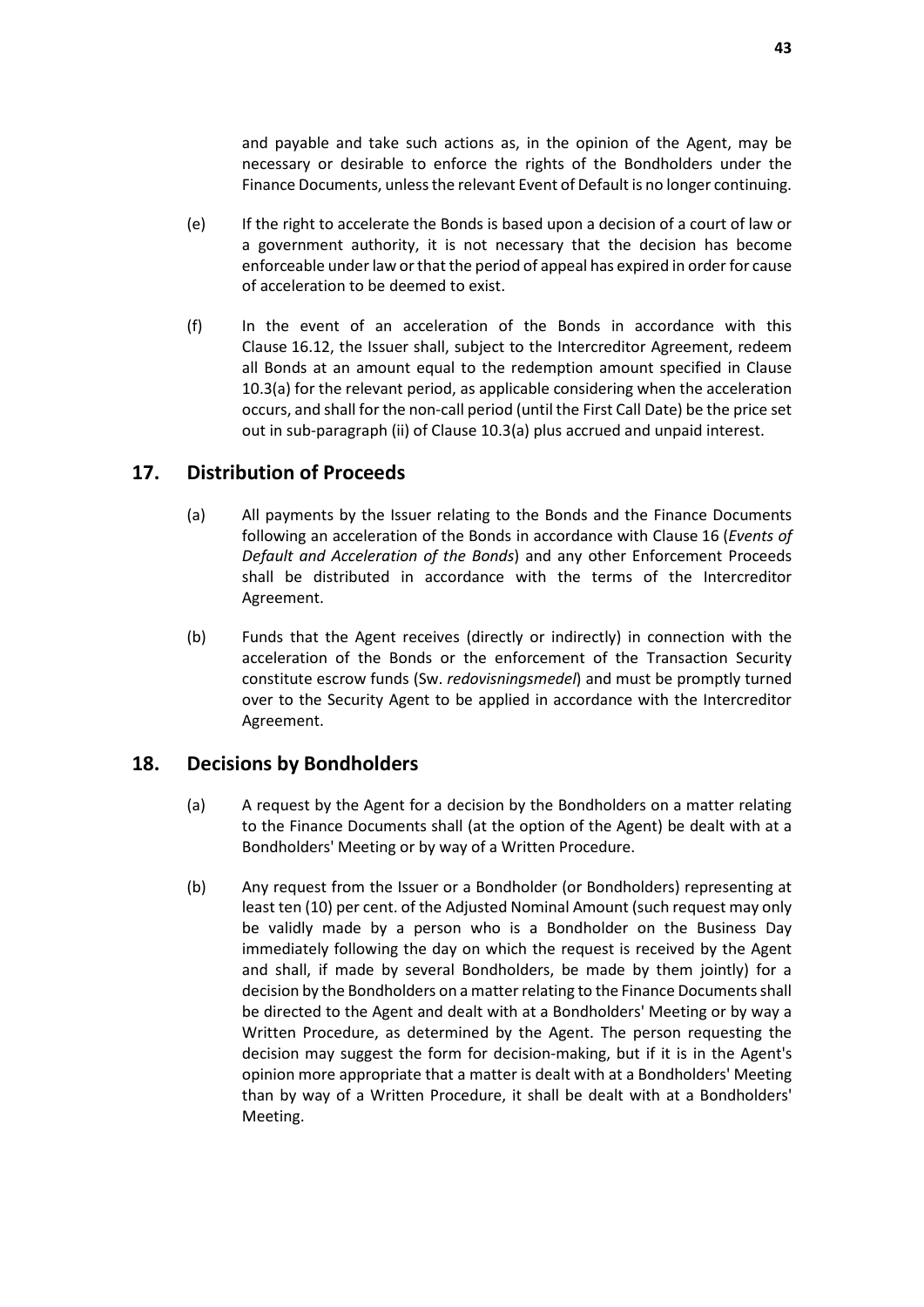and payable and take such actions as, in the opinion of the Agent, may be necessary or desirable to enforce the rights of the Bondholders under the Finance Documents, unless the relevant Event of Default is no longer continuing.

(e) If the right to accelerate the Bonds is based upon a decision of a court of law or a government authority, it is not necessary that the decision has become enforceable under law or that the period of appeal has expired in order for cause of acceleration to be deemed to exist.

(f) In the event of an acceleration of the Bonds in accordance with this Clause 16.12, the Issuer shall, subject to the Intercreditor Agreement, redeem all Bonds at an amount equal to the redemption amount specified in Clause 10.3(a) for the relevant period, as applicable considering when the acceleration occurs, and shall for the non-call period (until the First Call Date) be the price set out in sub-paragraph (ii) of Clause 10.3(a) plus accrued and unpaid interest.

## 17. Distribution of Proceeds

(a) All payments by the Issuer relating to the Bonds and the Finance Documents following an acceleration of the Bonds in accordance with Clause 16 (*Events of Default and Acceleration of the Bonds*) and any other Enforcement Proceeds shall be distributed in accordance with the terms of the Intercreditor Agreement.

(b) Funds that the Agent receives (directly or indirectly) in connection with the acceleration of the Bonds or the enforcement of the Transaction Security constitute escrow funds (Sw. *redovisningsmedel*) and must be promptly turned over to the Security Agent to be applied in accordance with the Intercreditor Agreement.

## 18. Decisions by Bondholders

(a) A request by the Agent for a decision by the Bondholders on a matter relating to the Finance Documents shall (at the option of the Agent) be dealt with at a Bondholders' Meeting or by way of a Written Procedure.

(b) Any request from the Issuer or a Bondholder (or Bondholders) representing at least ten (10) per cent. of the Adjusted Nominal Amount (such request may only be validly made by a person who is a Bondholder on the Business Day immediately following the day on which the request is received by the Agent and shall, if made by several Bondholders, be made by them jointly) for a decision by the Bondholders on a matter relating to the Finance Documents shall be directed to the Agent and dealt with at a Bondholders' Meeting or by way a Written Procedure, as determined by the Agent. The person requesting the decision may suggest the form for decision-making, but if it is in the Agent's opinion more appropriate that a matter is dealt with at a Bondholders' Meeting than by way of a Written Procedure, it shall be dealt with at a Bondholders' Meeting.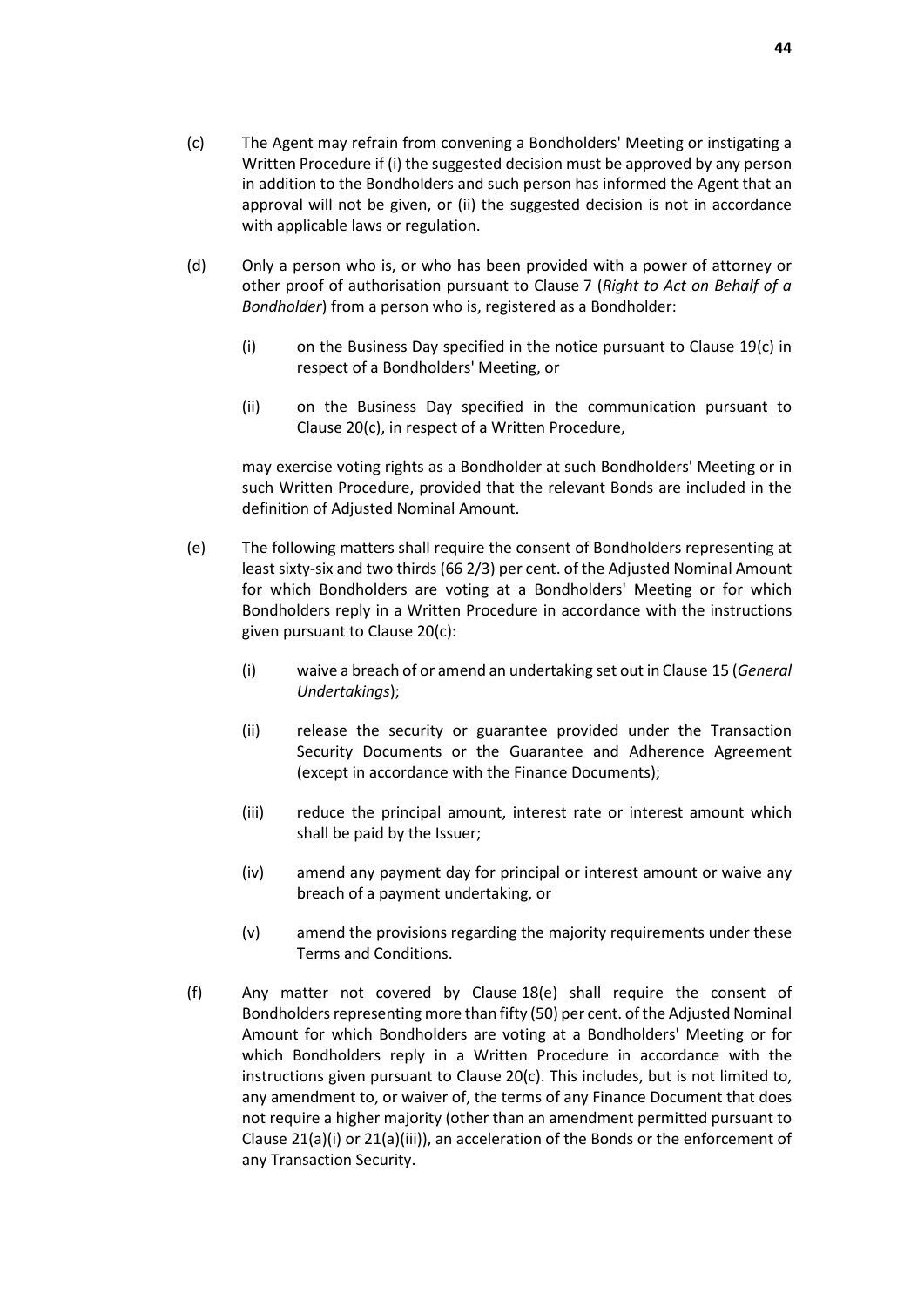(c) The Agent may refrain from convening a Bondholders' Meeting or instigating a Written Procedure if (i) the suggested decision must be approved by any person in addition to the Bondholders and such person has informed the Agent that an approval will not be given, or (ii) the suggested decision is not in accordance with applicable laws or regulation.

(d) Only a person who is, or who has been provided with a power of attorney or other proof of authorisation pursuant to Clause 7 (*Right to Act on Behalf of a Bondholder*) from a person who is, registered as a Bondholder:

(i) on the Business Day specified in the notice pursuant to Clause 19(c) in respect of a Bondholders' Meeting, or

(ii) on the Business Day specified in the communication pursuant to Clause 20(c), in respect of a Written Procedure,

may exercise voting rights as a Bondholder at such Bondholders' Meeting or in such Written Procedure, provided that the relevant Bonds are included in the definition of Adjusted Nominal Amount.

(e) The following matters shall require the consent of Bondholders representing at least sixty-six and two thirds (66 2/3) per cent. of the Adjusted Nominal Amount for which Bondholders are voting at a Bondholders' Meeting or for which Bondholders reply in a Written Procedure in accordance with the instructions given pursuant to Clause 20(c):

(i) waive a breach of or amend an undertaking set out in Clause 15 (*General Undertakings*);

(ii) release the security or guarantee provided under the Transaction Security Documents or the Guarantee and Adherence Agreement (except in accordance with the Finance Documents);

(iii) reduce the principal amount, interest rate or interest amount which shall be paid by the Issuer;

(iv) amend any payment day for principal or interest amount or waive any breach of a payment undertaking, or

(v) amend the provisions regarding the majority requirements under these Terms and Conditions.

(f) Any matter not covered by Clause 18(e) shall require the consent of Bondholders representing more than fifty (50) per cent. of the Adjusted Nominal Amount for which Bondholders are voting at a Bondholders' Meeting or for which Bondholders reply in a Written Procedure in accordance with the instructions given pursuant to Clause 20(c). This includes, but is not limited to, any amendment to, or waiver of, the terms of any Finance Document that does not require a higher majority (other than an amendment permitted pursuant to Clause 21(a)(i) or 21(a)(iii)), an acceleration of the Bonds or the enforcement of any Transaction Security.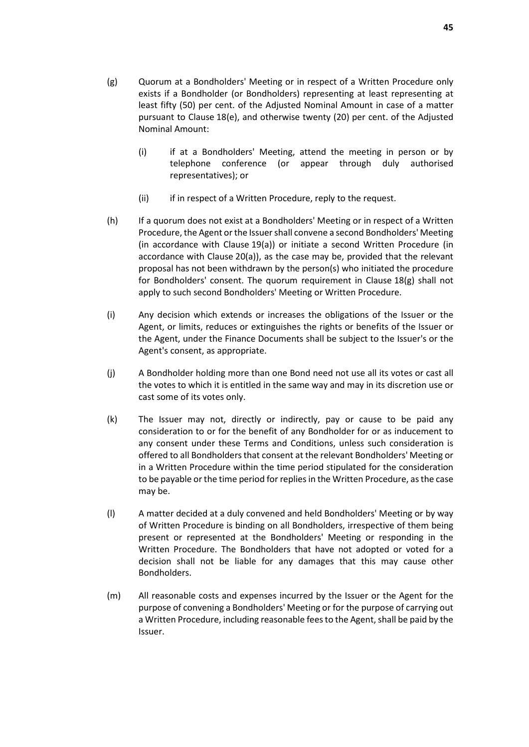(g) Quorum at a Bondholders' Meeting or in respect of a Written Procedure only exists if a Bondholder (or Bondholders) representing at least representing at least fifty (50) per cent. of the Adjusted Nominal Amount in case of a matter pursuant to Clause 18(e), and otherwise twenty (20) per cent. of the Adjusted Nominal Amount:

    (i) if at a Bondholders' Meeting, attend the meeting in person or by telephone conference (or appear through duly authorised representatives); or

    (ii) if in respect of a Written Procedure, reply to the request.

(h) If a quorum does not exist at a Bondholders' Meeting or in respect of a Written Procedure, the Agent or the Issuer shall convene a second Bondholders' Meeting (in accordance with Clause 19(a)) or initiate a second Written Procedure (in accordance with Clause 20(a)), as the case may be, provided that the relevant proposal has not been withdrawn by the person(s) who initiated the procedure for Bondholders' consent. The quorum requirement in Clause 18(g) shall not apply to such second Bondholders' Meeting or Written Procedure.

(i) Any decision which extends or increases the obligations of the Issuer or the Agent, or limits, reduces or extinguishes the rights or benefits of the Issuer or the Agent, under the Finance Documents shall be subject to the Issuer's or the Agent's consent, as appropriate.

(j) A Bondholder holding more than one Bond need not use all its votes or cast all the votes to which it is entitled in the same way and may in its discretion use or cast some of its votes only.

(k) The Issuer may not, directly or indirectly, pay or cause to be paid any consideration to or for the benefit of any Bondholder for or as inducement to any consent under these Terms and Conditions, unless such consideration is offered to all Bondholders that consent at the relevant Bondholders' Meeting or in a Written Procedure within the time period stipulated for the consideration to be payable or the time period for replies in the Written Procedure, as the case may be.

(l) A matter decided at a duly convened and held Bondholders' Meeting or by way of Written Procedure is binding on all Bondholders, irrespective of them being present or represented at the Bondholders' Meeting or responding in the Written Procedure. The Bondholders that have not adopted or voted for a decision shall not be liable for any damages that this may cause other Bondholders.

(m) All reasonable costs and expenses incurred by the Issuer or the Agent for the purpose of convening a Bondholders' Meeting or for the purpose of carrying out a Written Procedure, including reasonable fees to the Agent, shall be paid by the Issuer.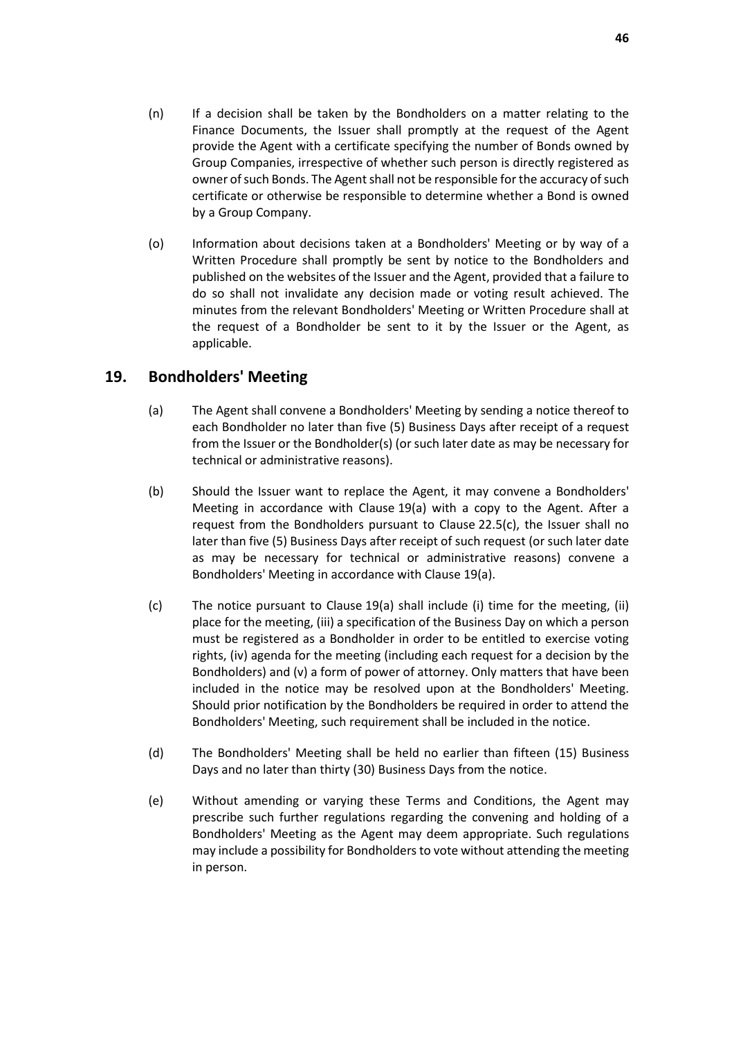(n) If a decision shall be taken by the Bondholders on a matter relating to the Finance Documents, the Issuer shall promptly at the request of the Agent provide the Agent with a certificate specifying the number of Bonds owned by Group Companies, irrespective of whether such person is directly registered as owner of such Bonds. The Agent shall not be responsible for the accuracy of such certificate or otherwise be responsible to determine whether a Bond is owned by a Group Company.

(o) Information about decisions taken at a Bondholders' Meeting or by way of a Written Procedure shall promptly be sent by notice to the Bondholders and published on the websites of the Issuer and the Agent, provided that a failure to do so shall not invalidate any decision made or voting result achieved. The minutes from the relevant Bondholders' Meeting or Written Procedure shall at the request of a Bondholder be sent to it by the Issuer or the Agent, as applicable.

## 19. Bondholders' Meeting

(a) The Agent shall convene a Bondholders' Meeting by sending a notice thereof to each Bondholder no later than five (5) Business Days after receipt of a request from the Issuer or the Bondholder(s) (or such later date as may be necessary for technical or administrative reasons).

(b) Should the Issuer want to replace the Agent, it may convene a Bondholders' Meeting in accordance with Clause 19(a) with a copy to the Agent. After a request from the Bondholders pursuant to Clause 22.5(c), the Issuer shall no later than five (5) Business Days after receipt of such request (or such later date as may be necessary for technical or administrative reasons) convene a Bondholders' Meeting in accordance with Clause 19(a).

(c) The notice pursuant to Clause 19(a) shall include (i) time for the meeting, (ii) place for the meeting, (iii) a specification of the Business Day on which a person must be registered as a Bondholder in order to be entitled to exercise voting rights, (iv) agenda for the meeting (including each request for a decision by the Bondholders) and (v) a form of power of attorney. Only matters that have been included in the notice may be resolved upon at the Bondholders' Meeting. Should prior notification by the Bondholders be required in order to attend the Bondholders' Meeting, such requirement shall be included in the notice.

(d) The Bondholders' Meeting shall be held no earlier than fifteen (15) Business Days and no later than thirty (30) Business Days from the notice.

(e) Without amending or varying these Terms and Conditions, the Agent may prescribe such further regulations regarding the convening and holding of a Bondholders' Meeting as the Agent may deem appropriate. Such regulations may include a possibility for Bondholders to vote without attending the meeting in person.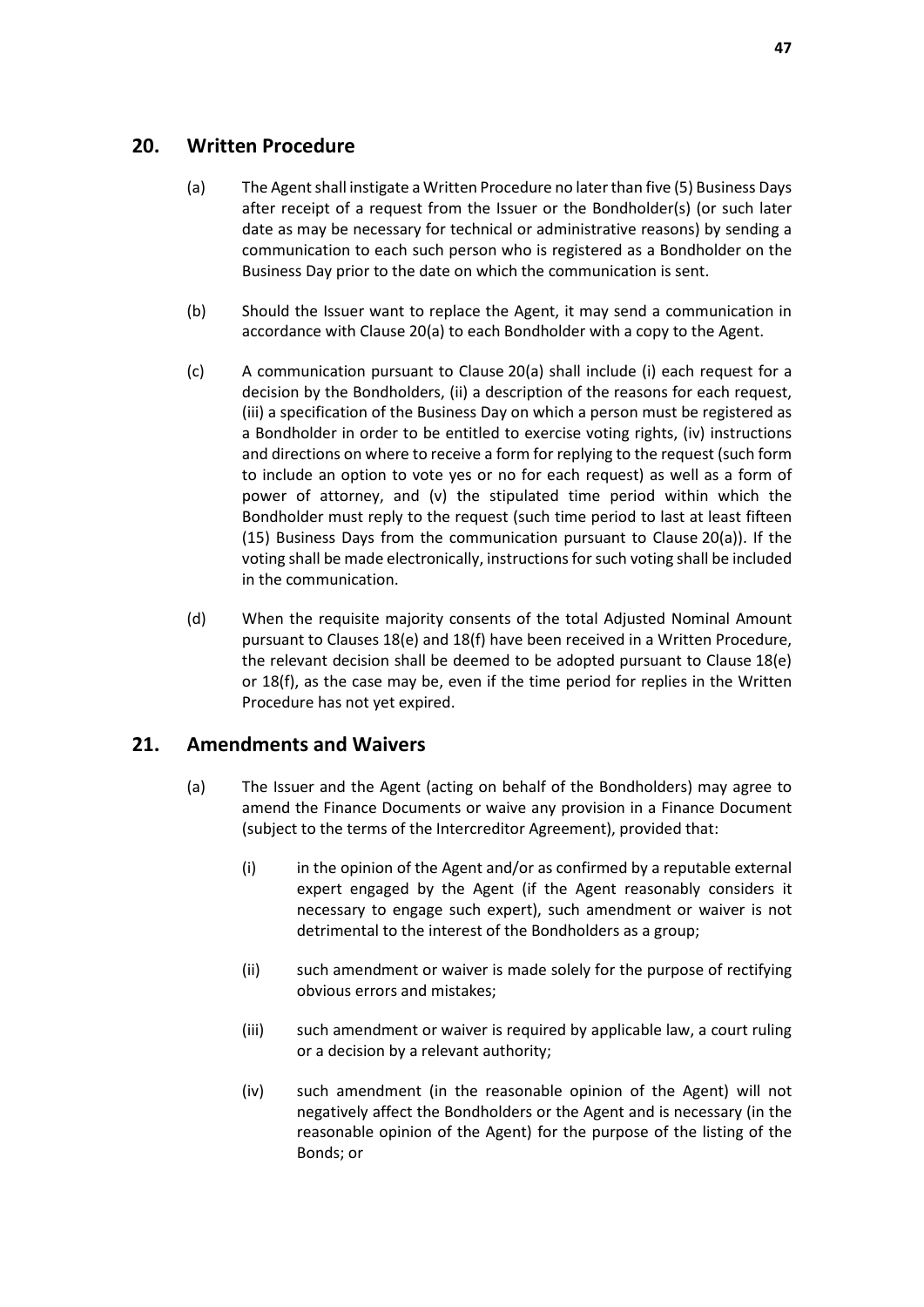## 20. Written Procedure

(a) The Agent shall instigate a Written Procedure no later than five (5) Business Days after receipt of a request from the Issuer or the Bondholder(s) (or such later date as may be necessary for technical or administrative reasons) by sending a communication to each such person who is registered as a Bondholder on the Business Day prior to the date on which the communication is sent.

(b) Should the Issuer want to replace the Agent, it may send a communication in accordance with Clause 20(a) to each Bondholder with a copy to the Agent.

(c) A communication pursuant to Clause 20(a) shall include (i) each request for a decision by the Bondholders, (ii) a description of the reasons for each request, (iii) a specification of the Business Day on which a person must be registered as a Bondholder in order to be entitled to exercise voting rights, (iv) instructions and directions on where to receive a form for replying to the request (such form to include an option to vote yes or no for each request) as well as a form of power of attorney, and (v) the stipulated time period within which the Bondholder must reply to the request (such time period to last at least fifteen (15) Business Days from the communication pursuant to Clause 20(a)). If the voting shall be made electronically, instructions for such voting shall be included in the communication.

(d) When the requisite majority consents of the total Adjusted Nominal Amount pursuant to Clauses 18(e) and 18(f) have been received in a Written Procedure, the relevant decision shall be deemed to be adopted pursuant to Clause 18(e) or 18(f), as the case may be, even if the time period for replies in the Written Procedure has not yet expired.

## 21. Amendments and Waivers

(a) The Issuer and the Agent (acting on behalf of the Bondholders) may agree to amend the Finance Documents or waive any provision in a Finance Document (subject to the terms of the Intercreditor Agreement), provided that:

  (i) in the opinion of the Agent and/or as confirmed by a reputable external expert engaged by the Agent (if the Agent reasonably considers it necessary to engage such expert), such amendment or waiver is not detrimental to the interest of the Bondholders as a group;

  (ii) such amendment or waiver is made solely for the purpose of rectifying obvious errors and mistakes;

  (iii) such amendment or waiver is required by applicable law, a court ruling or a decision by a relevant authority;

  (iv) such amendment (in the reasonable opinion of the Agent) will not negatively affect the Bondholders or the Agent and is necessary (in the reasonable opinion of the Agent) for the purpose of the listing of the Bonds; or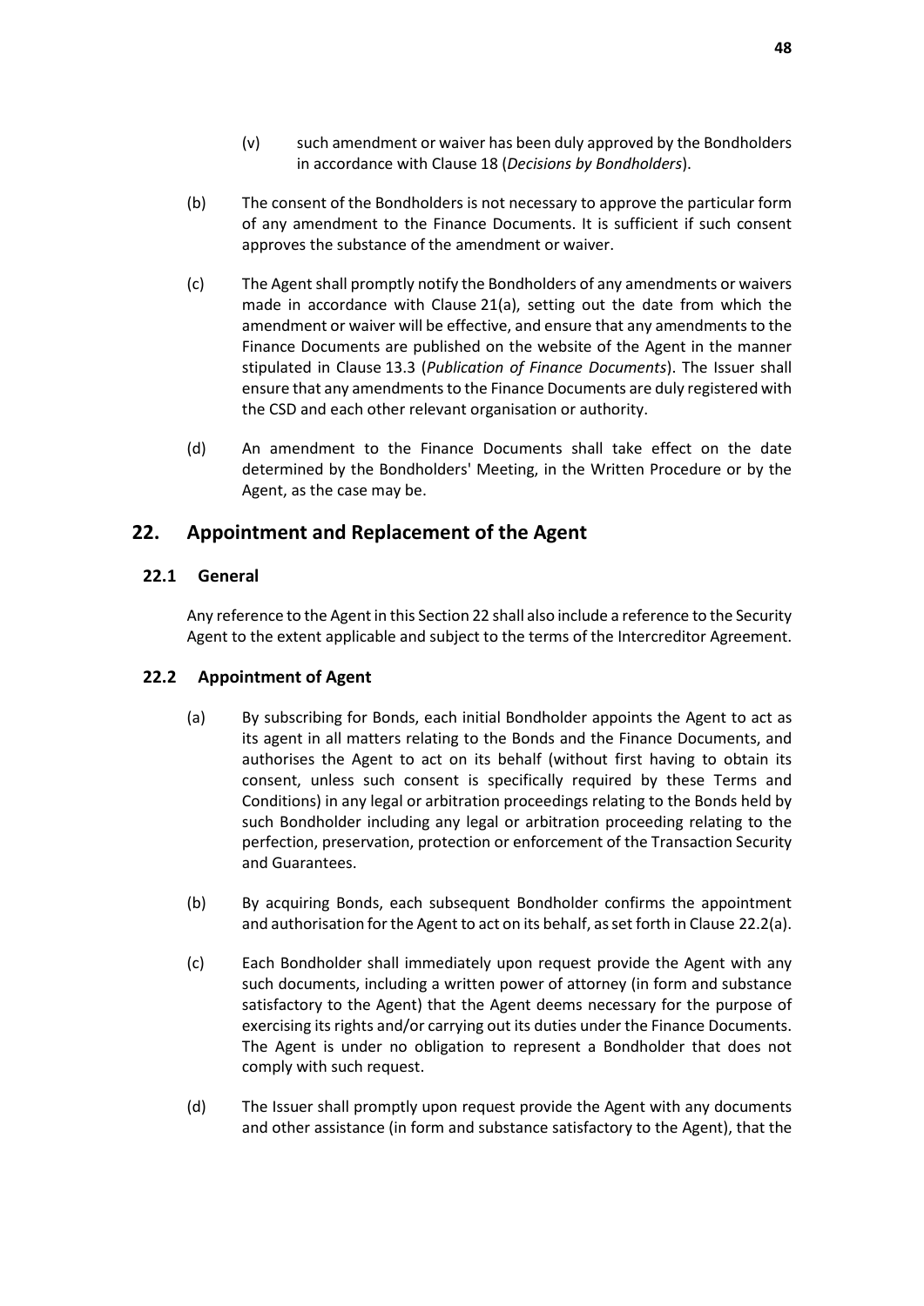(v) such amendment or waiver has been duly approved by the Bondholders in accordance with Clause 18 (*Decisions by Bondholders*).

(b) The consent of the Bondholders is not necessary to approve the particular form of any amendment to the Finance Documents. It is sufficient if such consent approves the substance of the amendment or waiver.

(c) The Agent shall promptly notify the Bondholders of any amendments or waivers made in accordance with Clause 21(a), setting out the date from which the amendment or waiver will be effective, and ensure that any amendments to the Finance Documents are published on the website of the Agent in the manner stipulated in Clause 13.3 (*Publication of Finance Documents*). The Issuer shall ensure that any amendments to the Finance Documents are duly registered with the CSD and each other relevant organisation or authority.

(d) An amendment to the Finance Documents shall take effect on the date determined by the Bondholders' Meeting, in the Written Procedure or by the Agent, as the case may be.

## 22. Appointment and Replacement of the Agent

### 22.1 General

Any reference to the Agent in this Section 22 shall also include a reference to the Security Agent to the extent applicable and subject to the terms of the Intercreditor Agreement.

### 22.2 Appointment of Agent

(a) By subscribing for Bonds, each initial Bondholder appoints the Agent to act as its agent in all matters relating to the Bonds and the Finance Documents, and authorises the Agent to act on its behalf (without first having to obtain its consent, unless such consent is specifically required by these Terms and Conditions) in any legal or arbitration proceedings relating to the Bonds held by such Bondholder including any legal or arbitration proceeding relating to the perfection, preservation, protection or enforcement of the Transaction Security and Guarantees.

(b) By acquiring Bonds, each subsequent Bondholder confirms the appointment and authorisation for the Agent to act on its behalf, as set forth in Clause 22.2(a).

(c) Each Bondholder shall immediately upon request provide the Agent with any such documents, including a written power of attorney (in form and substance satisfactory to the Agent) that the Agent deems necessary for the purpose of exercising its rights and/or carrying out its duties under the Finance Documents. The Agent is under no obligation to represent a Bondholder that does not comply with such request.

(d) The Issuer shall promptly upon request provide the Agent with any documents and other assistance (in form and substance satisfactory to the Agent), that the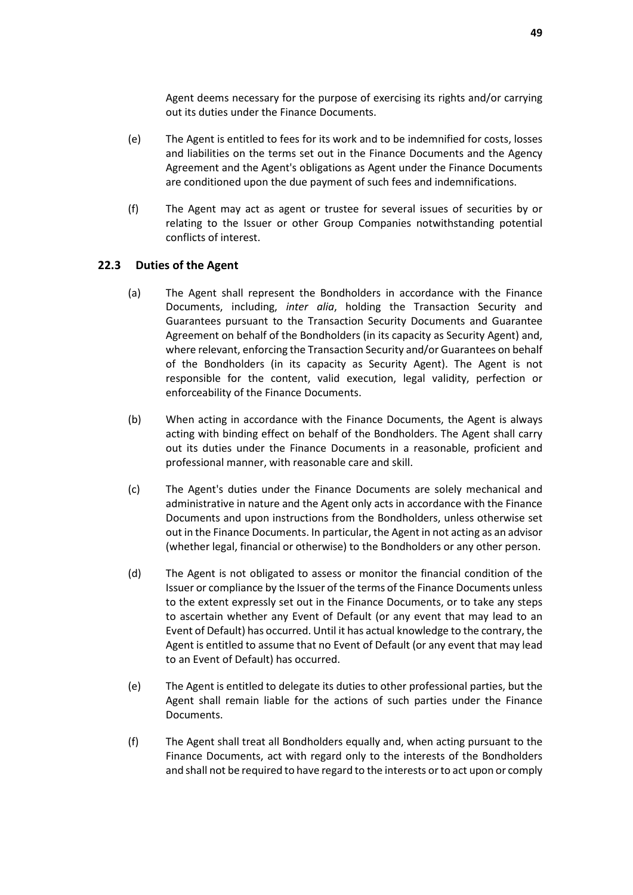Agent deems necessary for the purpose of exercising its rights and/or carrying out its duties under the Finance Documents.

(e) The Agent is entitled to fees for its work and to be indemnified for costs, losses and liabilities on the terms set out in the Finance Documents and the Agency Agreement and the Agent's obligations as Agent under the Finance Documents are conditioned upon the due payment of such fees and indemnifications.

(f) The Agent may act as agent or trustee for several issues of securities by or relating to the Issuer or other Group Companies notwithstanding potential conflicts of interest.

### 22.3 Duties of the Agent

(a) The Agent shall represent the Bondholders in accordance with the Finance Documents, including, *inter alia*, holding the Transaction Security and Guarantees pursuant to the Transaction Security Documents and Guarantee Agreement on behalf of the Bondholders (in its capacity as Security Agent) and, where relevant, enforcing the Transaction Security and/or Guarantees on behalf of the Bondholders (in its capacity as Security Agent). The Agent is not responsible for the content, valid execution, legal validity, perfection or enforceability of the Finance Documents.

(b) When acting in accordance with the Finance Documents, the Agent is always acting with binding effect on behalf of the Bondholders. The Agent shall carry out its duties under the Finance Documents in a reasonable, proficient and professional manner, with reasonable care and skill.

(c) The Agent's duties under the Finance Documents are solely mechanical and administrative in nature and the Agent only acts in accordance with the Finance Documents and upon instructions from the Bondholders, unless otherwise set out in the Finance Documents. In particular, the Agent in not acting as an advisor (whether legal, financial or otherwise) to the Bondholders or any other person.

(d) The Agent is not obligated to assess or monitor the financial condition of the Issuer or compliance by the Issuer of the terms of the Finance Documents unless to the extent expressly set out in the Finance Documents, or to take any steps to ascertain whether any Event of Default (or any event that may lead to an Event of Default) has occurred. Until it has actual knowledge to the contrary, the Agent is entitled to assume that no Event of Default (or any event that may lead to an Event of Default) has occurred.

(e) The Agent is entitled to delegate its duties to other professional parties, but the Agent shall remain liable for the actions of such parties under the Finance Documents.

(f) The Agent shall treat all Bondholders equally and, when acting pursuant to the Finance Documents, act with regard only to the interests of the Bondholders and shall not be required to have regard to the interests or to act upon or comply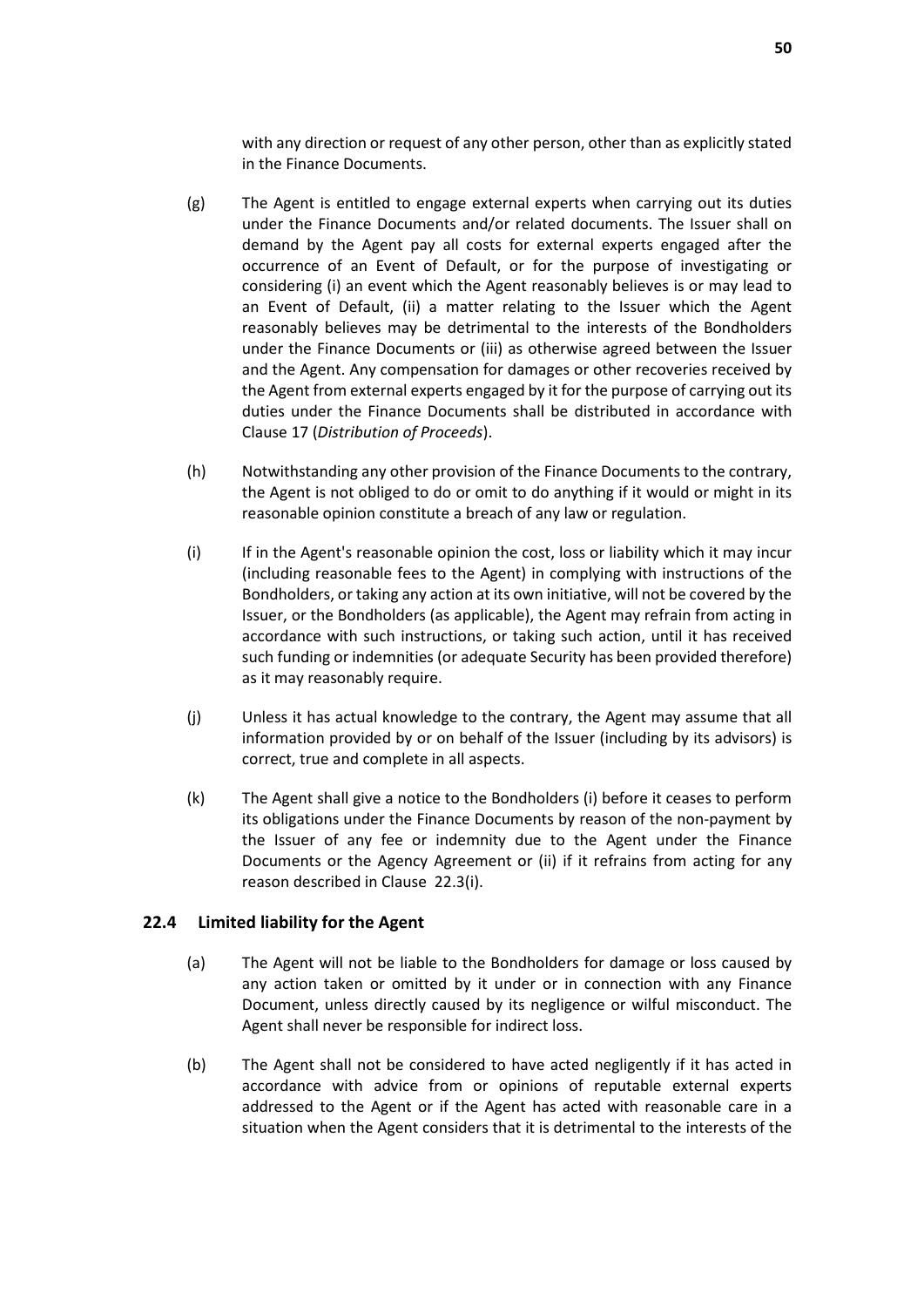with any direction or request of any other person, other than as explicitly stated in the Finance Documents.

(g) The Agent is entitled to engage external experts when carrying out its duties under the Finance Documents and/or related documents. The Issuer shall on demand by the Agent pay all costs for external experts engaged after the occurrence of an Event of Default, or for the purpose of investigating or considering (i) an event which the Agent reasonably believes is or may lead to an Event of Default, (ii) a matter relating to the Issuer which the Agent reasonably believes may be detrimental to the interests of the Bondholders under the Finance Documents or (iii) as otherwise agreed between the Issuer and the Agent. Any compensation for damages or other recoveries received by the Agent from external experts engaged by it for the purpose of carrying out its duties under the Finance Documents shall be distributed in accordance with Clause 17 (*Distribution of Proceeds*).

(h) Notwithstanding any other provision of the Finance Documents to the contrary, the Agent is not obliged to do or omit to do anything if it would or might in its reasonable opinion constitute a breach of any law or regulation.

(i) If in the Agent's reasonable opinion the cost, loss or liability which it may incur (including reasonable fees to the Agent) in complying with instructions of the Bondholders, or taking any action at its own initiative, will not be covered by the Issuer, or the Bondholders (as applicable), the Agent may refrain from acting in accordance with such instructions, or taking such action, until it has received such funding or indemnities (or adequate Security has been provided therefore) as it may reasonably require.

(j) Unless it has actual knowledge to the contrary, the Agent may assume that all information provided by or on behalf of the Issuer (including by its advisors) is correct, true and complete in all aspects.

(k) The Agent shall give a notice to the Bondholders (i) before it ceases to perform its obligations under the Finance Documents by reason of the non-payment by the Issuer of any fee or indemnity due to the Agent under the Finance Documents or the Agency Agreement or (ii) if it refrains from acting for any reason described in Clause 22.3(i).

## 22.4 Limited liability for the Agent

(a) The Agent will not be liable to the Bondholders for damage or loss caused by any action taken or omitted by it under or in connection with any Finance Document, unless directly caused by its negligence or wilful misconduct. The Agent shall never be responsible for indirect loss.

(b) The Agent shall not be considered to have acted negligently if it has acted in accordance with advice from or opinions of reputable external experts addressed to the Agent or if the Agent has acted with reasonable care in a situation when the Agent considers that it is detrimental to the interests of the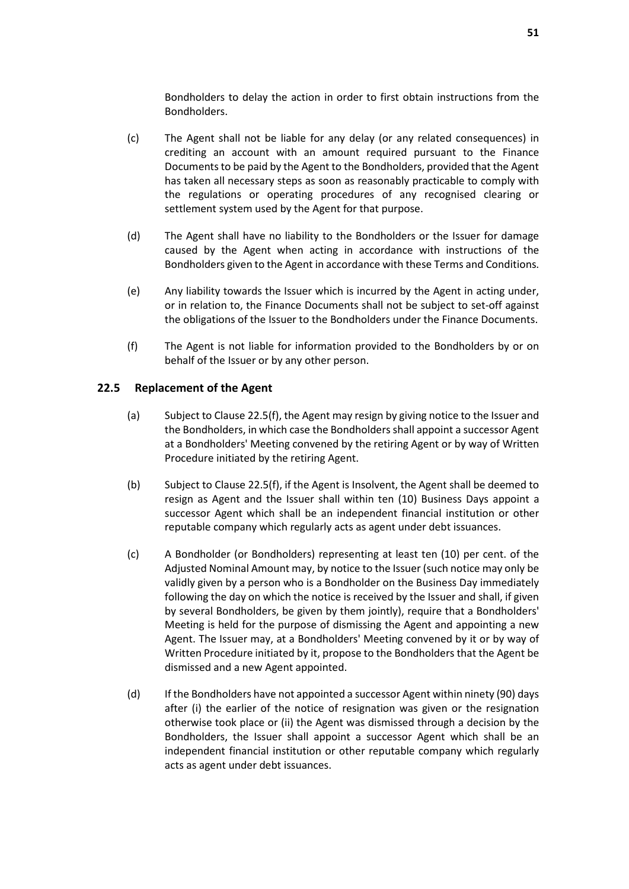Bondholders to delay the action in order to first obtain instructions from the Bondholders.

(c) The Agent shall not be liable for any delay (or any related consequences) in crediting an account with an amount required pursuant to the Finance Documents to be paid by the Agent to the Bondholders, provided that the Agent has taken all necessary steps as soon as reasonably practicable to comply with the regulations or operating procedures of any recognised clearing or settlement system used by the Agent for that purpose.

(d) The Agent shall have no liability to the Bondholders or the Issuer for damage caused by the Agent when acting in accordance with instructions of the Bondholders given to the Agent in accordance with these Terms and Conditions.

(e) Any liability towards the Issuer which is incurred by the Agent in acting under, or in relation to, the Finance Documents shall not be subject to set-off against the obligations of the Issuer to the Bondholders under the Finance Documents.

(f) The Agent is not liable for information provided to the Bondholders by or on behalf of the Issuer or by any other person.

### 22.5 Replacement of the Agent

(a) Subject to Clause 22.5(f), the Agent may resign by giving notice to the Issuer and the Bondholders, in which case the Bondholders shall appoint a successor Agent at a Bondholders' Meeting convened by the retiring Agent or by way of Written Procedure initiated by the retiring Agent.

(b) Subject to Clause 22.5(f), if the Agent is Insolvent, the Agent shall be deemed to resign as Agent and the Issuer shall within ten (10) Business Days appoint a successor Agent which shall be an independent financial institution or other reputable company which regularly acts as agent under debt issuances.

(c) A Bondholder (or Bondholders) representing at least ten (10) per cent. of the Adjusted Nominal Amount may, by notice to the Issuer (such notice may only be validly given by a person who is a Bondholder on the Business Day immediately following the day on which the notice is received by the Issuer and shall, if given by several Bondholders, be given by them jointly), require that a Bondholders' Meeting is held for the purpose of dismissing the Agent and appointing a new Agent. The Issuer may, at a Bondholders' Meeting convened by it or by way of Written Procedure initiated by it, propose to the Bondholders that the Agent be dismissed and a new Agent appointed.

(d) If the Bondholders have not appointed a successor Agent within ninety (90) days after (i) the earlier of the notice of resignation was given or the resignation otherwise took place or (ii) the Agent was dismissed through a decision by the Bondholders, the Issuer shall appoint a successor Agent which shall be an independent financial institution or other reputable company which regularly acts as agent under debt issuances.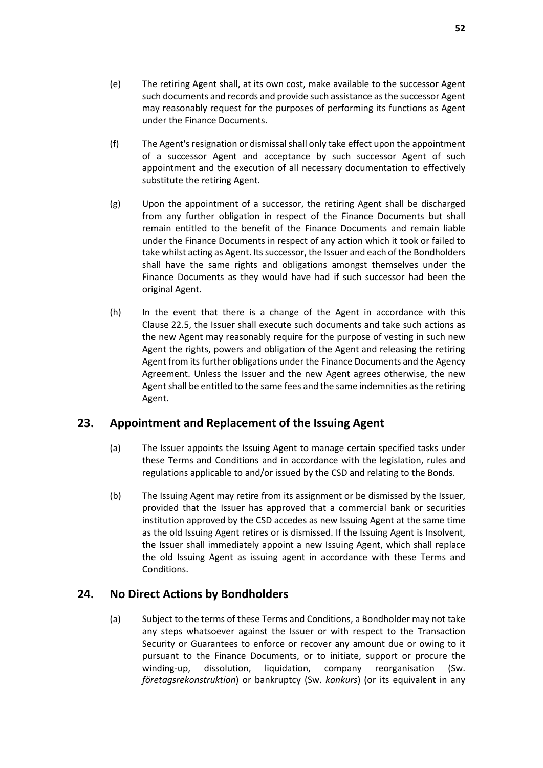(e) The retiring Agent shall, at its own cost, make available to the successor Agent such documents and records and provide such assistance as the successor Agent may reasonably request for the purposes of performing its functions as Agent under the Finance Documents.

(f) The Agent's resignation or dismissal shall only take effect upon the appointment of a successor Agent and acceptance by such successor Agent of such appointment and the execution of all necessary documentation to effectively substitute the retiring Agent.

(g) Upon the appointment of a successor, the retiring Agent shall be discharged from any further obligation in respect of the Finance Documents but shall remain entitled to the benefit of the Finance Documents and remain liable under the Finance Documents in respect of any action which it took or failed to take whilst acting as Agent. Its successor, the Issuer and each of the Bondholders shall have the same rights and obligations amongst themselves under the Finance Documents as they would have had if such successor had been the original Agent.

(h) In the event that there is a change of the Agent in accordance with this Clause 22.5, the Issuer shall execute such documents and take such actions as the new Agent may reasonably require for the purpose of vesting in such new Agent the rights, powers and obligation of the Agent and releasing the retiring Agent from its further obligations under the Finance Documents and the Agency Agreement. Unless the Issuer and the new Agent agrees otherwise, the new Agent shall be entitled to the same fees and the same indemnities as the retiring Agent.

## 23. Appointment and Replacement of the Issuing Agent

(a) The Issuer appoints the Issuing Agent to manage certain specified tasks under these Terms and Conditions and in accordance with the legislation, rules and regulations applicable to and/or issued by the CSD and relating to the Bonds.

(b) The Issuing Agent may retire from its assignment or be dismissed by the Issuer, provided that the Issuer has approved that a commercial bank or securities institution approved by the CSD accedes as new Issuing Agent at the same time as the old Issuing Agent retires or is dismissed. If the Issuing Agent is Insolvent, the Issuer shall immediately appoint a new Issuing Agent, which shall replace the old Issuing Agent as issuing agent in accordance with these Terms and Conditions.

## 24. No Direct Actions by Bondholders

(a) Subject to the terms of these Terms and Conditions, a Bondholder may not take any steps whatsoever against the Issuer or with respect to the Transaction Security or Guarantees to enforce or recover any amount due or owing to it pursuant to the Finance Documents, or to initiate, support or procure the winding-up, dissolution, liquidation, company reorganisation (Sw. *företagsrekonstruktion*) or bankruptcy (Sw. *konkurs*) (or its equivalent in any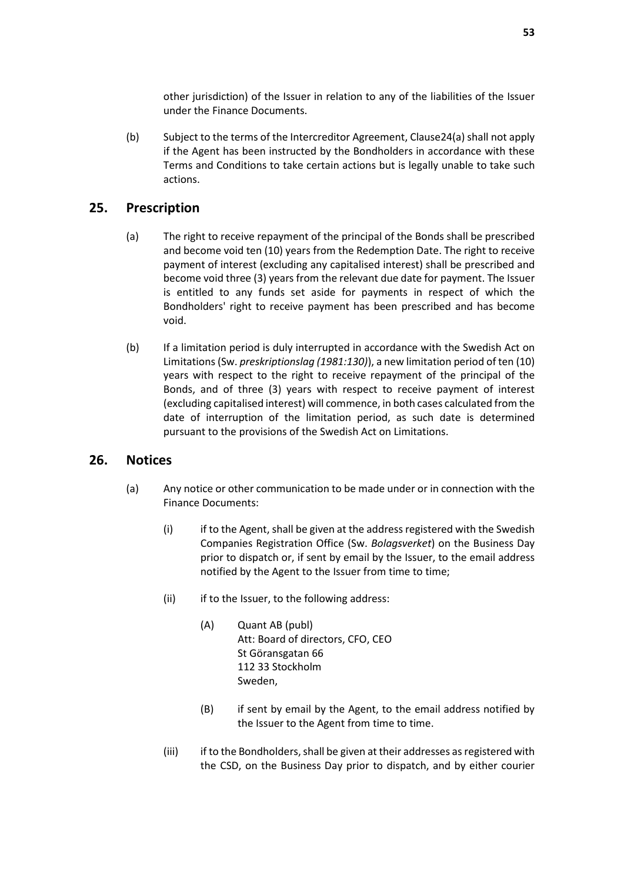other jurisdiction) of the Issuer in relation to any of the liabilities of the Issuer under the Finance Documents.

(b) Subject to the terms of the Intercreditor Agreement, Clause24(a) shall not apply if the Agent has been instructed by the Bondholders in accordance with these Terms and Conditions to take certain actions but is legally unable to take such actions.

## 25. Prescription

(a) The right to receive repayment of the principal of the Bonds shall be prescribed and become void ten (10) years from the Redemption Date. The right to receive payment of interest (excluding any capitalised interest) shall be prescribed and become void three (3) years from the relevant due date for payment. The Issuer is entitled to any funds set aside for payments in respect of which the Bondholders' right to receive payment has been prescribed and has become void.

(b) If a limitation period is duly interrupted in accordance with the Swedish Act on Limitations (Sw. *preskriptionslag (1981:130)*), a new limitation period of ten (10) years with respect to the right to receive repayment of the principal of the Bonds, and of three (3) years with respect to receive payment of interest (excluding capitalised interest) will commence, in both cases calculated from the date of interruption of the limitation period, as such date is determined pursuant to the provisions of the Swedish Act on Limitations.

## 26. Notices

(a) Any notice or other communication to be made under or in connection with the Finance Documents:

(i) if to the Agent, shall be given at the address registered with the Swedish Companies Registration Office (Sw. *Bolagsverket*) on the Business Day prior to dispatch or, if sent by email by the Issuer, to the email address notified by the Agent to the Issuer from time to time;

(ii) if to the Issuer, to the following address:

(A) Quant AB (publ)
Att: Board of directors, CFO, CEO
St Göransgatan 66
112 33 Stockholm
Sweden,

(B) if sent by email by the Agent, to the email address notified by the Issuer to the Agent from time to time.

(iii) if to the Bondholders, shall be given at their addresses as registered with the CSD, on the Business Day prior to dispatch, and by either courier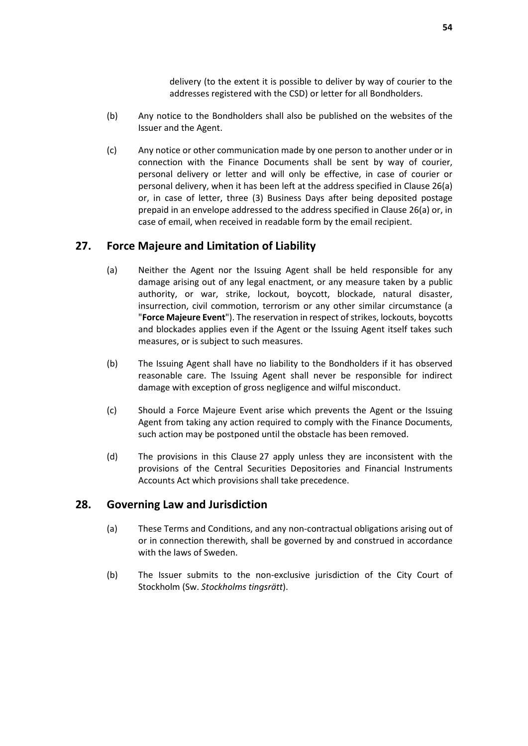delivery (to the extent it is possible to deliver by way of courier to the addresses registered with the CSD) or letter for all Bondholders.

(b) Any notice to the Bondholders shall also be published on the websites of the Issuer and the Agent.

(c) Any notice or other communication made by one person to another under or in connection with the Finance Documents shall be sent by way of courier, personal delivery or letter and will only be effective, in case of courier or personal delivery, when it has been left at the address specified in Clause 26(a) or, in case of letter, three (3) Business Days after being deposited postage prepaid in an envelope addressed to the address specified in Clause 26(a) or, in case of email, when received in readable form by the email recipient.

## 27. Force Majeure and Limitation of Liability

(a) Neither the Agent nor the Issuing Agent shall be held responsible for any damage arising out of any legal enactment, or any measure taken by a public authority, or war, strike, lockout, boycott, blockade, natural disaster, insurrection, civil commotion, terrorism or any other similar circumstance (a "**Force Majeure Event**"). The reservation in respect of strikes, lockouts, boycotts and blockades applies even if the Agent or the Issuing Agent itself takes such measures, or is subject to such measures.

(b) The Issuing Agent shall have no liability to the Bondholders if it has observed reasonable care. The Issuing Agent shall never be responsible for indirect damage with exception of gross negligence and wilful misconduct.

(c) Should a Force Majeure Event arise which prevents the Agent or the Issuing Agent from taking any action required to comply with the Finance Documents, such action may be postponed until the obstacle has been removed.

(d) The provisions in this Clause 27 apply unless they are inconsistent with the provisions of the Central Securities Depositories and Financial Instruments Accounts Act which provisions shall take precedence.

## 28. Governing Law and Jurisdiction

(a) These Terms and Conditions, and any non-contractual obligations arising out of or in connection therewith, shall be governed by and construed in accordance with the laws of Sweden.

(b) The Issuer submits to the non-exclusive jurisdiction of the City Court of Stockholm (Sw. *Stockholms tingsrätt*).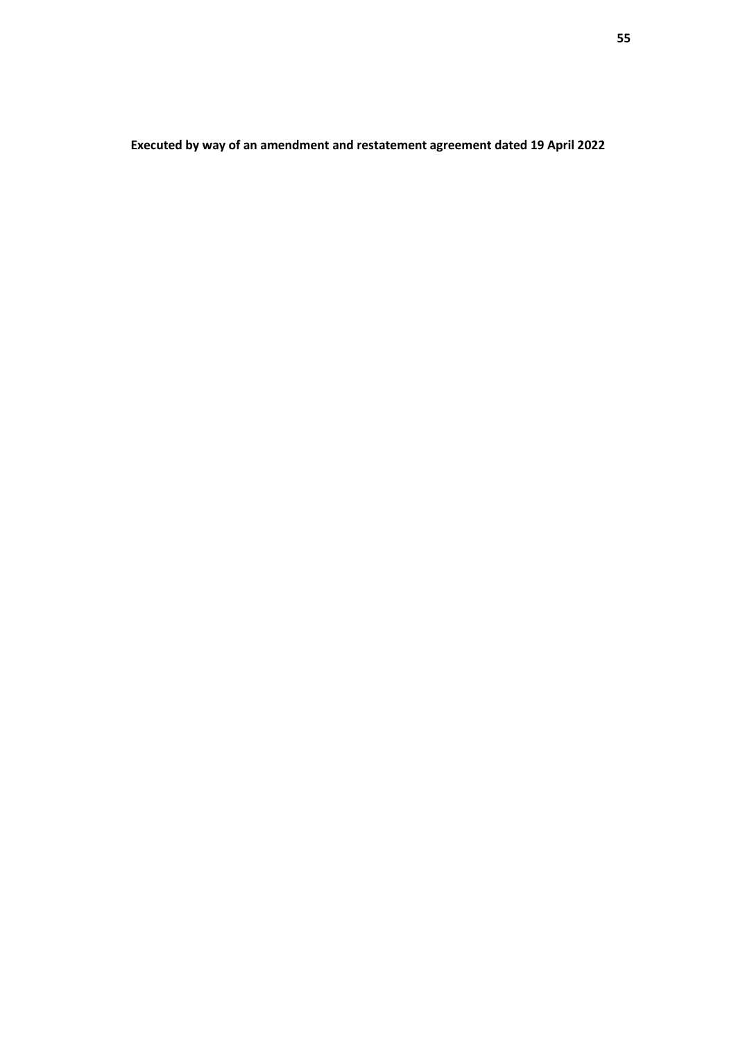**Executed by way of an amendment and restatement agreement dated 19 April 2022**